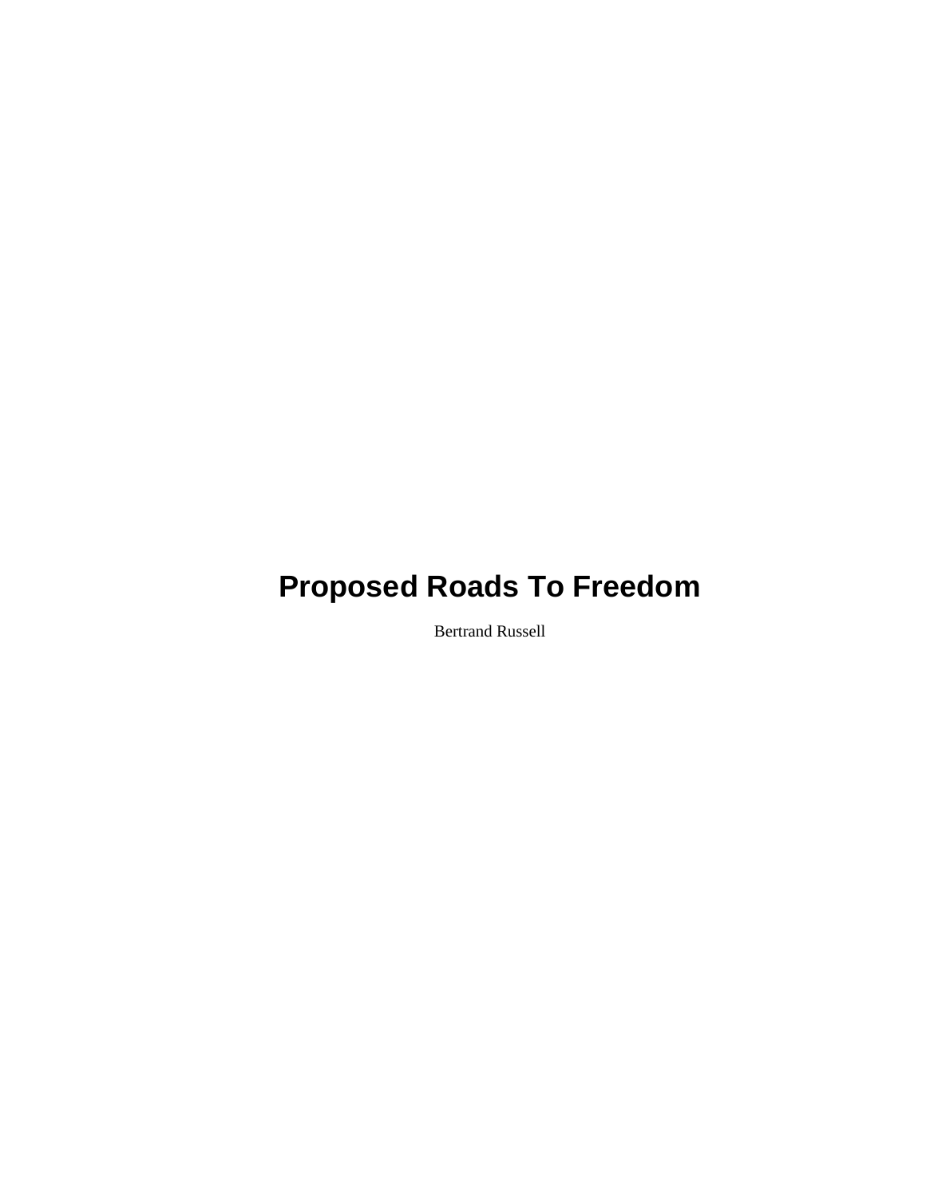# Proposed Roads To Freedom

Bertrand Russell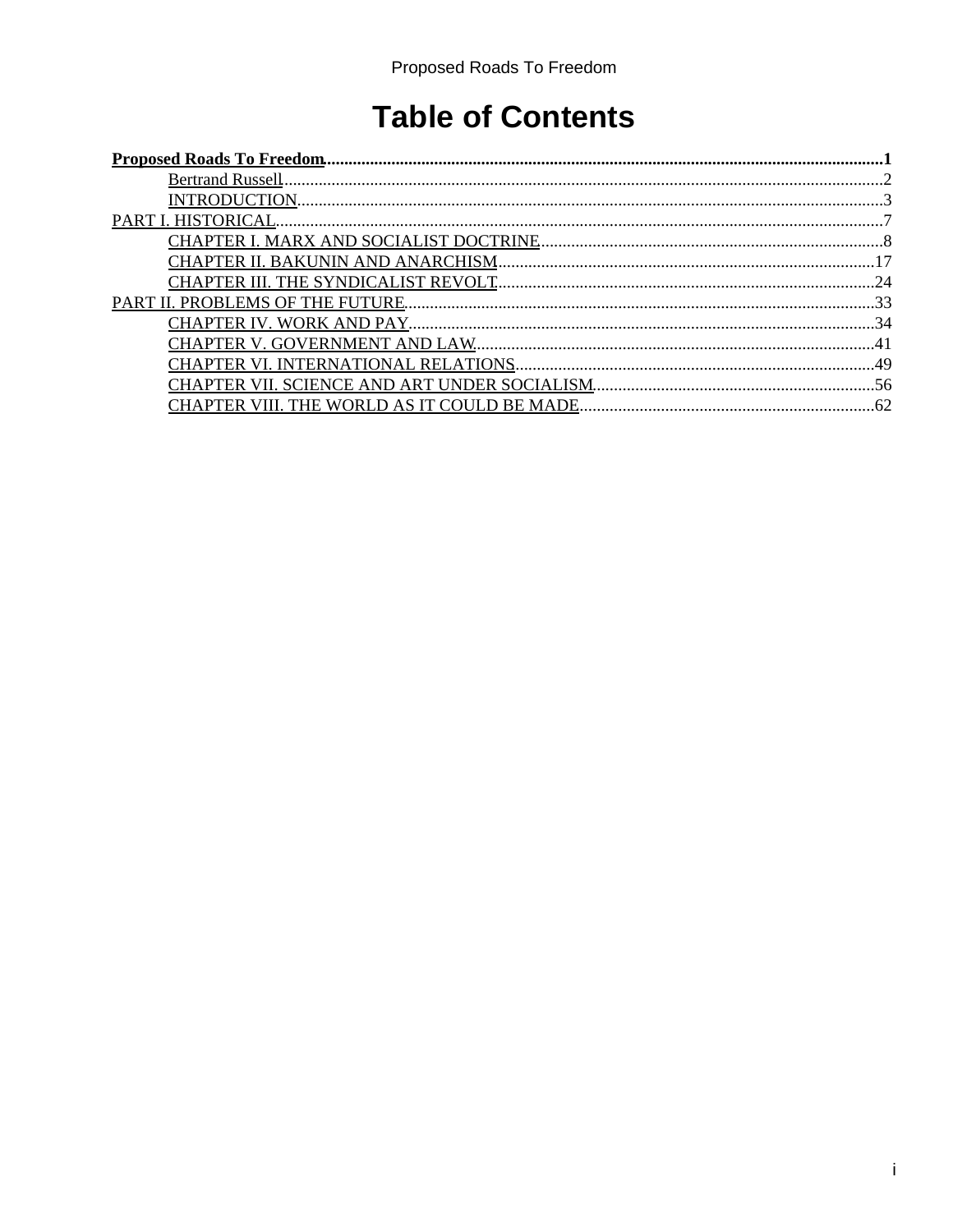# Table of Contents

**Proposed Roads To Freedom**..................................................1

- Bertrand Russell..................................................2
- INTRODUCTION..................................................3

PART I. HISTORICAL..................................................7

- CHAPTER I. MARX AND SOCIALIST DOCTRINE..................................................8
- CHAPTER II. BAKUNIN AND ANARCHISM..................................................17
- CHAPTER III. THE SYNDICALIST REVOLT..................................................24

PART II. PROBLEMS OF THE FUTURE..................................................33

- CHAPTER IV. WORK AND PAY..................................................34
- CHAPTER V. GOVERNMENT AND LAW..................................................41
- CHAPTER VI. INTERNATIONAL RELATIONS..................................................49
- CHAPTER VII. SCIENCE AND ART UNDER SOCIALISM..................................................56
- CHAPTER VIII. THE WORLD AS IT COULD BE MADE..................................................62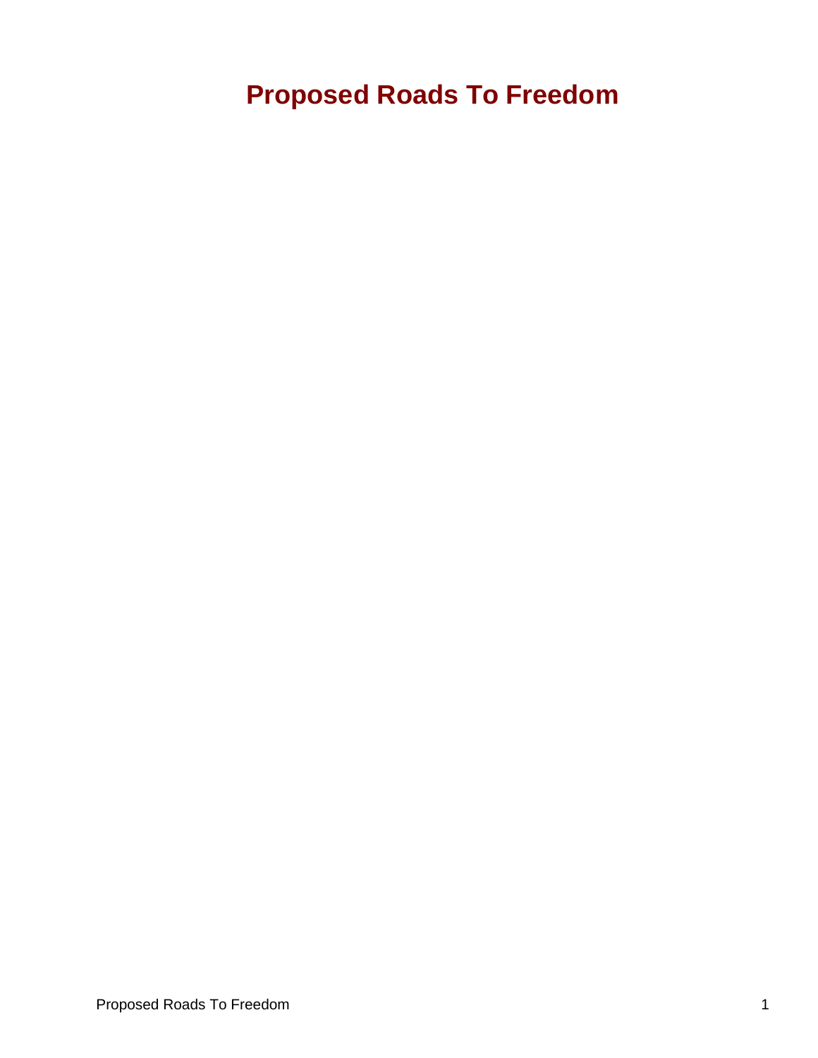# Proposed Roads To Freedom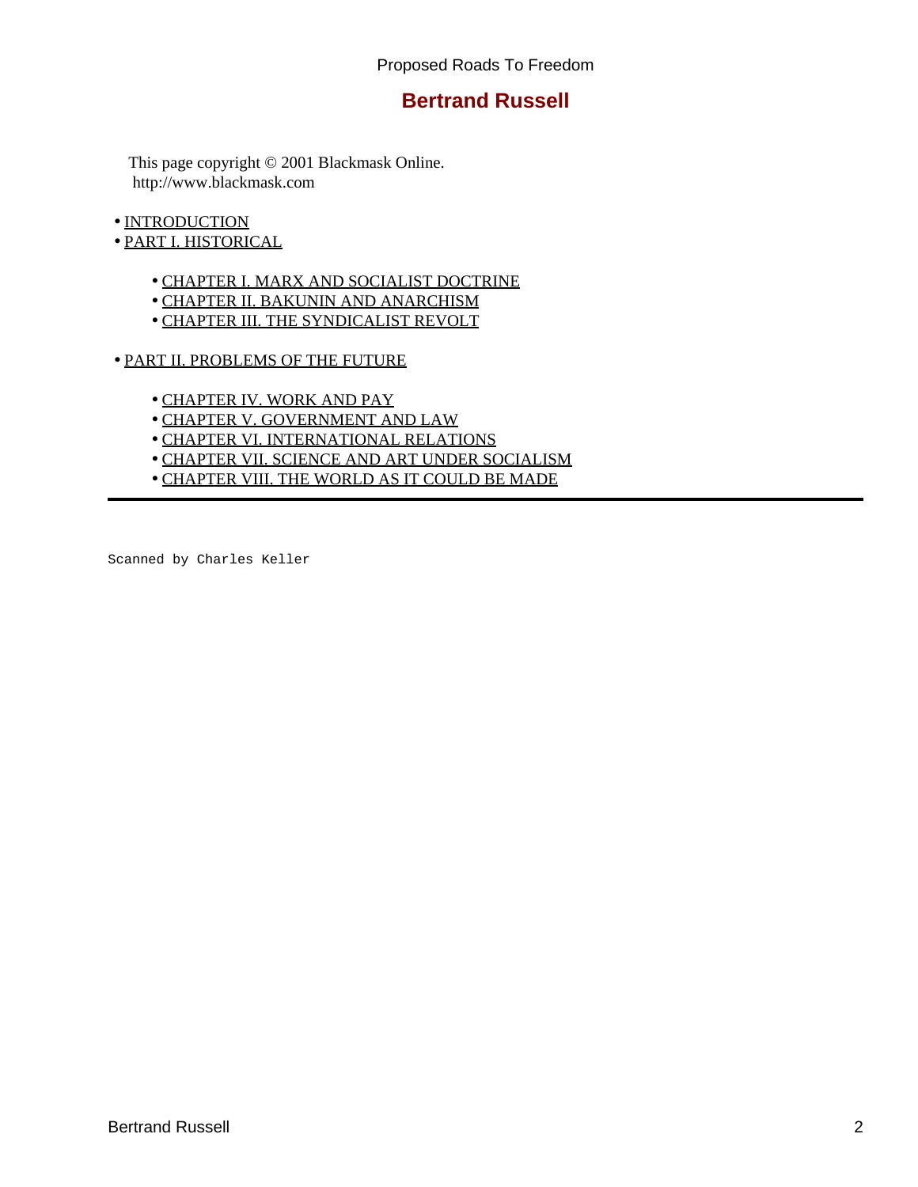Proposed Roads To Freedom

# Bertrand Russell

This page copyright © 2001 Blackmask Online.
http://www.blackmask.com

- INTRODUCTION
- PART I. HISTORICAL
    - CHAPTER I. MARX AND SOCIALIST DOCTRINE
    - CHAPTER II. BAKUNIN AND ANARCHISM
    - CHAPTER III. THE SYNDICALIST REVOLT
- PART II. PROBLEMS OF THE FUTURE
    - CHAPTER IV. WORK AND PAY
    - CHAPTER V. GOVERNMENT AND LAW
    - CHAPTER VI. INTERNATIONAL RELATIONS
    - CHAPTER VII. SCIENCE AND ART UNDER SOCIALISM
    - CHAPTER VIII. THE WORLD AS IT COULD BE MADE

---

```
Scanned by Charles Keller
```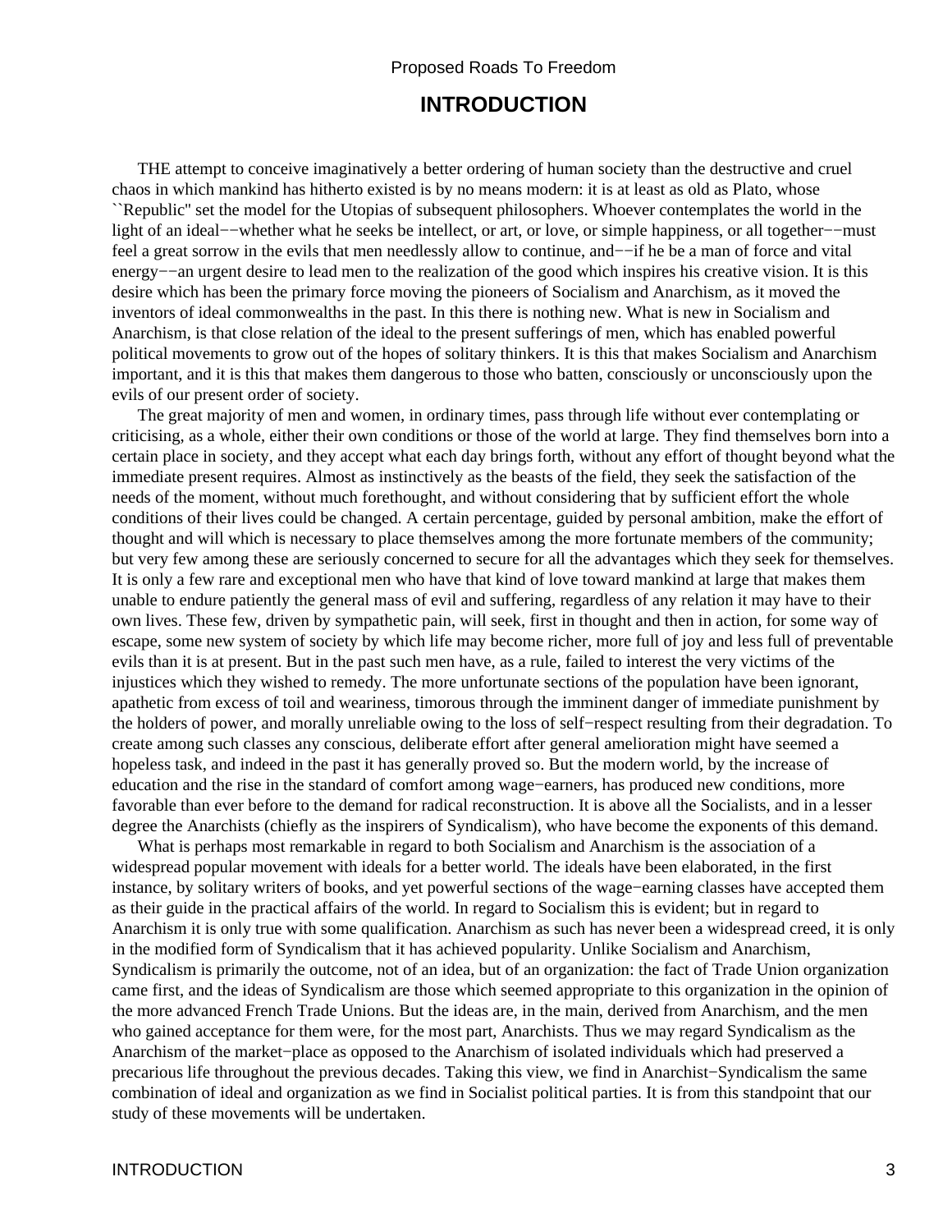# INTRODUCTION

THE attempt to conceive imaginatively a better ordering of human society than the destructive and cruel chaos in which mankind has hitherto existed is by no means modern: it is at least as old as Plato, whose ``Republic'' set the model for the Utopias of subsequent philosophers. Whoever contemplates the world in the light of an ideal−−whether what he seeks be intellect, or art, or love, or simple happiness, or all together−−must feel a great sorrow in the evils that men needlessly allow to continue, and−−if he be a man of force and vital energy−−an urgent desire to lead men to the realization of the good which inspires his creative vision. It is this desire which has been the primary force moving the pioneers of Socialism and Anarchism, as it moved the inventors of ideal commonwealths in the past. In this there is nothing new. What is new in Socialism and Anarchism, is that close relation of the ideal to the present sufferings of men, which has enabled powerful political movements to grow out of the hopes of solitary thinkers. It is this that makes Socialism and Anarchism important, and it is this that makes them dangerous to those who batten, consciously or unconsciously upon the evils of our present order of society.

The great majority of men and women, in ordinary times, pass through life without ever contemplating or criticising, as a whole, either their own conditions or those of the world at large. They find themselves born into a certain place in society, and they accept what each day brings forth, without any effort of thought beyond what the immediate present requires. Almost as instinctively as the beasts of the field, they seek the satisfaction of the needs of the moment, without much forethought, and without considering that by sufficient effort the whole conditions of their lives could be changed. A certain percentage, guided by personal ambition, make the effort of thought and will which is necessary to place themselves among the more fortunate members of the community; but very few among these are seriously concerned to secure for all the advantages which they seek for themselves. It is only a few rare and exceptional men who have that kind of love toward mankind at large that makes them unable to endure patiently the general mass of evil and suffering, regardless of any relation it may have to their own lives. These few, driven by sympathetic pain, will seek, first in thought and then in action, for some way of escape, some new system of society by which life may become richer, more full of joy and less full of preventable evils than it is at present. But in the past such men have, as a rule, failed to interest the very victims of the injustices which they wished to remedy. The more unfortunate sections of the population have been ignorant, apathetic from excess of toil and weariness, timorous through the imminent danger of immediate punishment by the holders of power, and morally unreliable owing to the loss of self−respect resulting from their degradation. To create among such classes any conscious, deliberate effort after general amelioration might have seemed a hopeless task, and indeed in the past it has generally proved so. But the modern world, by the increase of education and the rise in the standard of comfort among wage−earners, has produced new conditions, more favorable than ever before to the demand for radical reconstruction. It is above all the Socialists, and in a lesser degree the Anarchists (chiefly as the inspirers of Syndicalism), who have become the exponents of this demand.

What is perhaps most remarkable in regard to both Socialism and Anarchism is the association of a widespread popular movement with ideals for a better world. The ideals have been elaborated, in the first instance, by solitary writers of books, and yet powerful sections of the wage−earning classes have accepted them as their guide in the practical affairs of the world. In regard to Socialism this is evident; but in regard to Anarchism it is only true with some qualification. Anarchism as such has never been a widespread creed, it is only in the modified form of Syndicalism that it has achieved popularity. Unlike Socialism and Anarchism, Syndicalism is primarily the outcome, not of an idea, but of an organization: the fact of Trade Union organization came first, and the ideas of Syndicalism are those which seemed appropriate to this organization in the opinion of the more advanced French Trade Unions. But the ideas are, in the main, derived from Anarchism, and the men who gained acceptance for them were, for the most part, Anarchists. Thus we may regard Syndicalism as the Anarchism of the market−place as opposed to the Anarchism of isolated individuals which had preserved a precarious life throughout the previous decades. Taking this view, we find in Anarchist−Syndicalism the same combination of ideal and organization as we find in Socialist political parties. It is from this standpoint that our study of these movements will be undertaken.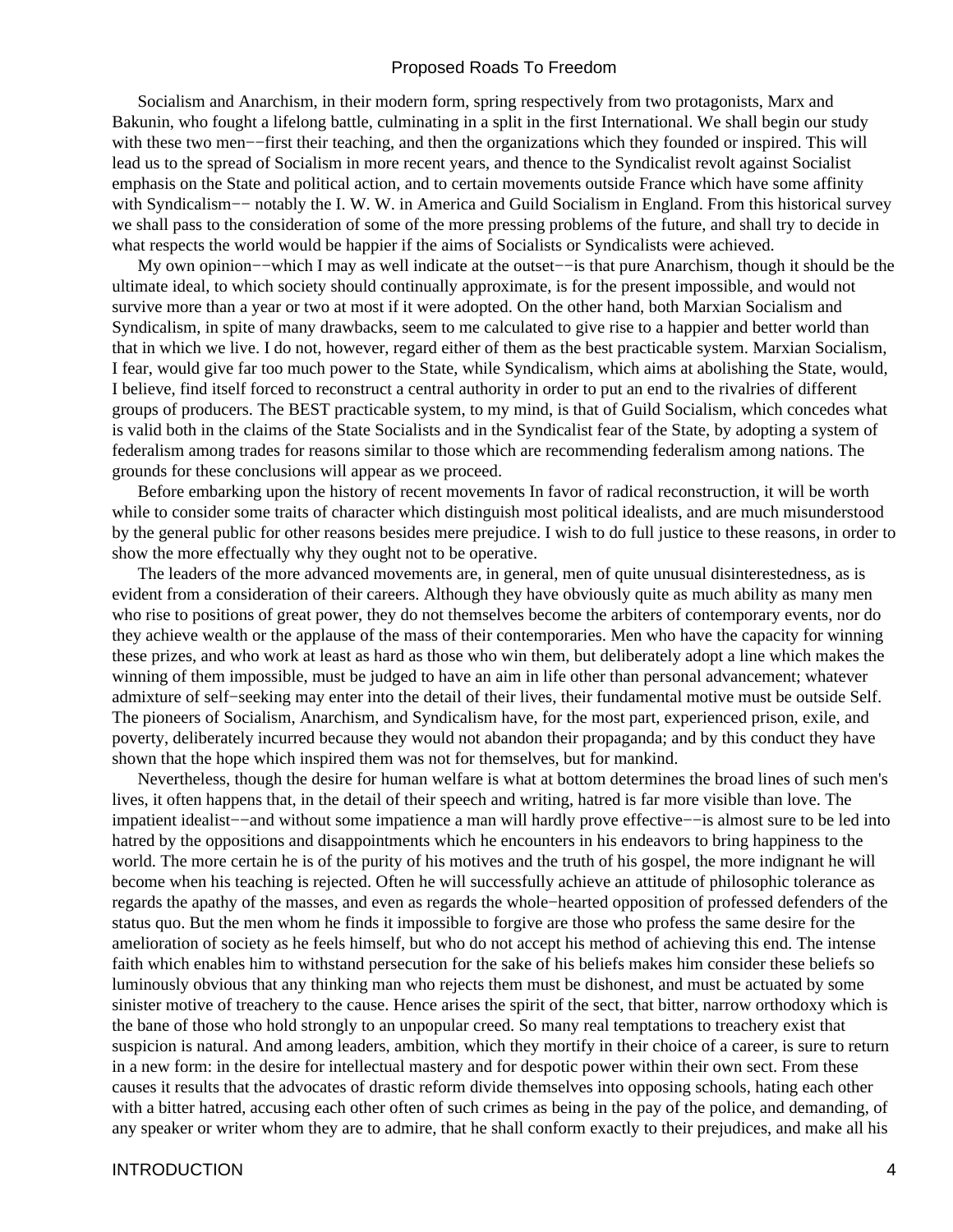Socialism and Anarchism, in their modern form, spring respectively from two protagonists, Marx and Bakunin, who fought a lifelong battle, culminating in a split in the first International. We shall begin our study with these two men−−first their teaching, and then the organizations which they founded or inspired. This will lead us to the spread of Socialism in more recent years, and thence to the Syndicalist revolt against Socialist emphasis on the State and political action, and to certain movements outside France which have some affinity with Syndicalism−− notably the I. W. W. in America and Guild Socialism in England. From this historical survey we shall pass to the consideration of some of the more pressing problems of the future, and shall try to decide in what respects the world would be happier if the aims of Socialists or Syndicalists were achieved.

My own opinion−−which I may as well indicate at the outset−−is that pure Anarchism, though it should be the ultimate ideal, to which society should continually approximate, is for the present impossible, and would not survive more than a year or two at most if it were adopted. On the other hand, both Marxian Socialism and Syndicalism, in spite of many drawbacks, seem to me calculated to give rise to a happier and better world than that in which we live. I do not, however, regard either of them as the best practicable system. Marxian Socialism, I fear, would give far too much power to the State, while Syndicalism, which aims at abolishing the State, would, I believe, find itself forced to reconstruct a central authority in order to put an end to the rivalries of different groups of producers. The BEST practicable system, to my mind, is that of Guild Socialism, which concedes what is valid both in the claims of the State Socialists and in the Syndicalist fear of the State, by adopting a system of federalism among trades for reasons similar to those which are recommending federalism among nations. The grounds for these conclusions will appear as we proceed.

Before embarking upon the history of recent movements In favor of radical reconstruction, it will be worth while to consider some traits of character which distinguish most political idealists, and are much misunderstood by the general public for other reasons besides mere prejudice. I wish to do full justice to these reasons, in order to show the more effectually why they ought not to be operative.

The leaders of the more advanced movements are, in general, men of quite unusual disinterestedness, as is evident from a consideration of their careers. Although they have obviously quite as much ability as many men who rise to positions of great power, they do not themselves become the arbiters of contemporary events, nor do they achieve wealth or the applause of the mass of their contemporaries. Men who have the capacity for winning these prizes, and who work at least as hard as those who win them, but deliberately adopt a line which makes the winning of them impossible, must be judged to have an aim in life other than personal advancement; whatever admixture of self−seeking may enter into the detail of their lives, their fundamental motive must be outside Self. The pioneers of Socialism, Anarchism, and Syndicalism have, for the most part, experienced prison, exile, and poverty, deliberately incurred because they would not abandon their propaganda; and by this conduct they have shown that the hope which inspired them was not for themselves, but for mankind.

Nevertheless, though the desire for human welfare is what at bottom determines the broad lines of such men's lives, it often happens that, in the detail of their speech and writing, hatred is far more visible than love. The impatient idealist−−and without some impatience a man will hardly prove effective−−is almost sure to be led into hatred by the oppositions and disappointments which he encounters in his endeavors to bring happiness to the world. The more certain he is of the purity of his motives and the truth of his gospel, the more indignant he will become when his teaching is rejected. Often he will successfully achieve an attitude of philosophic tolerance as regards the apathy of the masses, and even as regards the whole−hearted opposition of professed defenders of the status quo. But the men whom he finds it impossible to forgive are those who profess the same desire for the amelioration of society as he feels himself, but who do not accept his method of achieving this end. The intense faith which enables him to withstand persecution for the sake of his beliefs makes him consider these beliefs so luminously obvious that any thinking man who rejects them must be dishonest, and must be actuated by some sinister motive of treachery to the cause. Hence arises the spirit of the sect, that bitter, narrow orthodoxy which is the bane of those who hold strongly to an unpopular creed. So many real temptations to treachery exist that suspicion is natural. And among leaders, ambition, which they mortify in their choice of a career, is sure to return in a new form: in the desire for intellectual mastery and for despotic power within their own sect. From these causes it results that the advocates of drastic reform divide themselves into opposing schools, hating each other with a bitter hatred, accusing each other often of such crimes as being in the pay of the police, and demanding, of any speaker or writer whom they are to admire, that he shall conform exactly to their prejudices, and make all his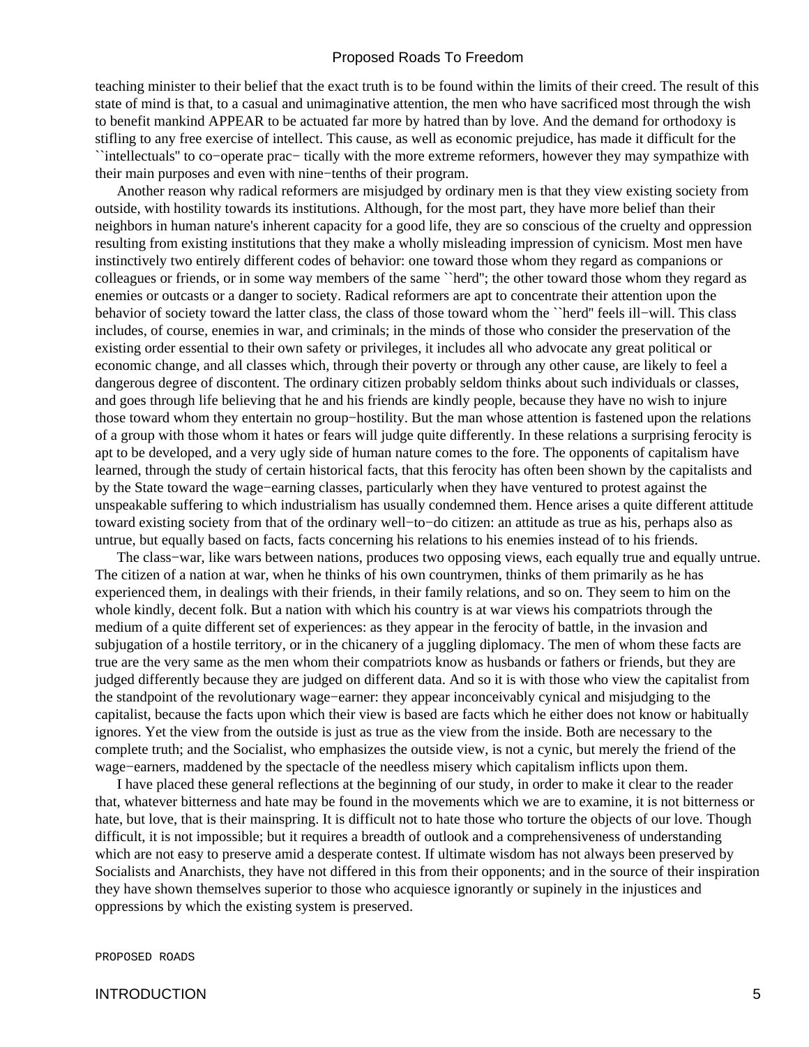teaching minister to their belief that the exact truth is to be found within the limits of their creed. The result of this state of mind is that, to a casual and unimaginative attention, the men who have sacrificed most through the wish to benefit mankind APPEAR to be actuated far more by hatred than by love. And the demand for orthodoxy is stifling to any free exercise of intellect. This cause, as well as economic prejudice, has made it difficult for the ``intellectuals'' to co−operate prac− tically with the more extreme reformers, however they may sympathize with their main purposes and even with nine−tenths of their program.

Another reason why radical reformers are misjudged by ordinary men is that they view existing society from outside, with hostility towards its institutions. Although, for the most part, they have more belief than their neighbors in human nature's inherent capacity for a good life, they are so conscious of the cruelty and oppression resulting from existing institutions that they make a wholly misleading impression of cynicism. Most men have instinctively two entirely different codes of behavior: one toward those whom they regard as companions or colleagues or friends, or in some way members of the same ``herd''; the other toward those whom they regard as enemies or outcasts or a danger to society. Radical reformers are apt to concentrate their attention upon the behavior of society toward the latter class, the class of those toward whom the ``herd'' feels ill−will. This class includes, of course, enemies in war, and criminals; in the minds of those who consider the preservation of the existing order essential to their own safety or privileges, it includes all who advocate any great political or economic change, and all classes which, through their poverty or through any other cause, are likely to feel a dangerous degree of discontent. The ordinary citizen probably seldom thinks about such individuals or classes, and goes through life believing that he and his friends are kindly people, because they have no wish to injure those toward whom they entertain no group−hostility. But the man whose attention is fastened upon the relations of a group with those whom it hates or fears will judge quite differently. In these relations a surprising ferocity is apt to be developed, and a very ugly side of human nature comes to the fore. The opponents of capitalism have learned, through the study of certain historical facts, that this ferocity has often been shown by the capitalists and by the State toward the wage−earning classes, particularly when they have ventured to protest against the unspeakable suffering to which industrialism has usually condemned them. Hence arises a quite different attitude toward existing society from that of the ordinary well−to−do citizen: an attitude as true as his, perhaps also as untrue, but equally based on facts, facts concerning his relations to his enemies instead of to his friends.

The class−war, like wars between nations, produces two opposing views, each equally true and equally untrue. The citizen of a nation at war, when he thinks of his own countrymen, thinks of them primarily as he has experienced them, in dealings with their friends, in their family relations, and so on. They seem to him on the whole kindly, decent folk. But a nation with which his country is at war views his compatriots through the medium of a quite different set of experiences: as they appear in the ferocity of battle, in the invasion and subjugation of a hostile territory, or in the chicanery of a juggling diplomacy. The men of whom these facts are true are the very same as the men whom their compatriots know as husbands or fathers or friends, but they are judged differently because they are judged on different data. And so it is with those who view the capitalist from the standpoint of the revolutionary wage−earner: they appear inconceivably cynical and misjudging to the capitalist, because the facts upon which their view is based are facts which he either does not know or habitually ignores. Yet the view from the outside is just as true as the view from the inside. Both are necessary to the complete truth; and the Socialist, who emphasizes the outside view, is not a cynic, but merely the friend of the wage−earners, maddened by the spectacle of the needless misery which capitalism inflicts upon them.

I have placed these general reflections at the beginning of our study, in order to make it clear to the reader that, whatever bitterness and hate may be found in the movements which we are to examine, it is not bitterness or hate, but love, that is their mainspring. It is difficult not to hate those who torture the objects of our love. Though difficult, it is not impossible; but it requires a breadth of outlook and a comprehensiveness of understanding which are not easy to preserve amid a desperate contest. If ultimate wisdom has not always been preserved by Socialists and Anarchists, they have not differed in this from their opponents; and in the source of their inspiration they have shown themselves superior to those who acquiesce ignorantly or supinely in the injustices and oppressions by which the existing system is preserved.

PROPOSED ROADS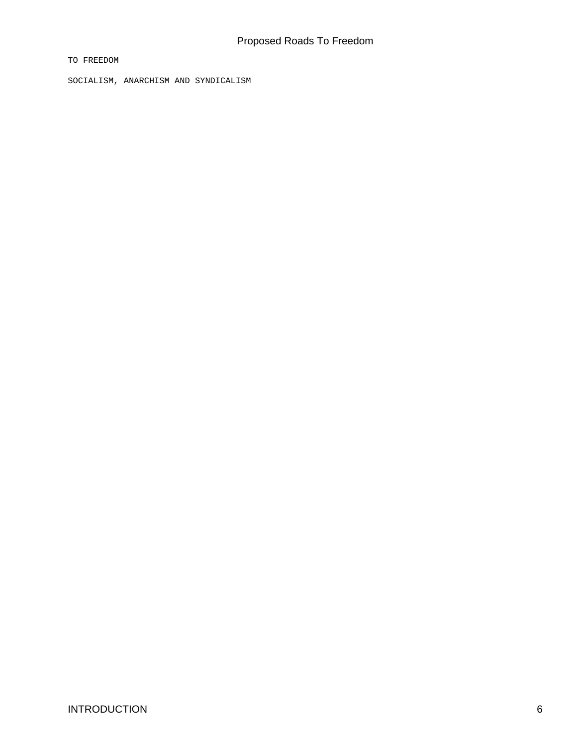TO FREEDOM

SOCIALISM, ANARCHISM AND SYNDICALISM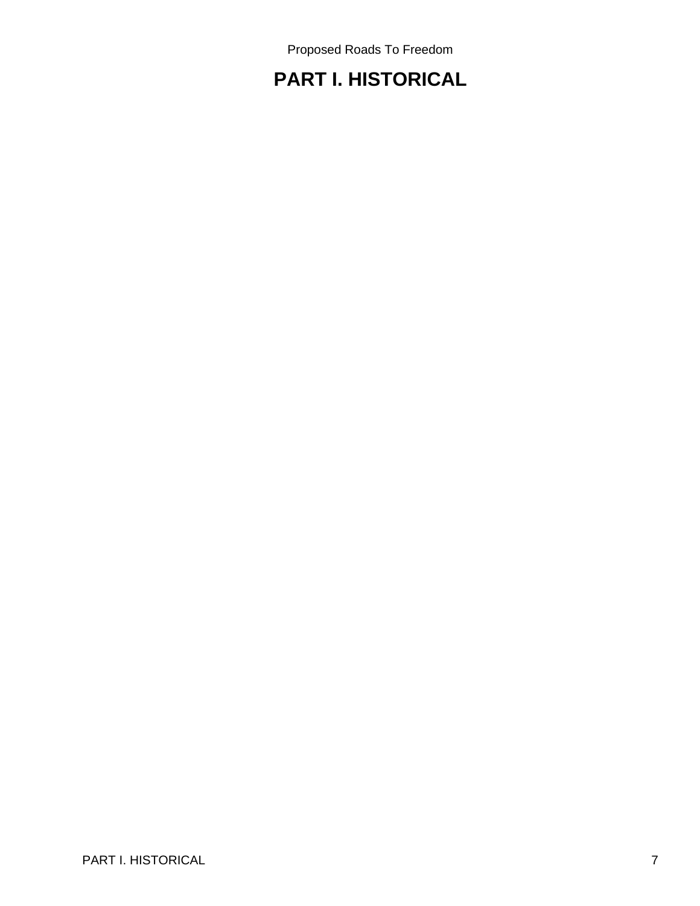# PART I. HISTORICAL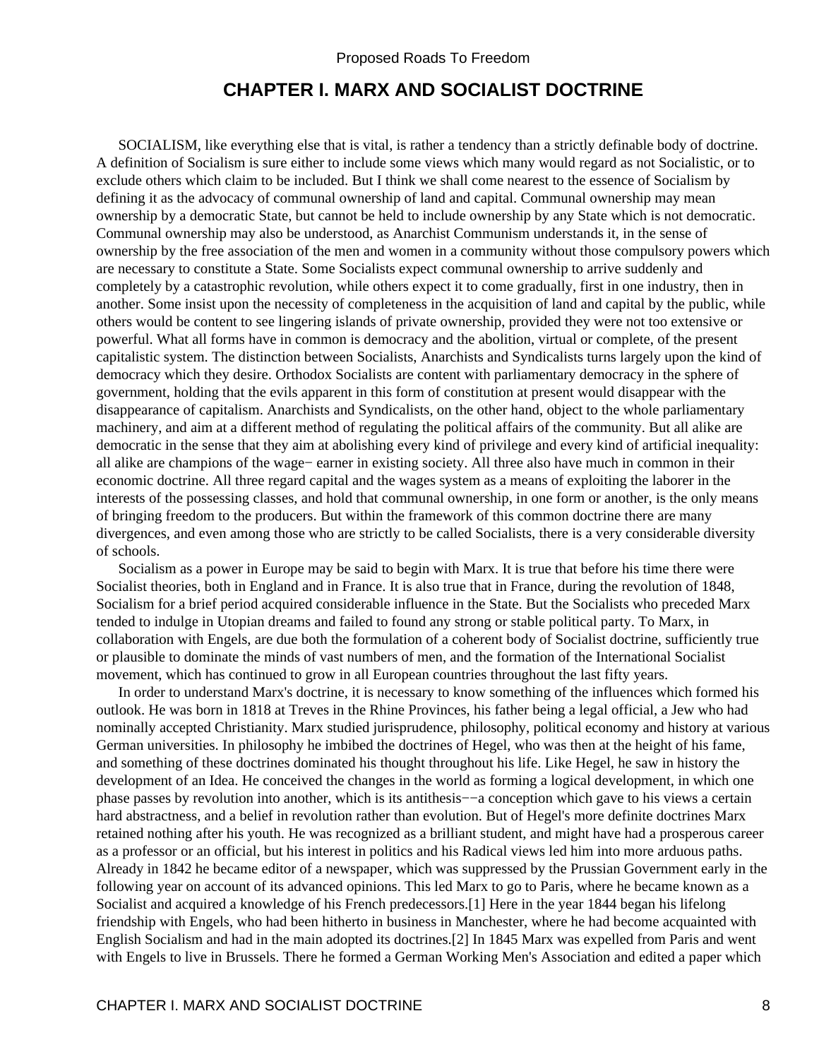# CHAPTER I. MARX AND SOCIALIST DOCTRINE

SOCIALISM, like everything else that is vital, is rather a tendency than a strictly definable body of doctrine. A definition of Socialism is sure either to include some views which many would regard as not Socialistic, or to exclude others which claim to be included. But I think we shall come nearest to the essence of Socialism by defining it as the advocacy of communal ownership of land and capital. Communal ownership may mean ownership by a democratic State, but cannot be held to include ownership by any State which is not democratic. Communal ownership may also be understood, as Anarchist Communism understands it, in the sense of ownership by the free association of the men and women in a community without those compulsory powers which are necessary to constitute a State. Some Socialists expect communal ownership to arrive suddenly and completely by a catastrophic revolution, while others expect it to come gradually, first in one industry, then in another. Some insist upon the necessity of completeness in the acquisition of land and capital by the public, while others would be content to see lingering islands of private ownership, provided they were not too extensive or powerful. What all forms have in common is democracy and the abolition, virtual or complete, of the present capitalistic system. The distinction between Socialists, Anarchists and Syndicalists turns largely upon the kind of democracy which they desire. Orthodox Socialists are content with parliamentary democracy in the sphere of government, holding that the evils apparent in this form of constitution at present would disappear with the disappearance of capitalism. Anarchists and Syndicalists, on the other hand, object to the whole parliamentary machinery, and aim at a different method of regulating the political affairs of the community. But all alike are democratic in the sense that they aim at abolishing every kind of privilege and every kind of artificial inequality: all alike are champions of the wage− earner in existing society. All three also have much in common in their economic doctrine. All three regard capital and the wages system as a means of exploiting the laborer in the interests of the possessing classes, and hold that communal ownership, in one form or another, is the only means of bringing freedom to the producers. But within the framework of this common doctrine there are many divergences, and even among those who are strictly to be called Socialists, there is a very considerable diversity of schools.

Socialism as a power in Europe may be said to begin with Marx. It is true that before his time there were Socialist theories, both in England and in France. It is also true that in France, during the revolution of 1848, Socialism for a brief period acquired considerable influence in the State. But the Socialists who preceded Marx tended to indulge in Utopian dreams and failed to found any strong or stable political party. To Marx, in collaboration with Engels, are due both the formulation of a coherent body of Socialist doctrine, sufficiently true or plausible to dominate the minds of vast numbers of men, and the formation of the International Socialist movement, which has continued to grow in all European countries throughout the last fifty years.

In order to understand Marx's doctrine, it is necessary to know something of the influences which formed his outlook. He was born in 1818 at Treves in the Rhine Provinces, his father being a legal official, a Jew who had nominally accepted Christianity. Marx studied jurisprudence, philosophy, political economy and history at various German universities. In philosophy he imbibed the doctrines of Hegel, who was then at the height of his fame, and something of these doctrines dominated his thought throughout his life. Like Hegel, he saw in history the development of an Idea. He conceived the changes in the world as forming a logical development, in which one phase passes by revolution into another, which is its antithesis−−a conception which gave to his views a certain hard abstractness, and a belief in revolution rather than evolution. But of Hegel's more definite doctrines Marx retained nothing after his youth. He was recognized as a brilliant student, and might have had a prosperous career as a professor or an official, but his interest in politics and his Radical views led him into more arduous paths. Already in 1842 he became editor of a newspaper, which was suppressed by the Prussian Government early in the following year on account of its advanced opinions. This led Marx to go to Paris, where he became known as a Socialist and acquired a knowledge of his French predecessors.[1] Here in the year 1844 began his lifelong friendship with Engels, who had been hitherto in business in Manchester, where he had become acquainted with English Socialism and had in the main adopted its doctrines.[2] In 1845 Marx was expelled from Paris and went with Engels to live in Brussels. There he formed a German Working Men's Association and edited a paper which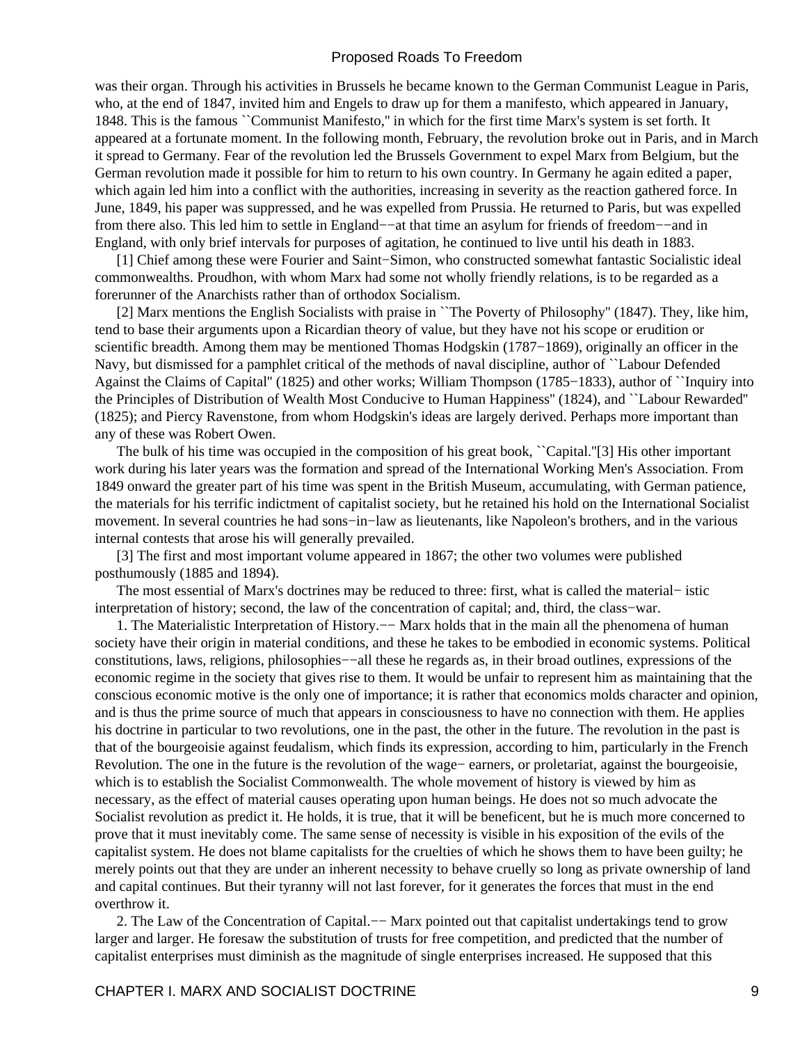was their organ. Through his activities in Brussels he became known to the German Communist League in Paris, who, at the end of 1847, invited him and Engels to draw up for them a manifesto, which appeared in January, 1848. This is the famous ``Communist Manifesto,'' in which for the first time Marx's system is set forth. It appeared at a fortunate moment. In the following month, February, the revolution broke out in Paris, and in March it spread to Germany. Fear of the revolution led the Brussels Government to expel Marx from Belgium, but the German revolution made it possible for him to return to his own country. In Germany he again edited a paper, which again led him into a conflict with the authorities, increasing in severity as the reaction gathered force. In June, 1849, his paper was suppressed, and he was expelled from Prussia. He returned to Paris, but was expelled from there also. This led him to settle in England−−at that time an asylum for friends of freedom−−and in England, with only brief intervals for purposes of agitation, he continued to live until his death in 1883.

[1] Chief among these were Fourier and Saint−Simon, who constructed somewhat fantastic Socialistic ideal commonwealths. Proudhon, with whom Marx had some not wholly friendly relations, is to be regarded as a forerunner of the Anarchists rather than of orthodox Socialism.

[2] Marx mentions the English Socialists with praise in ``The Poverty of Philosophy'' (1847). They, like him, tend to base their arguments upon a Ricardian theory of value, but they have not his scope or erudition or scientific breadth. Among them may be mentioned Thomas Hodgskin (1787−1869), originally an officer in the Navy, but dismissed for a pamphlet critical of the methods of naval discipline, author of ``Labour Defended Against the Claims of Capital'' (1825) and other works; William Thompson (1785−1833), author of ``Inquiry into the Principles of Distribution of Wealth Most Conducive to Human Happiness'' (1824), and ``Labour Rewarded'' (1825); and Piercy Ravenstone, from whom Hodgskin's ideas are largely derived. Perhaps more important than any of these was Robert Owen.

The bulk of his time was occupied in the composition of his great book, ``Capital.''[3] His other important work during his later years was the formation and spread of the International Working Men's Association. From 1849 onward the greater part of his time was spent in the British Museum, accumulating, with German patience, the materials for his terrific indictment of capitalist society, but he retained his hold on the International Socialist movement. In several countries he had sons−in−law as lieutenants, like Napoleon's brothers, and in the various internal contests that arose his will generally prevailed.

[3] The first and most important volume appeared in 1867; the other two volumes were published posthumously (1885 and 1894).

The most essential of Marx's doctrines may be reduced to three: first, what is called the material− istic interpretation of history; second, the law of the concentration of capital; and, third, the class−war.

1. The Materialistic Interpretation of History.−− Marx holds that in the main all the phenomena of human society have their origin in material conditions, and these he takes to be embodied in economic systems. Political constitutions, laws, religions, philosophies−−all these he regards as, in their broad outlines, expressions of the economic regime in the society that gives rise to them. It would be unfair to represent him as maintaining that the conscious economic motive is the only one of importance; it is rather that economics molds character and opinion, and is thus the prime source of much that appears in consciousness to have no connection with them. He applies his doctrine in particular to two revolutions, one in the past, the other in the future. The revolution in the past is that of the bourgeoisie against feudalism, which finds its expression, according to him, particularly in the French Revolution. The one in the future is the revolution of the wage− earners, or proletariat, against the bourgeoisie, which is to establish the Socialist Commonwealth. The whole movement of history is viewed by him as necessary, as the effect of material causes operating upon human beings. He does not so much advocate the Socialist revolution as predict it. He holds, it is true, that it will be beneficent, but he is much more concerned to prove that it must inevitably come. The same sense of necessity is visible in his exposition of the evils of the capitalist system. He does not blame capitalists for the cruelties of which he shows them to have been guilty; he merely points out that they are under an inherent necessity to behave cruelly so long as private ownership of land and capital continues. But their tyranny will not last forever, for it generates the forces that must in the end overthrow it.

2. The Law of the Concentration of Capital.−− Marx pointed out that capitalist undertakings tend to grow larger and larger. He foresaw the substitution of trusts for free competition, and predicted that the number of capitalist enterprises must diminish as the magnitude of single enterprises increased. He supposed that this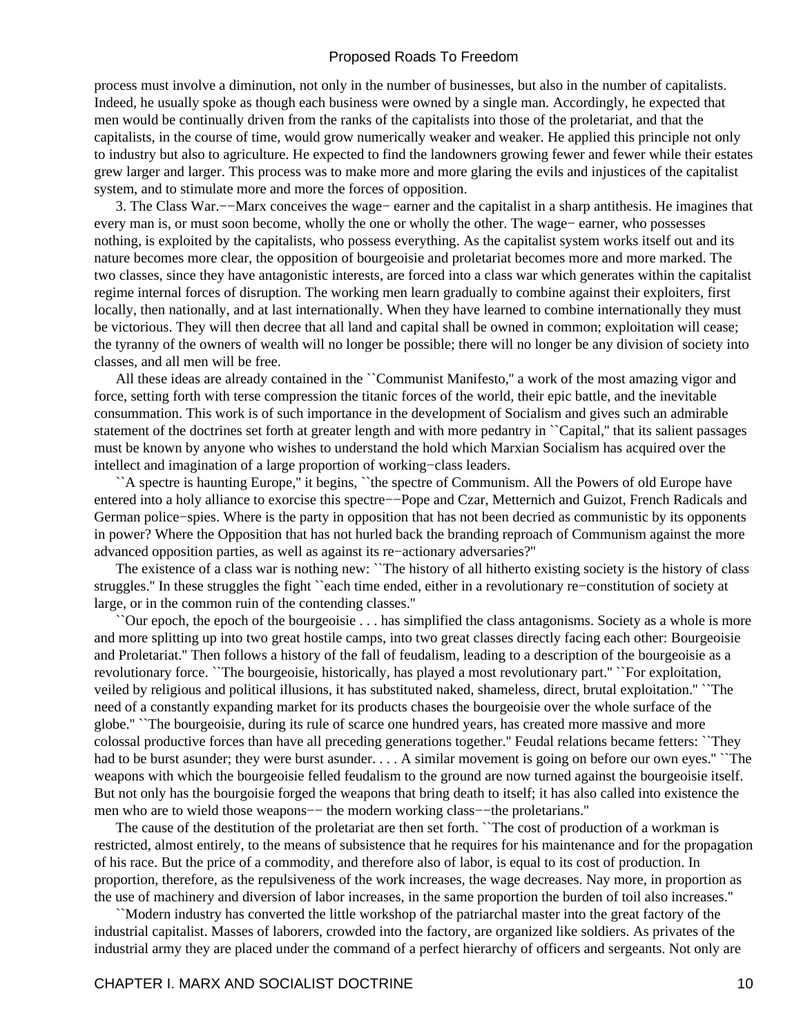process must involve a diminution, not only in the number of businesses, but also in the number of capitalists. Indeed, he usually spoke as though each business were owned by a single man. Accordingly, he expected that men would be continually driven from the ranks of the capitalists into those of the proletariat, and that the capitalists, in the course of time, would grow numerically weaker and weaker. He applied this principle not only to industry but also to agriculture. He expected to find the landowners growing fewer and fewer while their estates grew larger and larger. This process was to make more and more glaring the evils and injustices of the capitalist system, and to stimulate more and more the forces of opposition.

3. The Class War.−−Marx conceives the wage− earner and the capitalist in a sharp antithesis. He imagines that every man is, or must soon become, wholly the one or wholly the other. The wage− earner, who possesses nothing, is exploited by the capitalists, who possess everything. As the capitalist system works itself out and its nature becomes more clear, the opposition of bourgeoisie and proletariat becomes more and more marked. The two classes, since they have antagonistic interests, are forced into a class war which generates within the capitalist regime internal forces of disruption. The working men learn gradually to combine against their exploiters, first locally, then nationally, and at last internationally. When they have learned to combine internationally they must be victorious. They will then decree that all land and capital shall be owned in common; exploitation will cease; the tyranny of the owners of wealth will no longer be possible; there will no longer be any division of society into classes, and all men will be free.

All these ideas are already contained in the ``Communist Manifesto,'' a work of the most amazing vigor and force, setting forth with terse compression the titanic forces of the world, their epic battle, and the inevitable consummation. This work is of such importance in the development of Socialism and gives such an admirable statement of the doctrines set forth at greater length and with more pedantry in ``Capital,'' that its salient passages must be known by anyone who wishes to understand the hold which Marxian Socialism has acquired over the intellect and imagination of a large proportion of working−class leaders.

``A spectre is haunting Europe,'' it begins, ``the spectre of Communism. All the Powers of old Europe have entered into a holy alliance to exorcise this spectre−−Pope and Czar, Metternich and Guizot, French Radicals and German police−spies. Where is the party in opposition that has not been decried as communistic by its opponents in power? Where the Opposition that has not hurled back the branding reproach of Communism against the more advanced opposition parties, as well as against its re−actionary adversaries?''

The existence of a class war is nothing new: ``The history of all hitherto existing society is the history of class struggles.'' In these struggles the fight ``each time ended, either in a revolutionary re−constitution of society at large, or in the common ruin of the contending classes.''

``Our epoch, the epoch of the bourgeoisie . . . has simplified the class antagonisms. Society as a whole is more and more splitting up into two great hostile camps, into two great classes directly facing each other: Bourgeoisie and Proletariat.'' Then follows a history of the fall of feudalism, leading to a description of the bourgeoisie as a revolutionary force. ``The bourgeoisie, historically, has played a most revolutionary part.'' ``For exploitation, veiled by religious and political illusions, it has substituted naked, shameless, direct, brutal exploitation.'' ``The need of a constantly expanding market for its products chases the bourgeoisie over the whole surface of the globe.'' ``The bourgeoisie, during its rule of scarce one hundred years, has created more massive and more colossal productive forces than have all preceding generations together.'' Feudal relations became fetters: ``They had to be burst asunder; they were burst asunder. . . . A similar movement is going on before our own eyes.'' ``The weapons with which the bourgeoisie felled feudalism to the ground are now turned against the bourgeoisie itself. But not only has the bourgoisie forged the weapons that bring death to itself; it has also called into existence the men who are to wield those weapons−− the modern working class−−the proletarians.''

The cause of the destitution of the proletariat are then set forth. ``The cost of production of a workman is restricted, almost entirely, to the means of subsistence that he requires for his maintenance and for the propagation of his race. But the price of a commodity, and therefore also of labor, is equal to its cost of production. In proportion, therefore, as the repulsiveness of the work increases, the wage decreases. Nay more, in proportion as the use of machinery and diversion of labor increases, in the same proportion the burden of toil also increases.''

``Modern industry has converted the little workshop of the patriarchal master into the great factory of the industrial capitalist. Masses of laborers, crowded into the factory, are organized like soldiers. As privates of the industrial army they are placed under the command of a perfect hierarchy of officers and sergeants. Not only are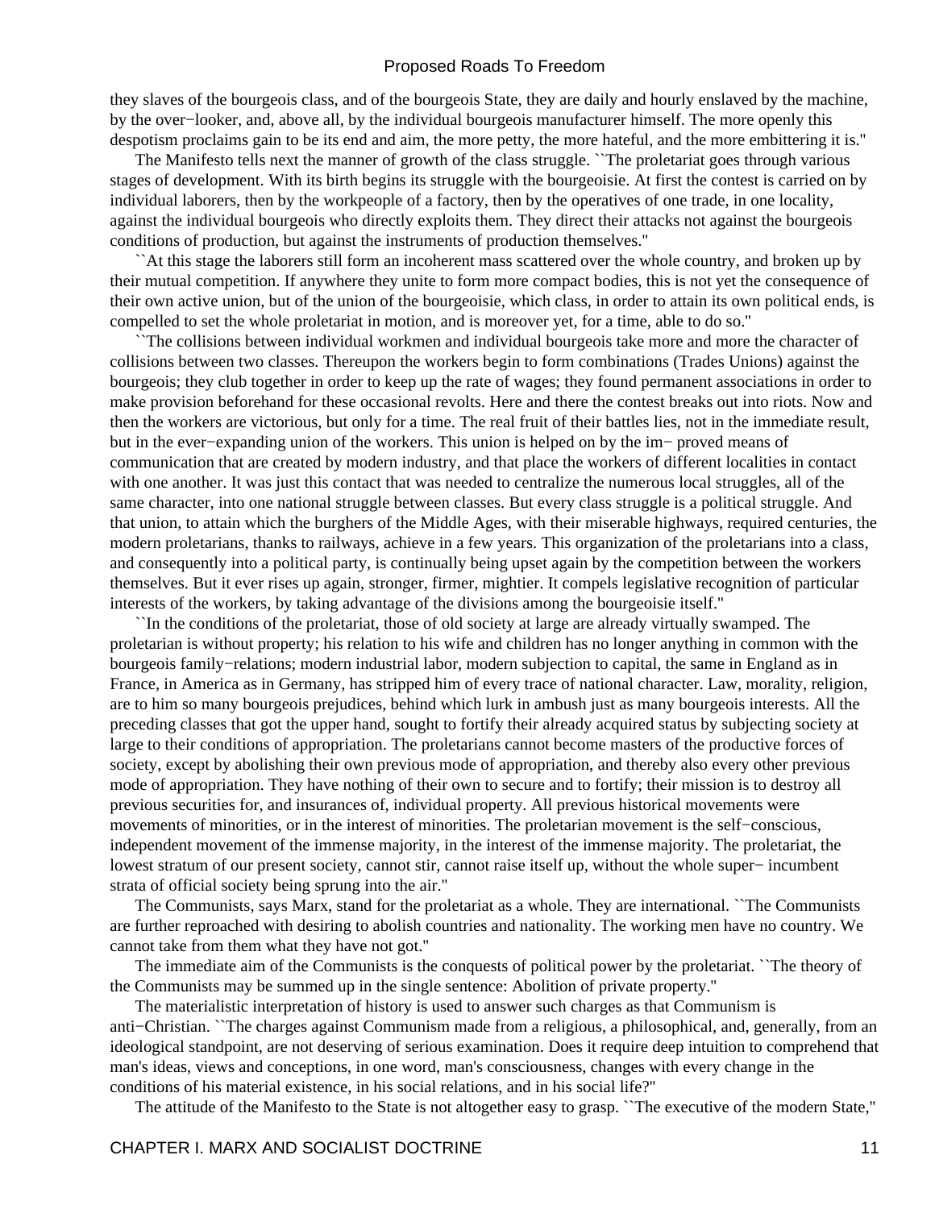they slaves of the bourgeois class, and of the bourgeois State, they are daily and hourly enslaved by the machine, by the over−looker, and, above all, by the individual bourgeois manufacturer himself. The more openly this despotism proclaims gain to be its end and aim, the more petty, the more hateful, and the more embittering it is.''

The Manifesto tells next the manner of growth of the class struggle. ``The proletariat goes through various stages of development. With its birth begins its struggle with the bourgeoisie. At first the contest is carried on by individual laborers, then by the workpeople of a factory, then by the operatives of one trade, in one locality, against the individual bourgeois who directly exploits them. They direct their attacks not against the bourgeois conditions of production, but against the instruments of production themselves.''

``At this stage the laborers still form an incoherent mass scattered over the whole country, and broken up by their mutual competition. If anywhere they unite to form more compact bodies, this is not yet the consequence of their own active union, but of the union of the bourgeoisie, which class, in order to attain its own political ends, is compelled to set the whole proletariat in motion, and is moreover yet, for a time, able to do so.''

``The collisions between individual workmen and individual bourgeois take more and more the character of collisions between two classes. Thereupon the workers begin to form combinations (Trades Unions) against the bourgeois; they club together in order to keep up the rate of wages; they found permanent associations in order to make provision beforehand for these occasional revolts. Here and there the contest breaks out into riots. Now and then the workers are victorious, but only for a time. The real fruit of their battles lies, not in the immediate result, but in the ever−expanding union of the workers. This union is helped on by the im− proved means of communication that are created by modern industry, and that place the workers of different localities in contact with one another. It was just this contact that was needed to centralize the numerous local struggles, all of the same character, into one national struggle between classes. But every class struggle is a political struggle. And that union, to attain which the burghers of the Middle Ages, with their miserable highways, required centuries, the modern proletarians, thanks to railways, achieve in a few years. This organization of the proletarians into a class, and consequently into a political party, is continually being upset again by the competition between the workers themselves. But it ever rises up again, stronger, firmer, mightier. It compels legislative recognition of particular interests of the workers, by taking advantage of the divisions among the bourgeoisie itself.''

``In the conditions of the proletariat, those of old society at large are already virtually swamped. The proletarian is without property; his relation to his wife and children has no longer anything in common with the bourgeois family−relations; modern industrial labor, modern subjection to capital, the same in England as in France, in America as in Germany, has stripped him of every trace of national character. Law, morality, religion, are to him so many bourgeois prejudices, behind which lurk in ambush just as many bourgeois interests. All the preceding classes that got the upper hand, sought to fortify their already acquired status by subjecting society at large to their conditions of appropriation. The proletarians cannot become masters of the productive forces of society, except by abolishing their own previous mode of appropriation, and thereby also every other previous mode of appropriation. They have nothing of their own to secure and to fortify; their mission is to destroy all previous securities for, and insurances of, individual property. All previous historical movements were movements of minorities, or in the interest of minorities. The proletarian movement is the self−conscious, independent movement of the immense majority, in the interest of the immense majority. The proletariat, the lowest stratum of our present society, cannot stir, cannot raise itself up, without the whole super− incumbent strata of official society being sprung into the air.''

The Communists, says Marx, stand for the proletariat as a whole. They are international. ``The Communists are further reproached with desiring to abolish countries and nationality. The working men have no country. We cannot take from them what they have not got.''

The immediate aim of the Communists is the conquests of political power by the proletariat. ``The theory of the Communists may be summed up in the single sentence: Abolition of private property.''

The materialistic interpretation of history is used to answer such charges as that Communism is anti−Christian. ``The charges against Communism made from a religious, a philosophical, and, generally, from an ideological standpoint, are not deserving of serious examination. Does it require deep intuition to comprehend that man's ideas, views and conceptions, in one word, man's consciousness, changes with every change in the conditions of his material existence, in his social relations, and in his social life?''

The attitude of the Manifesto to the State is not altogether easy to grasp. ``The executive of the modern State,''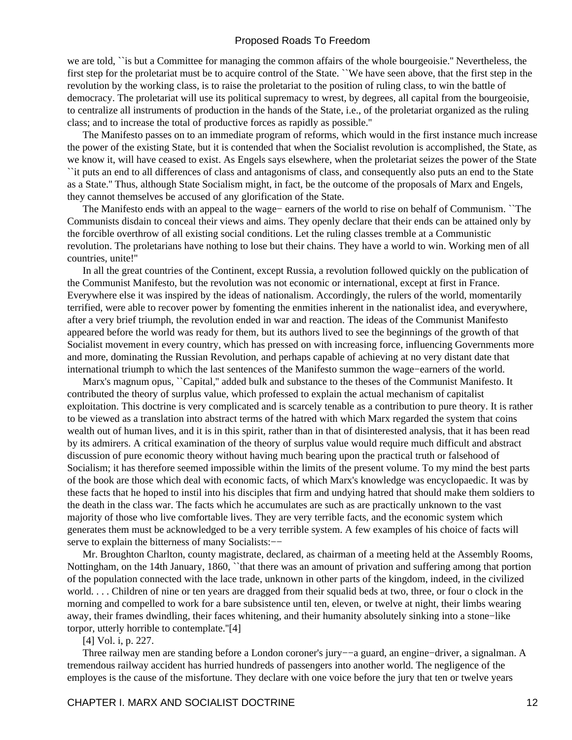we are told, ``is but a Committee for managing the common affairs of the whole bourgeoisie.'' Nevertheless, the first step for the proletariat must be to acquire control of the State. ``We have seen above, that the first step in the revolution by the working class, is to raise the proletariat to the position of ruling class, to win the battle of democracy. The proletariat will use its political supremacy to wrest, by degrees, all capital from the bourgeoisie, to centralize all instruments of production in the hands of the State, i.e., of the proletariat organized as the ruling class; and to increase the total of productive forces as rapidly as possible.''

The Manifesto passes on to an immediate program of reforms, which would in the first instance much increase the power of the existing State, but it is contended that when the Socialist revolution is accomplished, the State, as we know it, will have ceased to exist. As Engels says elsewhere, when the proletariat seizes the power of the State ``it puts an end to all differences of class and antagonisms of class, and consequently also puts an end to the State as a State.'' Thus, although State Socialism might, in fact, be the outcome of the proposals of Marx and Engels, they cannot themselves be accused of any glorification of the State.

The Manifesto ends with an appeal to the wage− earners of the world to rise on behalf of Communism. ``The Communists disdain to conceal their views and aims. They openly declare that their ends can be attained only by the forcible overthrow of all existing social conditions. Let the ruling classes tremble at a Communistic revolution. The proletarians have nothing to lose but their chains. They have a world to win. Working men of all countries, unite!''

In all the great countries of the Continent, except Russia, a revolution followed quickly on the publication of the Communist Manifesto, but the revolution was not economic or international, except at first in France. Everywhere else it was inspired by the ideas of nationalism. Accordingly, the rulers of the world, momentarily terrified, were able to recover power by fomenting the enmities inherent in the nationalist idea, and everywhere, after a very brief triumph, the revolution ended in war and reaction. The ideas of the Communist Manifesto appeared before the world was ready for them, but its authors lived to see the beginnings of the growth of that Socialist movement in every country, which has pressed on with increasing force, influencing Governments more and more, dominating the Russian Revolution, and perhaps capable of achieving at no very distant date that international triumph to which the last sentences of the Manifesto summon the wage−earners of the world.

Marx's magnum opus, ``Capital,'' added bulk and substance to the theses of the Communist Manifesto. It contributed the theory of surplus value, which professed to explain the actual mechanism of capitalist exploitation. This doctrine is very complicated and is scarcely tenable as a contribution to pure theory. It is rather to be viewed as a translation into abstract terms of the hatred with which Marx regarded the system that coins wealth out of human lives, and it is in this spirit, rather than in that of disinterested analysis, that it has been read by its admirers. A critical examination of the theory of surplus value would require much difficult and abstract discussion of pure economic theory without having much bearing upon the practical truth or falsehood of Socialism; it has therefore seemed impossible within the limits of the present volume. To my mind the best parts of the book are those which deal with economic facts, of which Marx's knowledge was encyclopaedic. It was by these facts that he hoped to instil into his disciples that firm and undying hatred that should make them soldiers to the death in the class war. The facts which he accumulates are such as are practically unknown to the vast majority of those who live comfortable lives. They are very terrible facts, and the economic system which generates them must be acknowledged to be a very terrible system. A few examples of his choice of facts will serve to explain the bitterness of many Socialists:−−

Mr. Broughton Charlton, county magistrate, declared, as chairman of a meeting held at the Assembly Rooms, Nottingham, on the 14th January, 1860, ``that there was an amount of privation and suffering among that portion of the population connected with the lace trade, unknown in other parts of the kingdom, indeed, in the civilized world. . . . Children of nine or ten years are dragged from their squalid beds at two, three, or four o clock in the morning and compelled to work for a bare subsistence until ten, eleven, or twelve at night, their limbs wearing away, their frames dwindling, their faces whitening, and their humanity absolutely sinking into a stone−like torpor, utterly horrible to contemplate.''[4]

[4] Vol. i, p. 227.

Three railway men are standing before a London coroner's jury−−a guard, an engine−driver, a signalman. A tremendous railway accident has hurried hundreds of passengers into another world. The negligence of the employes is the cause of the misfortune. They declare with one voice before the jury that ten or twelve years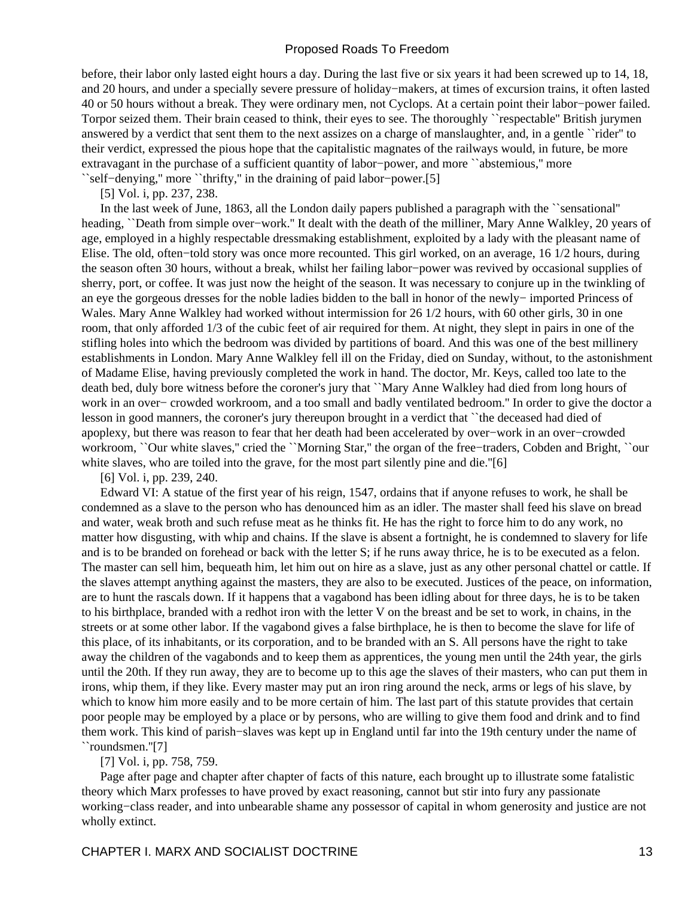before, their labor only lasted eight hours a day. During the last five or six years it had been screwed up to 14, 18, and 20 hours, and under a specially severe pressure of holiday−makers, at times of excursion trains, it often lasted 40 or 50 hours without a break. They were ordinary men, not Cyclops. At a certain point their labor−power failed. Torpor seized them. Their brain ceased to think, their eyes to see. The thoroughly ``respectable'' British jurymen answered by a verdict that sent them to the next assizes on a charge of manslaughter, and, in a gentle ``rider'' to their verdict, expressed the pious hope that the capitalistic magnates of the railways would, in future, be more extravagant in the purchase of a sufficient quantity of labor−power, and more ``abstemious,'' more ``self−denying,'' more ``thrifty,'' in the draining of paid labor−power.[5]

[5] Vol. i, pp. 237, 238.

In the last week of June, 1863, all the London daily papers published a paragraph with the ``sensational'' heading, ``Death from simple over−work.'' It dealt with the death of the milliner, Mary Anne Walkley, 20 years of age, employed in a highly respectable dressmaking establishment, exploited by a lady with the pleasant name of Elise. The old, often−told story was once more recounted. This girl worked, on an average, 16 1/2 hours, during the season often 30 hours, without a break, whilst her failing labor−power was revived by occasional supplies of sherry, port, or coffee. It was just now the height of the season. It was necessary to conjure up in the twinkling of an eye the gorgeous dresses for the noble ladies bidden to the ball in honor of the newly− imported Princess of Wales. Mary Anne Walkley had worked without intermission for 26 1/2 hours, with 60 other girls, 30 in one room, that only afforded 1/3 of the cubic feet of air required for them. At night, they slept in pairs in one of the stifling holes into which the bedroom was divided by partitions of board. And this was one of the best millinery establishments in London. Mary Anne Walkley fell ill on the Friday, died on Sunday, without, to the astonishment of Madame Elise, having previously completed the work in hand. The doctor, Mr. Keys, called too late to the death bed, duly bore witness before the coroner's jury that ``Mary Anne Walkley had died from long hours of work in an over− crowded workroom, and a too small and badly ventilated bedroom.'' In order to give the doctor a lesson in good manners, the coroner's jury thereupon brought in a verdict that ``the deceased had died of apoplexy, but there was reason to fear that her death had been accelerated by over−work in an over−crowded workroom, ``Our white slaves,'' cried the ``Morning Star,'' the organ of the free−traders, Cobden and Bright, ``our white slaves, who are toiled into the grave, for the most part silently pine and die.''[6]

[6] Vol. i, pp. 239, 240.

Edward VI: A statue of the first year of his reign, 1547, ordains that if anyone refuses to work, he shall be condemned as a slave to the person who has denounced him as an idler. The master shall feed his slave on bread and water, weak broth and such refuse meat as he thinks fit. He has the right to force him to do any work, no matter how disgusting, with whip and chains. If the slave is absent a fortnight, he is condemned to slavery for life and is to be branded on forehead or back with the letter S; if he runs away thrice, he is to be executed as a felon. The master can sell him, bequeath him, let him out on hire as a slave, just as any other personal chattel or cattle. If the slaves attempt anything against the masters, they are also to be executed. Justices of the peace, on information, are to hunt the rascals down. If it happens that a vagabond has been idling about for three days, he is to be taken to his birthplace, branded with a redhot iron with the letter V on the breast and be set to work, in chains, in the streets or at some other labor. If the vagabond gives a false birthplace, he is then to become the slave for life of this place, of its inhabitants, or its corporation, and to be branded with an S. All persons have the right to take away the children of the vagabonds and to keep them as apprentices, the young men until the 24th year, the girls until the 20th. If they run away, they are to become up to this age the slaves of their masters, who can put them in irons, whip them, if they like. Every master may put an iron ring around the neck, arms or legs of his slave, by which to know him more easily and to be more certain of him. The last part of this statute provides that certain poor people may be employed by a place or by persons, who are willing to give them food and drink and to find them work. This kind of parish−slaves was kept up in England until far into the 19th century under the name of ``roundsmen.''[7]

[7] Vol. i, pp. 758, 759.

Page after page and chapter after chapter of facts of this nature, each brought up to illustrate some fatalistic theory which Marx professes to have proved by exact reasoning, cannot but stir into fury any passionate working−class reader, and into unbearable shame any possessor of capital in whom generosity and justice are not wholly extinct.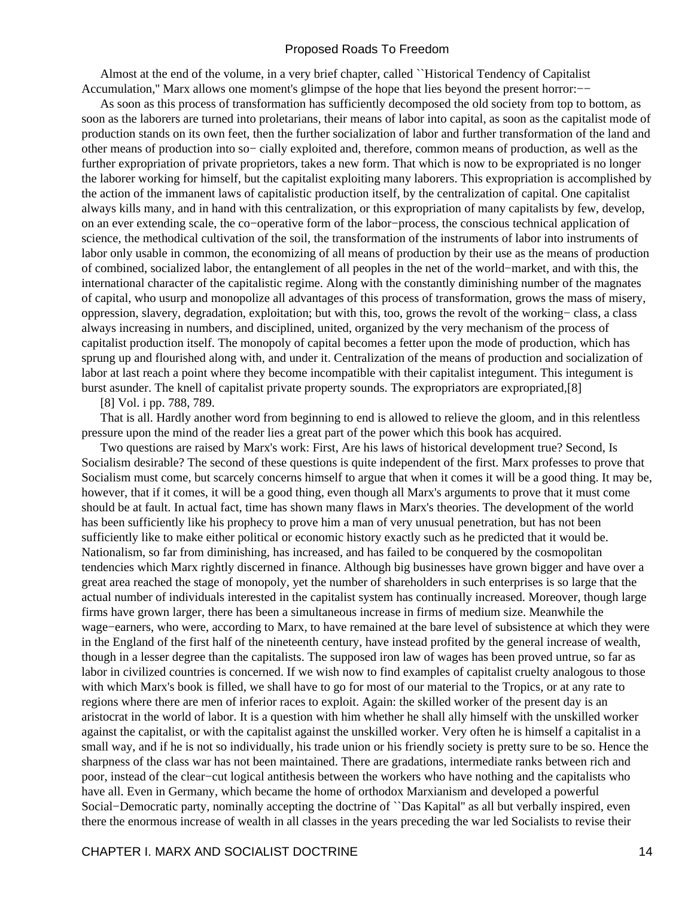Almost at the end of the volume, in a very brief chapter, called ``Historical Tendency of Capitalist Accumulation,'' Marx allows one moment's glimpse of the hope that lies beyond the present horror:−−

As soon as this process of transformation has sufficiently decomposed the old society from top to bottom, as soon as the laborers are turned into proletarians, their means of labor into capital, as soon as the capitalist mode of production stands on its own feet, then the further socialization of labor and further transformation of the land and other means of production into so− cially exploited and, therefore, common means of production, as well as the further expropriation of private proprietors, takes a new form. That which is now to be expropriated is no longer the laborer working for himself, but the capitalist exploiting many laborers. This expropriation is accomplished by the action of the immanent laws of capitalistic production itself, by the centralization of capital. One capitalist always kills many, and in hand with this centralization, or this expropriation of many capitalists by few, develop, on an ever extending scale, the co−operative form of the labor−process, the conscious technical application of science, the methodical cultivation of the soil, the transformation of the instruments of labor into instruments of labor only usable in common, the economizing of all means of production by their use as the means of production of combined, socialized labor, the entanglement of all peoples in the net of the world−market, and with this, the international character of the capitalistic regime. Along with the constantly diminishing number of the magnates of capital, who usurp and monopolize all advantages of this process of transformation, grows the mass of misery, oppression, slavery, degradation, exploitation; but with this, too, grows the revolt of the working− class, a class always increasing in numbers, and disciplined, united, organized by the very mechanism of the process of capitalist production itself. The monopoly of capital becomes a fetter upon the mode of production, which has sprung up and flourished along with, and under it. Centralization of the means of production and socialization of labor at last reach a point where they become incompatible with their capitalist integument. This integument is burst asunder. The knell of capitalist private property sounds. The expropriators are expropriated,[8]

[8] Vol. i pp. 788, 789.

That is all. Hardly another word from beginning to end is allowed to relieve the gloom, and in this relentless pressure upon the mind of the reader lies a great part of the power which this book has acquired.

Two questions are raised by Marx's work: First, Are his laws of historical development true? Second, Is Socialism desirable? The second of these questions is quite independent of the first. Marx professes to prove that Socialism must come, but scarcely concerns himself to argue that when it comes it will be a good thing. It may be, however, that if it comes, it will be a good thing, even though all Marx's arguments to prove that it must come should be at fault. In actual fact, time has shown many flaws in Marx's theories. The development of the world has been sufficiently like his prophecy to prove him a man of very unusual penetration, but has not been sufficiently like to make either political or economic history exactly such as he predicted that it would be. Nationalism, so far from diminishing, has increased, and has failed to be conquered by the cosmopolitan tendencies which Marx rightly discerned in finance. Although big businesses have grown bigger and have over a great area reached the stage of monopoly, yet the number of shareholders in such enterprises is so large that the actual number of individuals interested in the capitalist system has continually increased. Moreover, though large firms have grown larger, there has been a simultaneous increase in firms of medium size. Meanwhile the wage−earners, who were, according to Marx, to have remained at the bare level of subsistence at which they were in the England of the first half of the nineteenth century, have instead profited by the general increase of wealth, though in a lesser degree than the capitalists. The supposed iron law of wages has been proved untrue, so far as labor in civilized countries is concerned. If we wish now to find examples of capitalist cruelty analogous to those with which Marx's book is filled, we shall have to go for most of our material to the Tropics, or at any rate to regions where there are men of inferior races to exploit. Again: the skilled worker of the present day is an aristocrat in the world of labor. It is a question with him whether he shall ally himself with the unskilled worker against the capitalist, or with the capitalist against the unskilled worker. Very often he is himself a capitalist in a small way, and if he is not so individually, his trade union or his friendly society is pretty sure to be so. Hence the sharpness of the class war has not been maintained. There are gradations, intermediate ranks between rich and poor, instead of the clear−cut logical antithesis between the workers who have nothing and the capitalists who have all. Even in Germany, which became the home of orthodox Marxianism and developed a powerful Social−Democratic party, nominally accepting the doctrine of ``Das Kapital'' as all but verbally inspired, even there the enormous increase of wealth in all classes in the years preceding the war led Socialists to revise their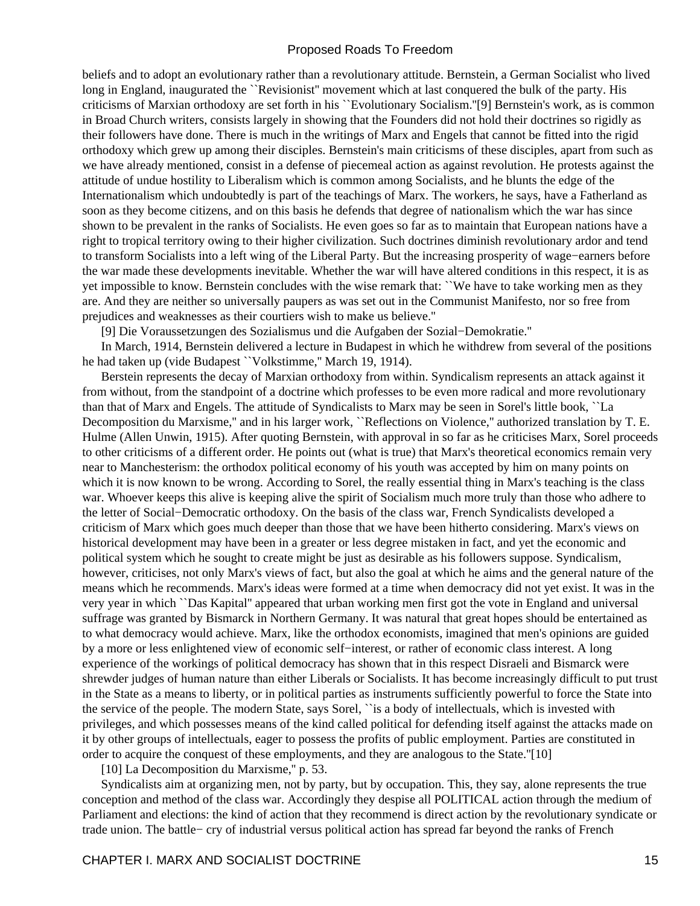beliefs and to adopt an evolutionary rather than a revolutionary attitude. Bernstein, a German Socialist who lived long in England, inaugurated the ``Revisionist'' movement which at last conquered the bulk of the party. His criticisms of Marxian orthodoxy are set forth in his ``Evolutionary Socialism.''[9] Bernstein's work, as is common in Broad Church writers, consists largely in showing that the Founders did not hold their doctrines so rigidly as their followers have done. There is much in the writings of Marx and Engels that cannot be fitted into the rigid orthodoxy which grew up among their disciples. Bernstein's main criticisms of these disciples, apart from such as we have already mentioned, consist in a defense of piecemeal action as against revolution. He protests against the attitude of undue hostility to Liberalism which is common among Socialists, and he blunts the edge of the Internationalism which undoubtedly is part of the teachings of Marx. The workers, he says, have a Fatherland as soon as they become citizens, and on this basis he defends that degree of nationalism which the war has since shown to be prevalent in the ranks of Socialists. He even goes so far as to maintain that European nations have a right to tropical territory owing to their higher civilization. Such doctrines diminish revolutionary ardor and tend to transform Socialists into a left wing of the Liberal Party. But the increasing prosperity of wage−earners before the war made these developments inevitable. Whether the war will have altered conditions in this respect, it is as yet impossible to know. Bernstein concludes with the wise remark that: ``We have to take working men as they are. And they are neither so universally paupers as was set out in the Communist Manifesto, nor so free from prejudices and weaknesses as their courtiers wish to make us believe.''

[9] Die Voraussetzungen des Sozialismus und die Aufgaben der Sozial−Demokratie.''

In March, 1914, Bernstein delivered a lecture in Budapest in which he withdrew from several of the positions he had taken up (vide Budapest ``Volkstimme,'' March 19, 1914).

Berstein represents the decay of Marxian orthodoxy from within. Syndicalism represents an attack against it from without, from the standpoint of a doctrine which professes to be even more radical and more revolutionary than that of Marx and Engels. The attitude of Syndicalists to Marx may be seen in Sorel's little book, ``La Decomposition du Marxisme,'' and in his larger work, ``Reflections on Violence,'' authorized translation by T. E. Hulme (Allen Unwin, 1915). After quoting Bernstein, with approval in so far as he criticises Marx, Sorel proceeds to other criticisms of a different order. He points out (what is true) that Marx's theoretical economics remain very near to Manchesterism: the orthodox political economy of his youth was accepted by him on many points on which it is now known to be wrong. According to Sorel, the really essential thing in Marx's teaching is the class war. Whoever keeps this alive is keeping alive the spirit of Socialism much more truly than those who adhere to the letter of Social−Democratic orthodoxy. On the basis of the class war, French Syndicalists developed a criticism of Marx which goes much deeper than those that we have been hitherto considering. Marx's views on historical development may have been in a greater or less degree mistaken in fact, and yet the economic and political system which he sought to create might be just as desirable as his followers suppose. Syndicalism, however, criticises, not only Marx's views of fact, but also the goal at which he aims and the general nature of the means which he recommends. Marx's ideas were formed at a time when democracy did not yet exist. It was in the very year in which ``Das Kapital'' appeared that urban working men first got the vote in England and universal suffrage was granted by Bismarck in Northern Germany. It was natural that great hopes should be entertained as to what democracy would achieve. Marx, like the orthodox economists, imagined that men's opinions are guided by a more or less enlightened view of economic self−interest, or rather of economic class interest. A long experience of the workings of political democracy has shown that in this respect Disraeli and Bismarck were shrewder judges of human nature than either Liberals or Socialists. It has become increasingly difficult to put trust in the State as a means to liberty, or in political parties as instruments sufficiently powerful to force the State into the service of the people. The modern State, says Sorel, ``is a body of intellectuals, which is invested with privileges, and which possesses means of the kind called political for defending itself against the attacks made on it by other groups of intellectuals, eager to possess the profits of public employment. Parties are constituted in order to acquire the conquest of these employments, and they are analogous to the State.''[10]

[10] La Decomposition du Marxisme,'' p. 53.

Syndicalists aim at organizing men, not by party, but by occupation. This, they say, alone represents the true conception and method of the class war. Accordingly they despise all POLITICAL action through the medium of Parliament and elections: the kind of action that they recommend is direct action by the revolutionary syndicate or trade union. The battle− cry of industrial versus political action has spread far beyond the ranks of French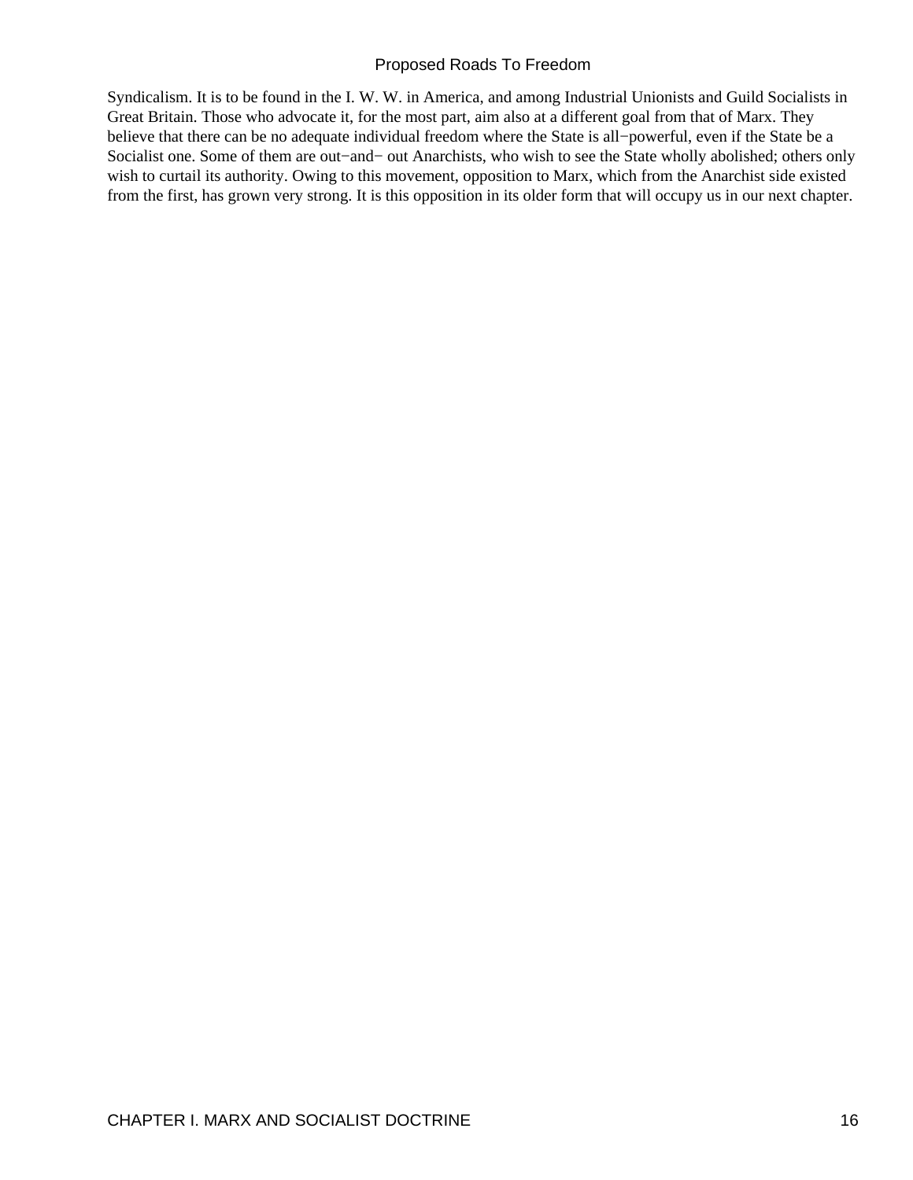Syndicalism. It is to be found in the I. W. W. in America, and among Industrial Unionists and Guild Socialists in Great Britain. Those who advocate it, for the most part, aim also at a different goal from that of Marx. They believe that there can be no adequate individual freedom where the State is all−powerful, even if the State be a Socialist one. Some of them are out−and− out Anarchists, who wish to see the State wholly abolished; others only wish to curtail its authority. Owing to this movement, opposition to Marx, which from the Anarchist side existed from the first, has grown very strong. It is this opposition in its older form that will occupy us in our next chapter.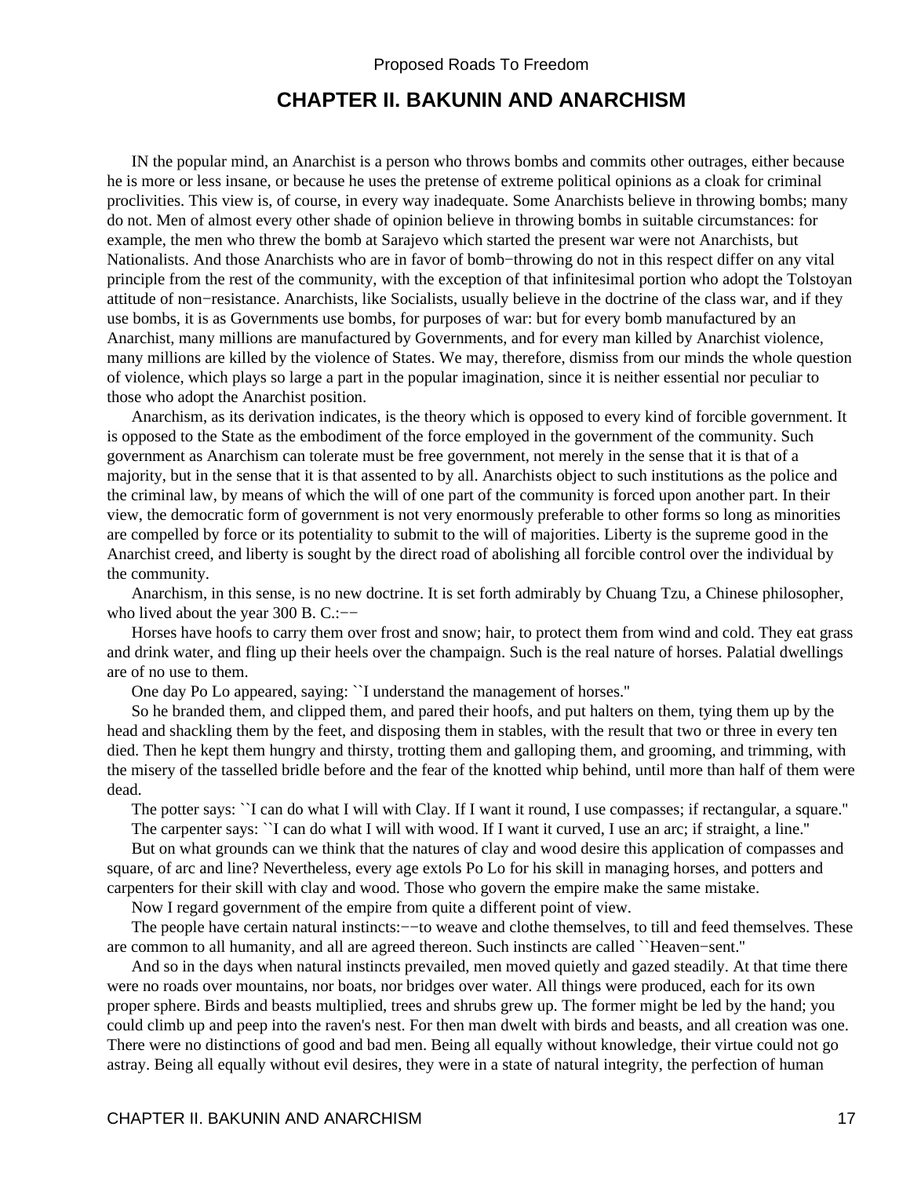# CHAPTER II. BAKUNIN AND ANARCHISM

IN the popular mind, an Anarchist is a person who throws bombs and commits other outrages, either because he is more or less insane, or because he uses the pretense of extreme political opinions as a cloak for criminal proclivities. This view is, of course, in every way inadequate. Some Anarchists believe in throwing bombs; many do not. Men of almost every other shade of opinion believe in throwing bombs in suitable circumstances: for example, the men who threw the bomb at Sarajevo which started the present war were not Anarchists, but Nationalists. And those Anarchists who are in favor of bomb−throwing do not in this respect differ on any vital principle from the rest of the community, with the exception of that infinitesimal portion who adopt the Tolstoyan attitude of non−resistance. Anarchists, like Socialists, usually believe in the doctrine of the class war, and if they use bombs, it is as Governments use bombs, for purposes of war: but for every bomb manufactured by an Anarchist, many millions are manufactured by Governments, and for every man killed by Anarchist violence, many millions are killed by the violence of States. We may, therefore, dismiss from our minds the whole question of violence, which plays so large a part in the popular imagination, since it is neither essential nor peculiar to those who adopt the Anarchist position.

Anarchism, as its derivation indicates, is the theory which is opposed to every kind of forcible government. It is opposed to the State as the embodiment of the force employed in the government of the community. Such government as Anarchism can tolerate must be free government, not merely in the sense that it is that of a majority, but in the sense that it is that assented to by all. Anarchists object to such institutions as the police and the criminal law, by means of which the will of one part of the community is forced upon another part. In their view, the democratic form of government is not very enormously preferable to other forms so long as minorities are compelled by force or its potentiality to submit to the will of majorities. Liberty is the supreme good in the Anarchist creed, and liberty is sought by the direct road of abolishing all forcible control over the individual by the community.

Anarchism, in this sense, is no new doctrine. It is set forth admirably by Chuang Tzu, a Chinese philosopher, who lived about the year 300 B. C.:−−

Horses have hoofs to carry them over frost and snow; hair, to protect them from wind and cold. They eat grass and drink water, and fling up their heels over the champaign. Such is the real nature of horses. Palatial dwellings are of no use to them.

One day Po Lo appeared, saying: ``I understand the management of horses.''

So he branded them, and clipped them, and pared their hoofs, and put halters on them, tying them up by the head and shackling them by the feet, and disposing them in stables, with the result that two or three in every ten died. Then he kept them hungry and thirsty, trotting them and galloping them, and grooming, and trimming, with the misery of the tasselled bridle before and the fear of the knotted whip behind, until more than half of them were dead.

The potter says: ``I can do what I will with Clay. If I want it round, I use compasses; if rectangular, a square.''

The carpenter says: ``I can do what I will with wood. If I want it curved, I use an arc; if straight, a line.''

But on what grounds can we think that the natures of clay and wood desire this application of compasses and square, of arc and line? Nevertheless, every age extols Po Lo for his skill in managing horses, and potters and carpenters for their skill with clay and wood. Those who govern the empire make the same mistake.

Now I regard government of the empire from quite a different point of view.

The people have certain natural instincts:−−to weave and clothe themselves, to till and feed themselves. These are common to all humanity, and all are agreed thereon. Such instincts are called ``Heaven−sent.''

And so in the days when natural instincts prevailed, men moved quietly and gazed steadily. At that time there were no roads over mountains, nor boats, nor bridges over water. All things were produced, each for its own proper sphere. Birds and beasts multiplied, trees and shrubs grew up. The former might be led by the hand; you could climb up and peep into the raven's nest. For then man dwelt with birds and beasts, and all creation was one. There were no distinctions of good and bad men. Being all equally without knowledge, their virtue could not go astray. Being all equally without evil desires, they were in a state of natural integrity, the perfection of human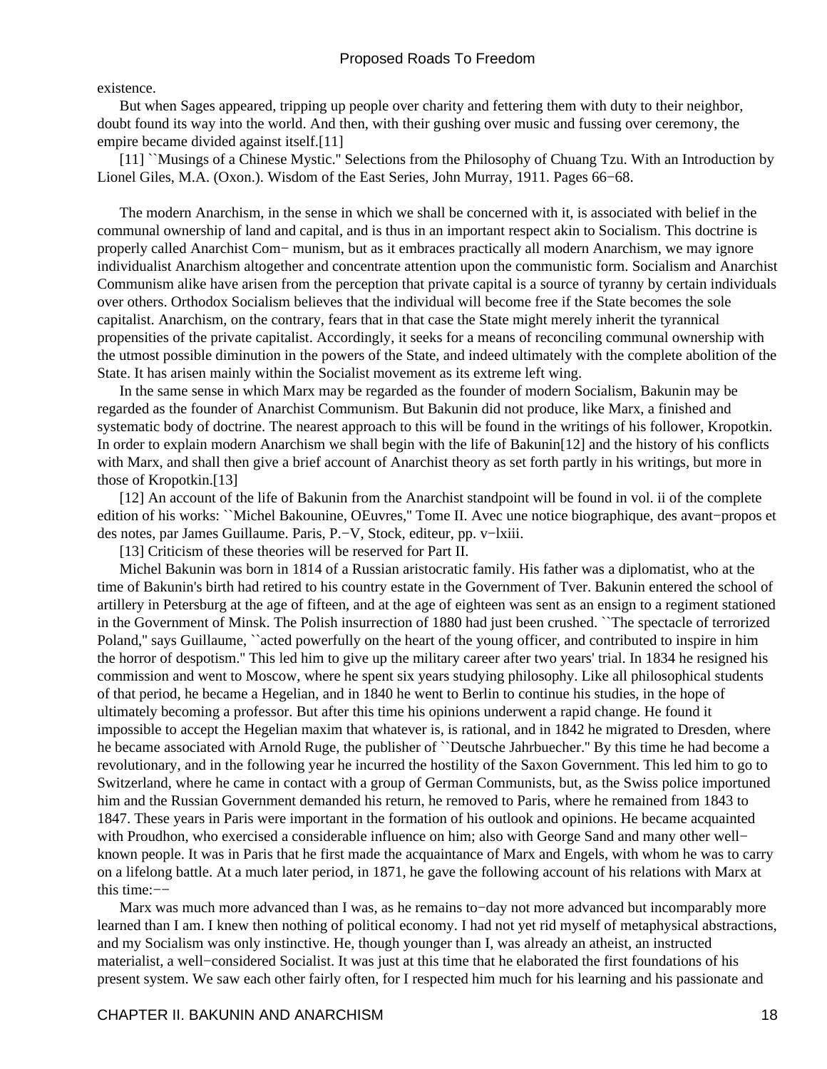existence.

But when Sages appeared, tripping up people over charity and fettering them with duty to their neighbor, doubt found its way into the world. And then, with their gushing over music and fussing over ceremony, the empire became divided against itself.[11]

[11] ``Musings of a Chinese Mystic.'' Selections from the Philosophy of Chuang Tzu. With an Introduction by Lionel Giles, M.A. (Oxon.). Wisdom of the East Series, John Murray, 1911. Pages 66−68.

The modern Anarchism, in the sense in which we shall be concerned with it, is associated with belief in the communal ownership of land and capital, and is thus in an important respect akin to Socialism. This doctrine is properly called Anarchist Com− munism, but as it embraces practically all modern Anarchism, we may ignore individualist Anarchism altogether and concentrate attention upon the communistic form. Socialism and Anarchist Communism alike have arisen from the perception that private capital is a source of tyranny by certain individuals over others. Orthodox Socialism believes that the individual will become free if the State becomes the sole capitalist. Anarchism, on the contrary, fears that in that case the State might merely inherit the tyrannical propensities of the private capitalist. Accordingly, it seeks for a means of reconciling communal ownership with the utmost possible diminution in the powers of the State, and indeed ultimately with the complete abolition of the State. It has arisen mainly within the Socialist movement as its extreme left wing.

In the same sense in which Marx may be regarded as the founder of modern Socialism, Bakunin may be regarded as the founder of Anarchist Communism. But Bakunin did not produce, like Marx, a finished and systematic body of doctrine. The nearest approach to this will be found in the writings of his follower, Kropotkin. In order to explain modern Anarchism we shall begin with the life of Bakunin[12] and the history of his conflicts with Marx, and shall then give a brief account of Anarchist theory as set forth partly in his writings, but more in those of Kropotkin.[13]

[12] An account of the life of Bakunin from the Anarchist standpoint will be found in vol. ii of the complete edition of his works: ``Michel Bakounine, OEuvres,'' Tome II. Avec une notice biographique, des avant−propos et des notes, par James Guillaume. Paris, P.−V, Stock, editeur, pp. v−lxiii.

[13] Criticism of these theories will be reserved for Part II.

Michel Bakunin was born in 1814 of a Russian aristocratic family. His father was a diplomatist, who at the time of Bakunin's birth had retired to his country estate in the Government of Tver. Bakunin entered the school of artillery in Petersburg at the age of fifteen, and at the age of eighteen was sent as an ensign to a regiment stationed in the Government of Minsk. The Polish insurrection of 1880 had just been crushed. ``The spectacle of terrorized Poland,'' says Guillaume, ``acted powerfully on the heart of the young officer, and contributed to inspire in him the horror of despotism.'' This led him to give up the military career after two years' trial. In 1834 he resigned his commission and went to Moscow, where he spent six years studying philosophy. Like all philosophical students of that period, he became a Hegelian, and in 1840 he went to Berlin to continue his studies, in the hope of ultimately becoming a professor. But after this time his opinions underwent a rapid change. He found it impossible to accept the Hegelian maxim that whatever is, is rational, and in 1842 he migrated to Dresden, where he became associated with Arnold Ruge, the publisher of ``Deutsche Jahrbuecher.'' By this time he had become a revolutionary, and in the following year he incurred the hostility of the Saxon Government. This led him to go to Switzerland, where he came in contact with a group of German Communists, but, as the Swiss police importuned him and the Russian Government demanded his return, he removed to Paris, where he remained from 1843 to 1847. These years in Paris were important in the formation of his outlook and opinions. He became acquainted with Proudhon, who exercised a considerable influence on him; also with George Sand and many other well−known people. It was in Paris that he first made the acquaintance of Marx and Engels, with whom he was to carry on a lifelong battle. At a much later period, in 1871, he gave the following account of his relations with Marx at this time:−−

Marx was much more advanced than I was, as he remains to−day not more advanced but incomparably more learned than I am. I knew then nothing of political economy. I had not yet rid myself of metaphysical abstractions, and my Socialism was only instinctive. He, though younger than I, was already an atheist, an instructed materialist, a well−considered Socialist. It was just at this time that he elaborated the first foundations of his present system. We saw each other fairly often, for I respected him much for his learning and his passionate and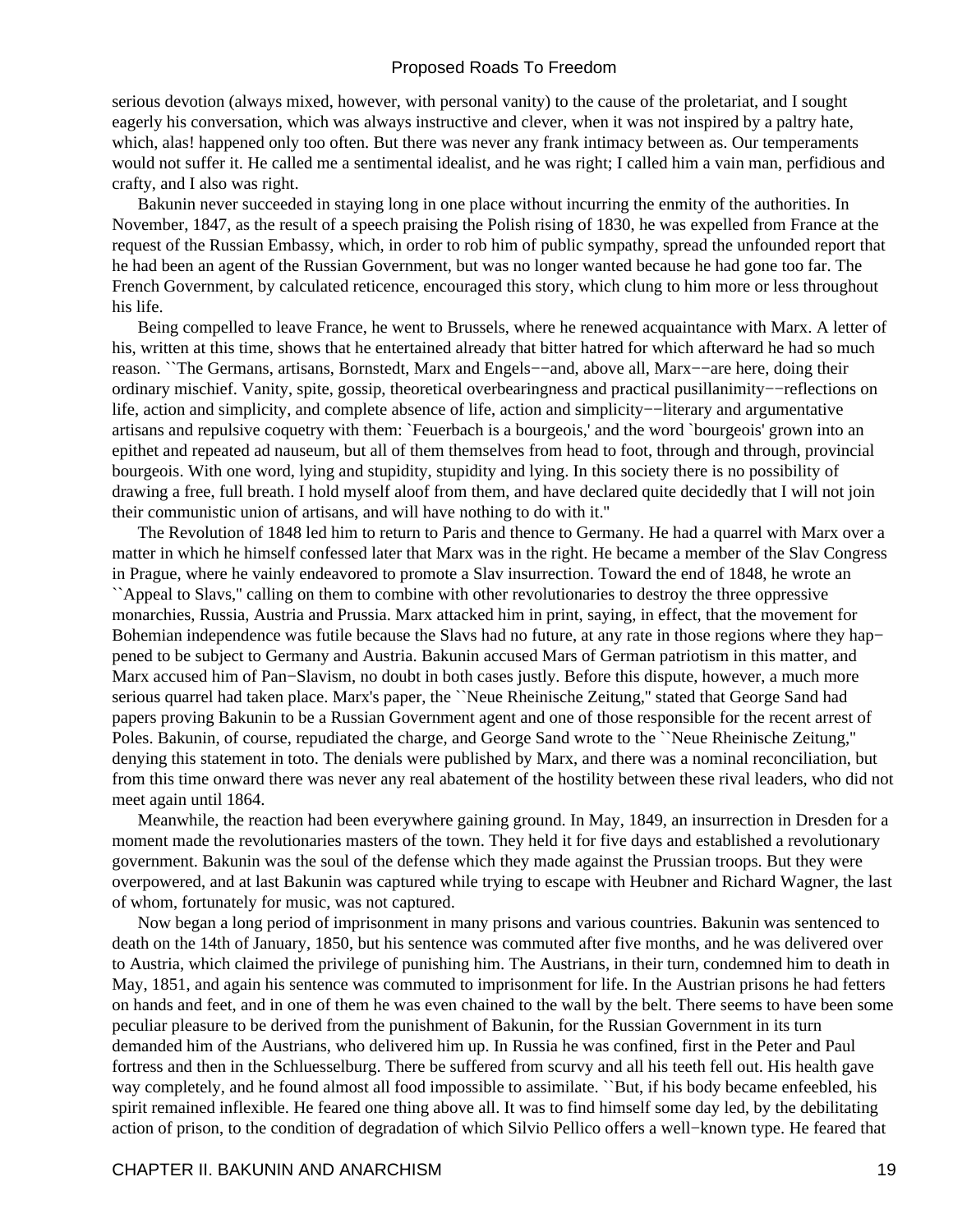serious devotion (always mixed, however, with personal vanity) to the cause of the proletariat, and I sought eagerly his conversation, which was always instructive and clever, when it was not inspired by a paltry hate, which, alas! happened only too often. But there was never any frank intimacy between as. Our temperaments would not suffer it. He called me a sentimental idealist, and he was right; I called him a vain man, perfidious and crafty, and I also was right.

Bakunin never succeeded in staying long in one place without incurring the enmity of the authorities. In November, 1847, as the result of a speech praising the Polish rising of 1830, he was expelled from France at the request of the Russian Embassy, which, in order to rob him of public sympathy, spread the unfounded report that he had been an agent of the Russian Government, but was no longer wanted because he had gone too far. The French Government, by calculated reticence, encouraged this story, which clung to him more or less throughout his life.

Being compelled to leave France, he went to Brussels, where he renewed acquaintance with Marx. A letter of his, written at this time, shows that he entertained already that bitter hatred for which afterward he had so much reason. ``The Germans, artisans, Bornstedt, Marx and Engels−−and, above all, Marx−−are here, doing their ordinary mischief. Vanity, spite, gossip, theoretical overbearingness and practical pusillanimity−−reflections on life, action and simplicity, and complete absence of life, action and simplicity−−literary and argumentative artisans and repulsive coquetry with them: `Feuerbach is a bourgeois,' and the word `bourgeois' grown into an epithet and repeated ad nauseum, but all of them themselves from head to foot, through and through, provincial bourgeois. With one word, lying and stupidity, stupidity and lying. In this society there is no possibility of drawing a free, full breath. I hold myself aloof from them, and have declared quite decidedly that I will not join their communistic union of artisans, and will have nothing to do with it.''

The Revolution of 1848 led him to return to Paris and thence to Germany. He had a quarrel with Marx over a matter in which he himself confessed later that Marx was in the right. He became a member of the Slav Congress in Prague, where he vainly endeavored to promote a Slav insurrection. Toward the end of 1848, he wrote an ``Appeal to Slavs,'' calling on them to combine with other revolutionaries to destroy the three oppressive monarchies, Russia, Austria and Prussia. Marx attacked him in print, saying, in effect, that the movement for Bohemian independence was futile because the Slavs had no future, at any rate in those regions where they happened to be subject to Germany and Austria. Bakunin accused Mars of German patriotism in this matter, and Marx accused him of Pan−Slavism, no doubt in both cases justly. Before this dispute, however, a much more serious quarrel had taken place. Marx's paper, the ``Neue Rheinische Zeitung,'' stated that George Sand had papers proving Bakunin to be a Russian Government agent and one of those responsible for the recent arrest of Poles. Bakunin, of course, repudiated the charge, and George Sand wrote to the ``Neue Rheinische Zeitung,'' denying this statement in toto. The denials were published by Marx, and there was a nominal reconciliation, but from this time onward there was never any real abatement of the hostility between these rival leaders, who did not meet again until 1864.

Meanwhile, the reaction had been everywhere gaining ground. In May, 1849, an insurrection in Dresden for a moment made the revolutionaries masters of the town. They held it for five days and established a revolutionary government. Bakunin was the soul of the defense which they made against the Prussian troops. But they were overpowered, and at last Bakunin was captured while trying to escape with Heubner and Richard Wagner, the last of whom, fortunately for music, was not captured.

Now began a long period of imprisonment in many prisons and various countries. Bakunin was sentenced to death on the 14th of January, 1850, but his sentence was commuted after five months, and he was delivered over to Austria, which claimed the privilege of punishing him. The Austrians, in their turn, condemned him to death in May, 1851, and again his sentence was commuted to imprisonment for life. In the Austrian prisons he had fetters on hands and feet, and in one of them he was even chained to the wall by the belt. There seems to have been some peculiar pleasure to be derived from the punishment of Bakunin, for the Russian Government in its turn demanded him of the Austrians, who delivered him up. In Russia he was confined, first in the Peter and Paul fortress and then in the Schluesselburg. There be suffered from scurvy and all his teeth fell out. His health gave way completely, and he found almost all food impossible to assimilate. ``But, if his body became enfeebled, his spirit remained inflexible. He feared one thing above all. It was to find himself some day led, by the debilitating action of prison, to the condition of degradation of which Silvio Pellico offers a well−known type. He feared that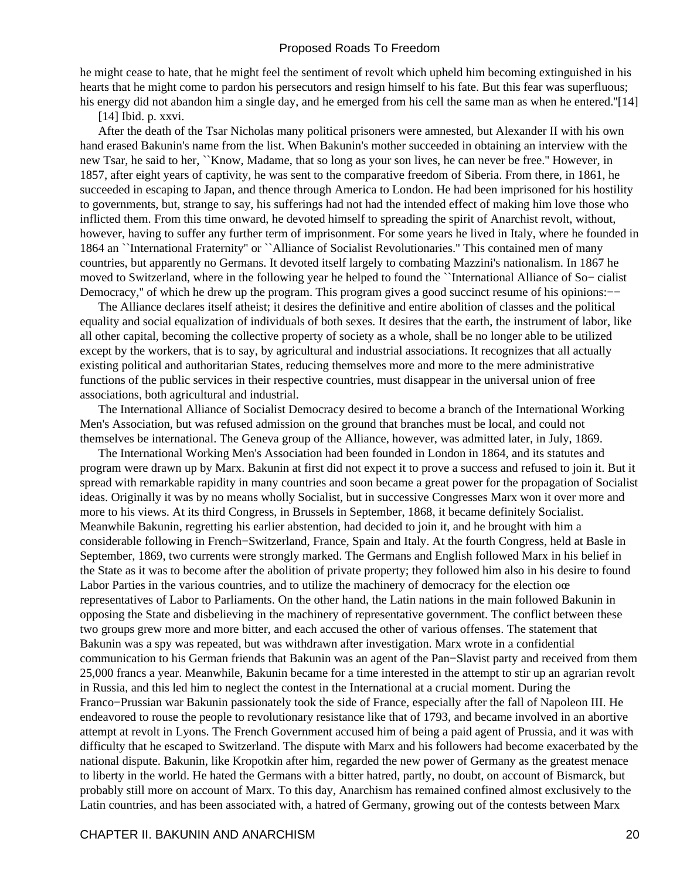he might cease to hate, that he might feel the sentiment of revolt which upheld him becoming extinguished in his hearts that he might come to pardon his persecutors and resign himself to his fate. But this fear was superfluous; his energy did not abandon him a single day, and he emerged from his cell the same man as when he entered."[14]

[14] Ibid. p. xxvi.

After the death of the Tsar Nicholas many political prisoners were amnested, but Alexander II with his own hand erased Bakunin's name from the list. When Bakunin's mother succeeded in obtaining an interview with the new Tsar, he said to her, ``Know, Madame, that so long as your son lives, he can never be free.'' However, in 1857, after eight years of captivity, he was sent to the comparative freedom of Siberia. From there, in 1861, he succeeded in escaping to Japan, and thence through America to London. He had been imprisoned for his hostility to governments, but, strange to say, his sufferings had not had the intended effect of making him love those who inflicted them. From this time onward, he devoted himself to spreading the spirit of Anarchist revolt, without, however, having to suffer any further term of imprisonment. For some years he lived in Italy, where he founded in 1864 an ``International Fraternity'' or ``Alliance of Socialist Revolutionaries.'' This contained men of many countries, but apparently no Germans. It devoted itself largely to combating Mazzini's nationalism. In 1867 he moved to Switzerland, where in the following year he helped to found the ``International Alliance of So− cialist Democracy,'' of which he drew up the program. This program gives a good succinct resume of his opinions:−−

The Alliance declares itself atheist; it desires the definitive and entire abolition of classes and the political equality and social equalization of individuals of both sexes. It desires that the earth, the instrument of labor, like all other capital, becoming the collective property of society as a whole, shall be no longer able to be utilized except by the workers, that is to say, by agricultural and industrial associations. It recognizes that all actually existing political and authoritarian States, reducing themselves more and more to the mere administrative functions of the public services in their respective countries, must disappear in the universal union of free associations, both agricultural and industrial.

The International Alliance of Socialist Democracy desired to become a branch of the International Working Men's Association, but was refused admission on the ground that branches must be local, and could not themselves be international. The Geneva group of the Alliance, however, was admitted later, in July, 1869.

The International Working Men's Association had been founded in London in 1864, and its statutes and program were drawn up by Marx. Bakunin at first did not expect it to prove a success and refused to join it. But it spread with remarkable rapidity in many countries and soon became a great power for the propagation of Socialist ideas. Originally it was by no means wholly Socialist, but in successive Congresses Marx won it over more and more to his views. At its third Congress, in Brussels in September, 1868, it became definitely Socialist. Meanwhile Bakunin, regretting his earlier abstention, had decided to join it, and he brought with him a considerable following in French−Switzerland, France, Spain and Italy. At the fourth Congress, held at Basle in September, 1869, two currents were strongly marked. The Germans and English followed Marx in his belief in the State as it was to become after the abolition of private property; they followed him also in his desire to found Labor Parties in the various countries, and to utilize the machinery of democracy for the election oœ representatives of Labor to Parliaments. On the other hand, the Latin nations in the main followed Bakunin in opposing the State and disbelieving in the machinery of representative government. The conflict between these two groups grew more and more bitter, and each accused the other of various offenses. The statement that Bakunin was a spy was repeated, but was withdrawn after investigation. Marx wrote in a confidential communication to his German friends that Bakunin was an agent of the Pan−Slavist party and received from them 25,000 francs a year. Meanwhile, Bakunin became for a time interested in the attempt to stir up an agrarian revolt in Russia, and this led him to neglect the contest in the International at a crucial moment. During the Franco−Prussian war Bakunin passionately took the side of France, especially after the fall of Napoleon III. He endeavored to rouse the people to revolutionary resistance like that of 1793, and became involved in an abortive attempt at revolt in Lyons. The French Government accused him of being a paid agent of Prussia, and it was with difficulty that he escaped to Switzerland. The dispute with Marx and his followers had become exacerbated by the national dispute. Bakunin, like Kropotkin after him, regarded the new power of Germany as the greatest menace to liberty in the world. He hated the Germans with a bitter hatred, partly, no doubt, on account of Bismarck, but probably still more on account of Marx. To this day, Anarchism has remained confined almost exclusively to the Latin countries, and has been associated with, a hatred of Germany, growing out of the contests between Marx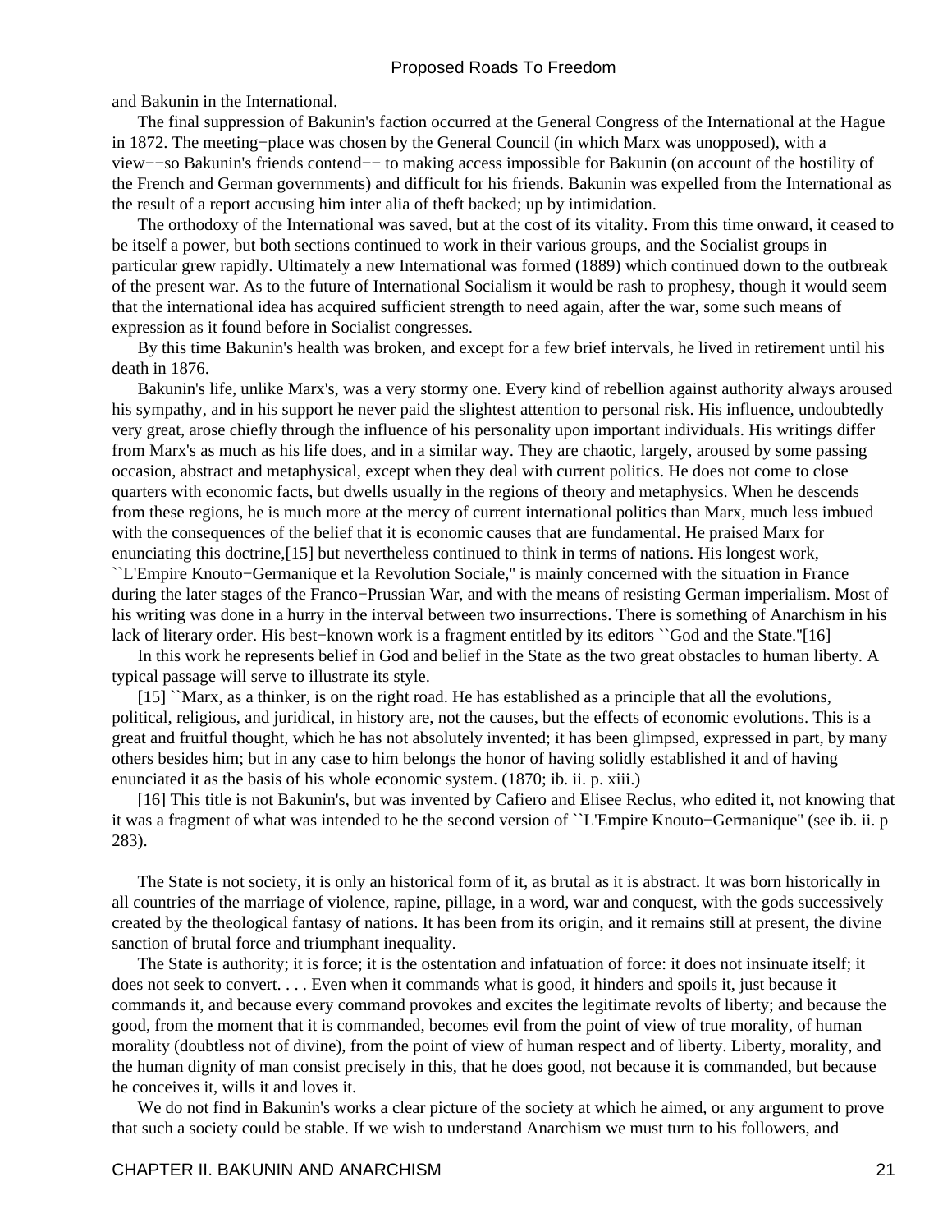and Bakunin in the International.

The final suppression of Bakunin's faction occurred at the General Congress of the International at the Hague in 1872. The meeting−place was chosen by the General Council (in which Marx was unopposed), with a view−−so Bakunin's friends contend−− to making access impossible for Bakunin (on account of the hostility of the French and German governments) and difficult for his friends. Bakunin was expelled from the International as the result of a report accusing him inter alia of theft backed; up by intimidation.

The orthodoxy of the International was saved, but at the cost of its vitality. From this time onward, it ceased to be itself a power, but both sections continued to work in their various groups, and the Socialist groups in particular grew rapidly. Ultimately a new International was formed (1889) which continued down to the outbreak of the present war. As to the future of International Socialism it would be rash to prophesy, though it would seem that the international idea has acquired sufficient strength to need again, after the war, some such means of expression as it found before in Socialist congresses.

By this time Bakunin's health was broken, and except for a few brief intervals, he lived in retirement until his death in 1876.

Bakunin's life, unlike Marx's, was a very stormy one. Every kind of rebellion against authority always aroused his sympathy, and in his support he never paid the slightest attention to personal risk. His influence, undoubtedly very great, arose chiefly through the influence of his personality upon important individuals. His writings differ from Marx's as much as his life does, and in a similar way. They are chaotic, largely, aroused by some passing occasion, abstract and metaphysical, except when they deal with current politics. He does not come to close quarters with economic facts, but dwells usually in the regions of theory and metaphysics. When he descends from these regions, he is much more at the mercy of current international politics than Marx, much less imbued with the consequences of the belief that it is economic causes that are fundamental. He praised Marx for enunciating this doctrine,[15] but nevertheless continued to think in terms of nations. His longest work, ``L'Empire Knouto−Germanique et la Revolution Sociale,'' is mainly concerned with the situation in France during the later stages of the Franco−Prussian War, and with the means of resisting German imperialism. Most of his writing was done in a hurry in the interval between two insurrections. There is something of Anarchism in his lack of literary order. His best−known work is a fragment entitled by its editors ``God and the State.''[16]

In this work he represents belief in God and belief in the State as the two great obstacles to human liberty. A typical passage will serve to illustrate its style.

[15] ``Marx, as a thinker, is on the right road. He has established as a principle that all the evolutions, political, religious, and juridical, in history are, not the causes, but the effects of economic evolutions. This is a great and fruitful thought, which he has not absolutely invented; it has been glimpsed, expressed in part, by many others besides him; but in any case to him belongs the honor of having solidly established it and of having enunciated it as the basis of his whole economic system. (1870; ib. ii. p. xiii.)

[16] This title is not Bakunin's, but was invented by Cafiero and Elisee Reclus, who edited it, not knowing that it was a fragment of what was intended to he the second version of ``L'Empire Knouto−Germanique'' (see ib. ii. p 283).

The State is not society, it is only an historical form of it, as brutal as it is abstract. It was born historically in all countries of the marriage of violence, rapine, pillage, in a word, war and conquest, with the gods successively created by the theological fantasy of nations. It has been from its origin, and it remains still at present, the divine sanction of brutal force and triumphant inequality.

The State is authority; it is force; it is the ostentation and infatuation of force: it does not insinuate itself; it does not seek to convert. . . . Even when it commands what is good, it hinders and spoils it, just because it commands it, and because every command provokes and excites the legitimate revolts of liberty; and because the good, from the moment that it is commanded, becomes evil from the point of view of true morality, of human morality (doubtless not of divine), from the point of view of human respect and of liberty. Liberty, morality, and the human dignity of man consist precisely in this, that he does good, not because it is commanded, but because he conceives it, wills it and loves it.

We do not find in Bakunin's works a clear picture of the society at which he aimed, or any argument to prove that such a society could be stable. If we wish to understand Anarchism we must turn to his followers, and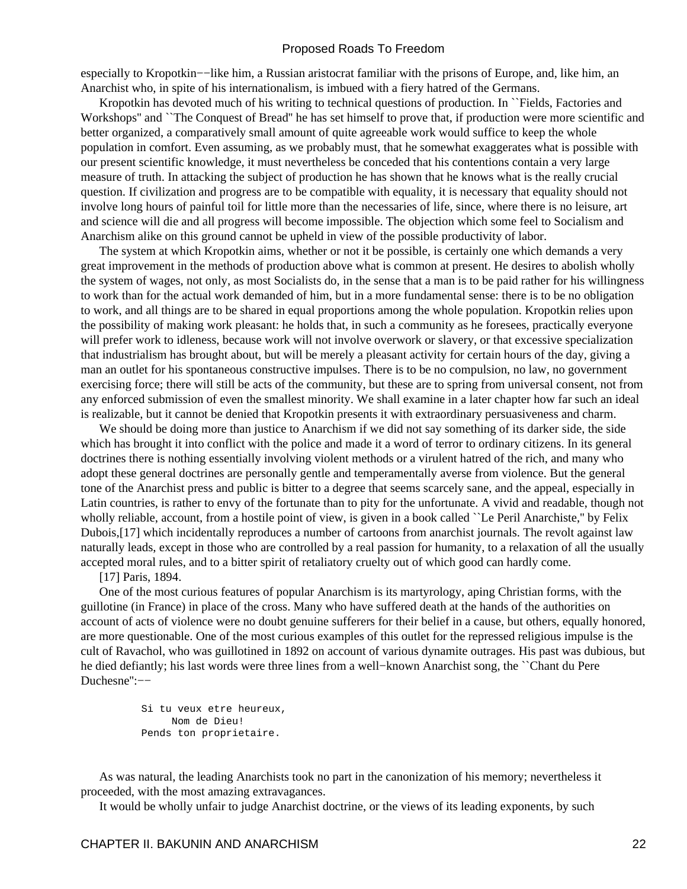especially to Kropotkin−−like him, a Russian aristocrat familiar with the prisons of Europe, and, like him, an Anarchist who, in spite of his internationalism, is imbued with a fiery hatred of the Germans.

Kropotkin has devoted much of his writing to technical questions of production. In ``Fields, Factories and Workshops'' and ``The Conquest of Bread'' he has set himself to prove that, if production were more scientific and better organized, a comparatively small amount of quite agreeable work would suffice to keep the whole population in comfort. Even assuming, as we probably must, that he somewhat exaggerates what is possible with our present scientific knowledge, it must nevertheless be conceded that his contentions contain a very large measure of truth. In attacking the subject of production he has shown that he knows what is the really crucial question. If civilization and progress are to be compatible with equality, it is necessary that equality should not involve long hours of painful toil for little more than the necessaries of life, since, where there is no leisure, art and science will die and all progress will become impossible. The objection which some feel to Socialism and Anarchism alike on this ground cannot be upheld in view of the possible productivity of labor.

The system at which Kropotkin aims, whether or not it be possible, is certainly one which demands a very great improvement in the methods of production above what is common at present. He desires to abolish wholly the system of wages, not only, as most Socialists do, in the sense that a man is to be paid rather for his willingness to work than for the actual work demanded of him, but in a more fundamental sense: there is to be no obligation to work, and all things are to be shared in equal proportions among the whole population. Kropotkin relies upon the possibility of making work pleasant: he holds that, in such a community as he foresees, practically everyone will prefer work to idleness, because work will not involve overwork or slavery, or that excessive specialization that industrialism has brought about, but will be merely a pleasant activity for certain hours of the day, giving a man an outlet for his spontaneous constructive impulses. There is to be no compulsion, no law, no government exercising force; there will still be acts of the community, but these are to spring from universal consent, not from any enforced submission of even the smallest minority. We shall examine in a later chapter how far such an ideal is realizable, but it cannot be denied that Kropotkin presents it with extraordinary persuasiveness and charm.

We should be doing more than justice to Anarchism if we did not say something of its darker side, the side which has brought it into conflict with the police and made it a word of terror to ordinary citizens. In its general doctrines there is nothing essentially involving violent methods or a virulent hatred of the rich, and many who adopt these general doctrines are personally gentle and temperamentally averse from violence. But the general tone of the Anarchist press and public is bitter to a degree that seems scarcely sane, and the appeal, especially in Latin countries, is rather to envy of the fortunate than to pity for the unfortunate. A vivid and readable, though not wholly reliable, account, from a hostile point of view, is given in a book called ``Le Peril Anarchiste,'' by Felix Dubois,[17] which incidentally reproduces a number of cartoons from anarchist journals. The revolt against law naturally leads, except in those who are controlled by a real passion for humanity, to a relaxation of all the usually accepted moral rules, and to a bitter spirit of retaliatory cruelty out of which good can hardly come.

[17] Paris, 1894.

One of the most curious features of popular Anarchism is its martyrology, aping Christian forms, with the guillotine (in France) in place of the cross. Many who have suffered death at the hands of the authorities on account of acts of violence were no doubt genuine sufferers for their belief in a cause, but others, equally honored, are more questionable. One of the most curious examples of this outlet for the repressed religious impulse is the cult of Ravachol, who was guillotined in 1892 on account of various dynamite outrages. His past was dubious, but he died defiantly; his last words were three lines from a well−known Anarchist song, the ``Chant du Pere Duchesne'':−−

```
Si tu veux etre heureux,
     Nom de Dieu!
Pends ton proprietaire.
```

As was natural, the leading Anarchists took no part in the canonization of his memory; nevertheless it proceeded, with the most amazing extravagances.

It would be wholly unfair to judge Anarchist doctrine, or the views of its leading exponents, by such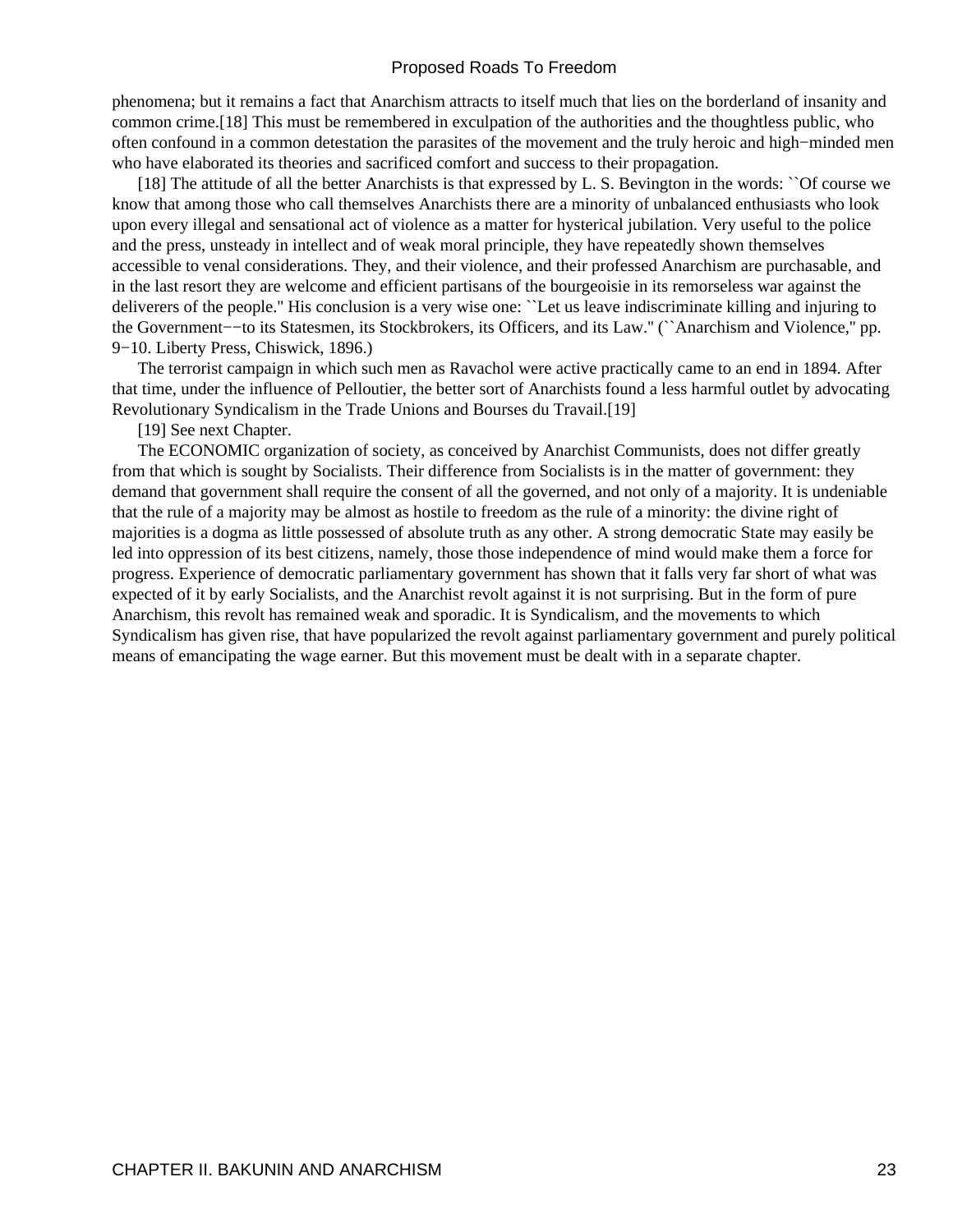phenomena; but it remains a fact that Anarchism attracts to itself much that lies on the borderland of insanity and common crime.[18] This must be remembered in exculpation of the authorities and the thoughtless public, who often confound in a common detestation the parasites of the movement and the truly heroic and high−minded men who have elaborated its theories and sacrificed comfort and success to their propagation.

[18] The attitude of all the better Anarchists is that expressed by L. S. Bevington in the words: ``Of course we know that among those who call themselves Anarchists there are a minority of unbalanced enthusiasts who look upon every illegal and sensational act of violence as a matter for hysterical jubilation. Very useful to the police and the press, unsteady in intellect and of weak moral principle, they have repeatedly shown themselves accessible to venal considerations. They, and their violence, and their professed Anarchism are purchasable, and in the last resort they are welcome and efficient partisans of the bourgeoisie in its remorseless war against the deliverers of the people.'' His conclusion is a very wise one: ``Let us leave indiscriminate killing and injuring to the Government−−to its Statesmen, its Stockbrokers, its Officers, and its Law.'' (``Anarchism and Violence,'' pp. 9−10. Liberty Press, Chiswick, 1896.)

The terrorist campaign in which such men as Ravachol were active practically came to an end in 1894. After that time, under the influence of Pelloutier, the better sort of Anarchists found a less harmful outlet by advocating Revolutionary Syndicalism in the Trade Unions and Bourses du Travail.[19]

[19] See next Chapter.

The ECONOMIC organization of society, as conceived by Anarchist Communists, does not differ greatly from that which is sought by Socialists. Their difference from Socialists is in the matter of government: they demand that government shall require the consent of all the governed, and not only of a majority. It is undeniable that the rule of a majority may be almost as hostile to freedom as the rule of a minority: the divine right of majorities is a dogma as little possessed of absolute truth as any other. A strong democratic State may easily be led into oppression of its best citizens, namely, those those independence of mind would make them a force for progress. Experience of democratic parliamentary government has shown that it falls very far short of what was expected of it by early Socialists, and the Anarchist revolt against it is not surprising. But in the form of pure Anarchism, this revolt has remained weak and sporadic. It is Syndicalism, and the movements to which Syndicalism has given rise, that have popularized the revolt against parliamentary government and purely political means of emancipating the wage earner. But this movement must be dealt with in a separate chapter.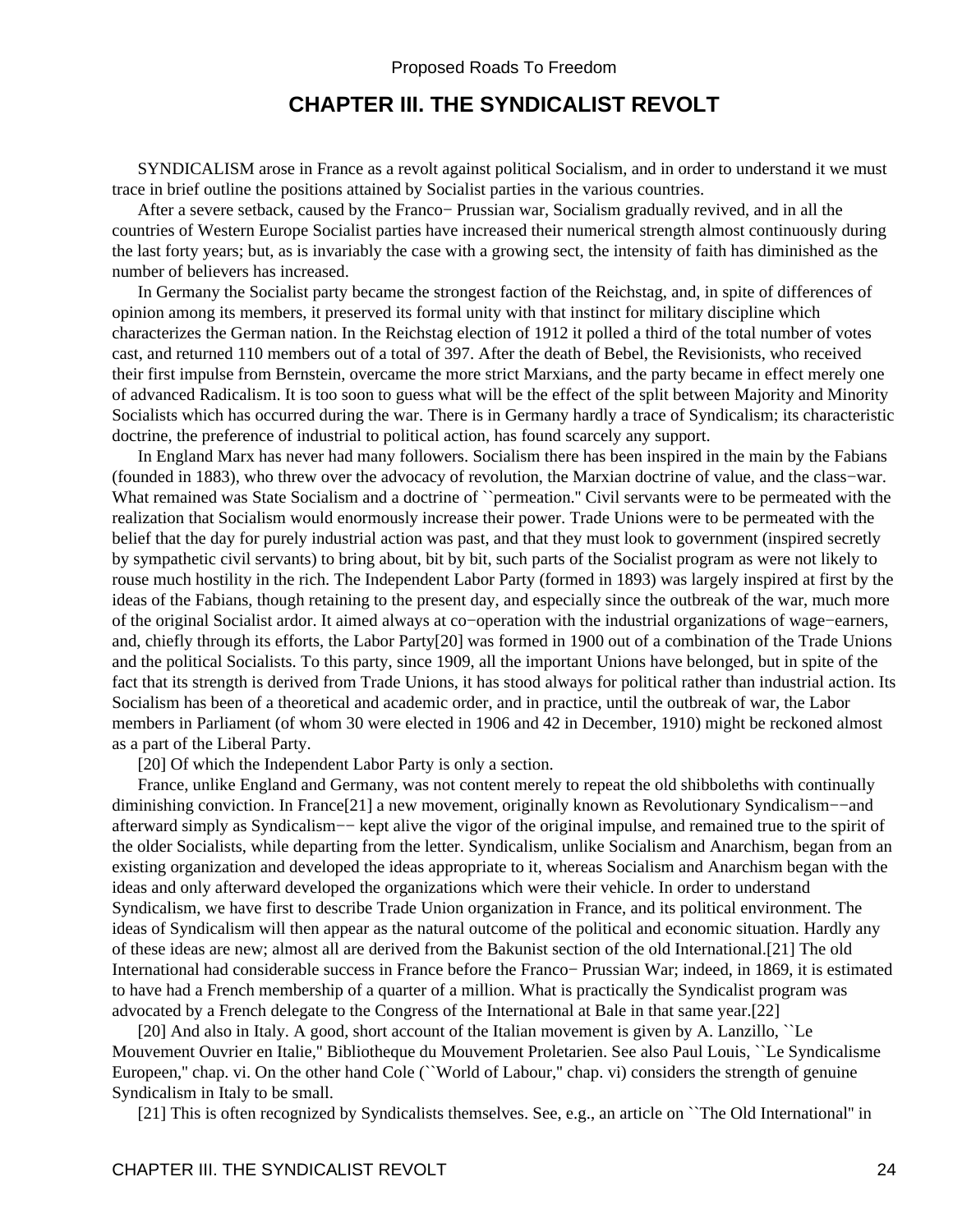## CHAPTER III. THE SYNDICALIST REVOLT

SYNDICALISM arose in France as a revolt against political Socialism, and in order to understand it we must trace in brief outline the positions attained by Socialist parties in the various countries.

After a severe setback, caused by the Franco− Prussian war, Socialism gradually revived, and in all the countries of Western Europe Socialist parties have increased their numerical strength almost continuously during the last forty years; but, as is invariably the case with a growing sect, the intensity of faith has diminished as the number of believers has increased.

In Germany the Socialist party became the strongest faction of the Reichstag, and, in spite of differences of opinion among its members, it preserved its formal unity with that instinct for military discipline which characterizes the German nation. In the Reichstag election of 1912 it polled a third of the total number of votes cast, and returned 110 members out of a total of 397. After the death of Bebel, the Revisionists, who received their first impulse from Bernstein, overcame the more strict Marxians, and the party became in effect merely one of advanced Radicalism. It is too soon to guess what will be the effect of the split between Majority and Minority Socialists which has occurred during the war. There is in Germany hardly a trace of Syndicalism; its characteristic doctrine, the preference of industrial to political action, has found scarcely any support.

In England Marx has never had many followers. Socialism there has been inspired in the main by the Fabians (founded in 1883), who threw over the advocacy of revolution, the Marxian doctrine of value, and the class−war. What remained was State Socialism and a doctrine of ``permeation.'' Civil servants were to be permeated with the realization that Socialism would enormously increase their power. Trade Unions were to be permeated with the belief that the day for purely industrial action was past, and that they must look to government (inspired secretly by sympathetic civil servants) to bring about, bit by bit, such parts of the Socialist program as were not likely to rouse much hostility in the rich. The Independent Labor Party (formed in 1893) was largely inspired at first by the ideas of the Fabians, though retaining to the present day, and especially since the outbreak of the war, much more of the original Socialist ardor. It aimed always at co−operation with the industrial organizations of wage−earners, and, chiefly through its efforts, the Labor Party[20] was formed in 1900 out of a combination of the Trade Unions and the political Socialists. To this party, since 1909, all the important Unions have belonged, but in spite of the fact that its strength is derived from Trade Unions, it has stood always for political rather than industrial action. Its Socialism has been of a theoretical and academic order, and in practice, until the outbreak of war, the Labor members in Parliament (of whom 30 were elected in 1906 and 42 in December, 1910) might be reckoned almost as a part of the Liberal Party.

[20] Of which the Independent Labor Party is only a section.

France, unlike England and Germany, was not content merely to repeat the old shibboleths with continually diminishing conviction. In France[21] a new movement, originally known as Revolutionary Syndicalism−−and afterward simply as Syndicalism−− kept alive the vigor of the original impulse, and remained true to the spirit of the older Socialists, while departing from the letter. Syndicalism, unlike Socialism and Anarchism, began from an existing organization and developed the ideas appropriate to it, whereas Socialism and Anarchism began with the ideas and only afterward developed the organizations which were their vehicle. In order to understand Syndicalism, we have first to describe Trade Union organization in France, and its political environment. The ideas of Syndicalism will then appear as the natural outcome of the political and economic situation. Hardly any of these ideas are new; almost all are derived from the Bakunist section of the old International.[21] The old International had considerable success in France before the Franco− Prussian War; indeed, in 1869, it is estimated to have had a French membership of a quarter of a million. What is practically the Syndicalist program was advocated by a French delegate to the Congress of the International at Bale in that same year.[22]

[20] And also in Italy. A good, short account of the Italian movement is given by A. Lanzillo, ``Le Mouvement Ouvrier en Italie,'' Bibliotheque du Mouvement Proletarien. See also Paul Louis, ``Le Syndicalisme Europeen,'' chap. vi. On the other hand Cole (``World of Labour,'' chap. vi) considers the strength of genuine Syndicalism in Italy to be small.

[21] This is often recognized by Syndicalists themselves. See, e.g., an article on ``The Old International'' in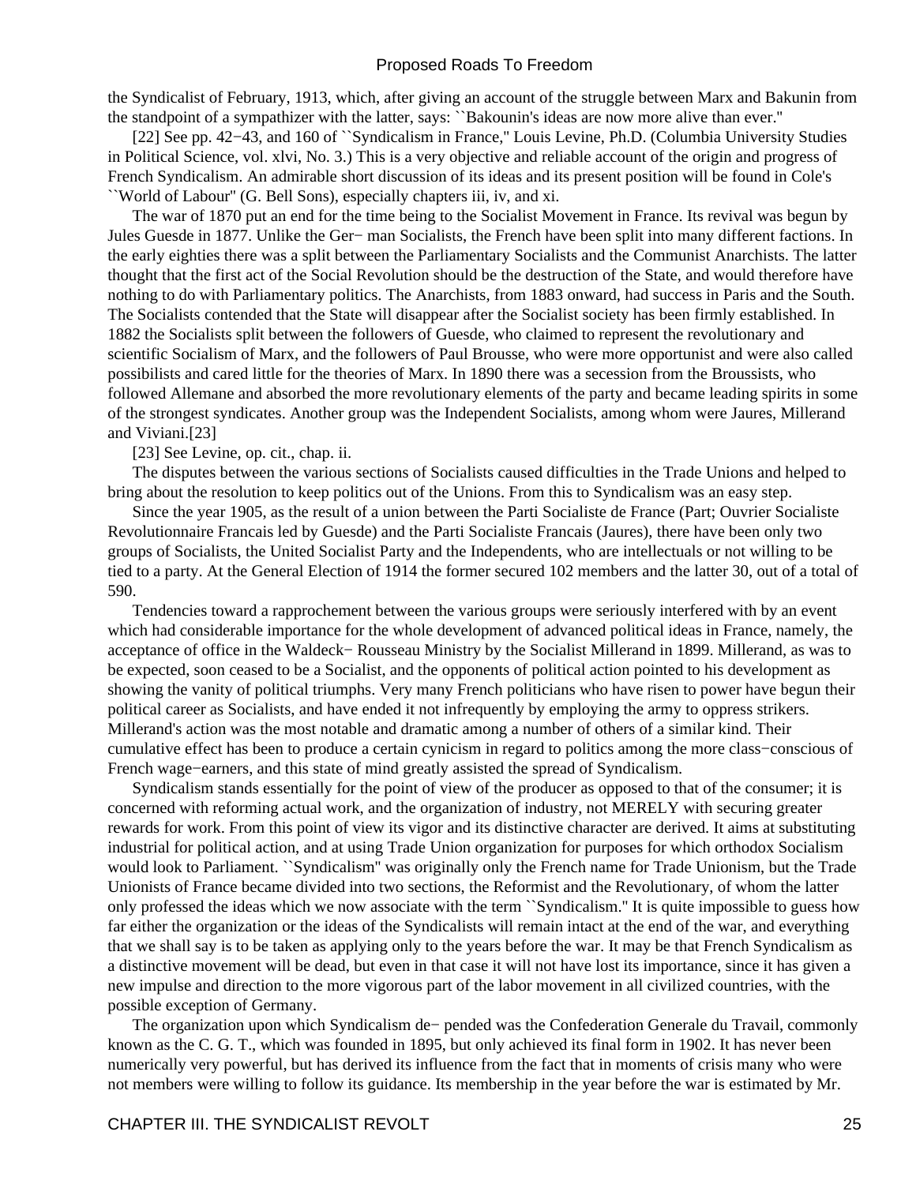the Syndicalist of February, 1913, which, after giving an account of the struggle between Marx and Bakunin from the standpoint of a sympathizer with the latter, says: ``Bakounin's ideas are now more alive than ever.''

[22] See pp. 42−43, and 160 of ``Syndicalism in France,'' Louis Levine, Ph.D. (Columbia University Studies in Political Science, vol. xlvi, No. 3.) This is a very objective and reliable account of the origin and progress of French Syndicalism. An admirable short discussion of its ideas and its present position will be found in Cole's ``World of Labour'' (G. Bell Sons), especially chapters iii, iv, and xi.

The war of 1870 put an end for the time being to the Socialist Movement in France. Its revival was begun by Jules Guesde in 1877. Unlike the Ger− man Socialists, the French have been split into many different factions. In the early eighties there was a split between the Parliamentary Socialists and the Communist Anarchists. The latter thought that the first act of the Social Revolution should be the destruction of the State, and would therefore have nothing to do with Parliamentary politics. The Anarchists, from 1883 onward, had success in Paris and the South. The Socialists contended that the State will disappear after the Socialist society has been firmly established. In 1882 the Socialists split between the followers of Guesde, who claimed to represent the revolutionary and scientific Socialism of Marx, and the followers of Paul Brousse, who were more opportunist and were also called possibilists and cared little for the theories of Marx. In 1890 there was a secession from the Broussists, who followed Allemane and absorbed the more revolutionary elements of the party and became leading spirits in some of the strongest syndicates. Another group was the Independent Socialists, among whom were Jaures, Millerand and Viviani.[23]

[23] See Levine, op. cit., chap. ii.

The disputes between the various sections of Socialists caused difficulties in the Trade Unions and helped to bring about the resolution to keep politics out of the Unions. From this to Syndicalism was an easy step.

Since the year 1905, as the result of a union between the Parti Socialiste de France (Part; Ouvrier Socialiste Revolutionnaire Francais led by Guesde) and the Parti Socialiste Francais (Jaures), there have been only two groups of Socialists, the United Socialist Party and the Independents, who are intellectuals or not willing to be tied to a party. At the General Election of 1914 the former secured 102 members and the latter 30, out of a total of 590.

Tendencies toward a rapprochement between the various groups were seriously interfered with by an event which had considerable importance for the whole development of advanced political ideas in France, namely, the acceptance of office in the Waldeck− Rousseau Ministry by the Socialist Millerand in 1899. Millerand, as was to be expected, soon ceased to be a Socialist, and the opponents of political action pointed to his development as showing the vanity of political triumphs. Very many French politicians who have risen to power have begun their political career as Socialists, and have ended it not infrequently by employing the army to oppress strikers. Millerand's action was the most notable and dramatic among a number of others of a similar kind. Their cumulative effect has been to produce a certain cynicism in regard to politics among the more class−conscious of French wage−earners, and this state of mind greatly assisted the spread of Syndicalism.

Syndicalism stands essentially for the point of view of the producer as opposed to that of the consumer; it is concerned with reforming actual work, and the organization of industry, not MERELY with securing greater rewards for work. From this point of view its vigor and its distinctive character are derived. It aims at substituting industrial for political action, and at using Trade Union organization for purposes for which orthodox Socialism would look to Parliament. ``Syndicalism'' was originally only the French name for Trade Unionism, but the Trade Unionists of France became divided into two sections, the Reformist and the Revolutionary, of whom the latter only professed the ideas which we now associate with the term ``Syndicalism.'' It is quite impossible to guess how far either the organization or the ideas of the Syndicalists will remain intact at the end of the war, and everything that we shall say is to be taken as applying only to the years before the war. It may be that French Syndicalism as a distinctive movement will be dead, but even in that case it will not have lost its importance, since it has given a new impulse and direction to the more vigorous part of the labor movement in all civilized countries, with the possible exception of Germany.

The organization upon which Syndicalism de− pended was the Confederation Generale du Travail, commonly known as the C. G. T., which was founded in 1895, but only achieved its final form in 1902. It has never been numerically very powerful, but has derived its influence from the fact that in moments of crisis many who were not members were willing to follow its guidance. Its membership in the year before the war is estimated by Mr.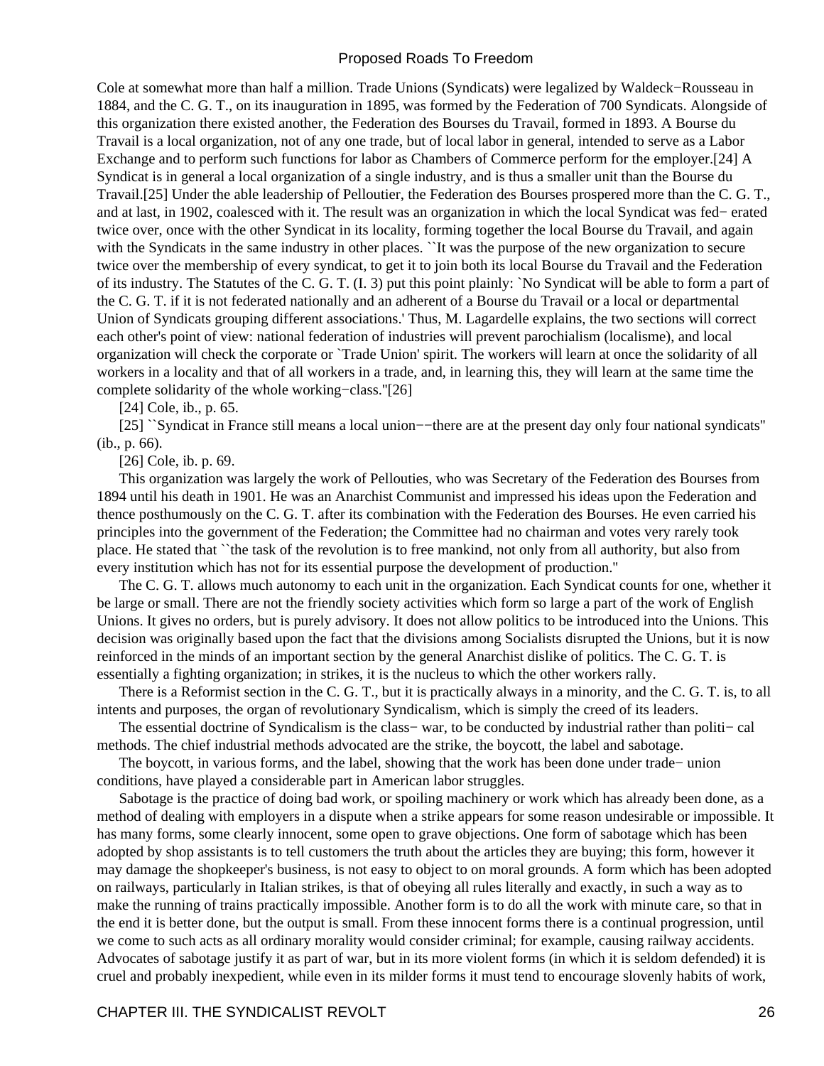Cole at somewhat more than half a million. Trade Unions (Syndicats) were legalized by Waldeck−Rousseau in 1884, and the C. G. T., on its inauguration in 1895, was formed by the Federation of 700 Syndicats. Alongside of this organization there existed another, the Federation des Bourses du Travail, formed in 1893. A Bourse du Travail is a local organization, not of any one trade, but of local labor in general, intended to serve as a Labor Exchange and to perform such functions for labor as Chambers of Commerce perform for the employer.[24] A Syndicat is in general a local organization of a single industry, and is thus a smaller unit than the Bourse du Travail.[25] Under the able leadership of Pelloutier, the Federation des Bourses prospered more than the C. G. T., and at last, in 1902, coalesced with it. The result was an organization in which the local Syndicat was federated twice over, once with the other Syndicat in its locality, forming together the local Bourse du Travail, and again with the Syndicats in the same industry in other places. ``It was the purpose of the new organization to secure twice over the membership of every syndicat, to get it to join both its local Bourse du Travail and the Federation of its industry. The Statutes of the C. G. T. (I. 3) put this point plainly: `No Syndicat will be able to form a part of the C. G. T. if it is not federated nationally and an adherent of a Bourse du Travail or a local or departmental Union of Syndicats grouping different associations.' Thus, M. Lagardelle explains, the two sections will correct each other's point of view: national federation of industries will prevent parochialism (localisme), and local organization will check the corporate or `Trade Union' spirit. The workers will learn at once the solidarity of all workers in a locality and that of all workers in a trade, and, in learning this, they will learn at the same time the complete solidarity of the whole working−class.''[26]

[24] Cole, ib., p. 65.

[25] ``Syndicat in France still means a local union−−there are at the present day only four national syndicats'' (ib., p. 66).

[26] Cole, ib. p. 69.

This organization was largely the work of Pellouties, who was Secretary of the Federation des Bourses from 1894 until his death in 1901. He was an Anarchist Communist and impressed his ideas upon the Federation and thence posthumously on the C. G. T. after its combination with the Federation des Bourses. He even carried his principles into the government of the Federation; the Committee had no chairman and votes very rarely took place. He stated that ``the task of the revolution is to free mankind, not only from all authority, but also from every institution which has not for its essential purpose the development of production.''

The C. G. T. allows much autonomy to each unit in the organization. Each Syndicat counts for one, whether it be large or small. There are not the friendly society activities which form so large a part of the work of English Unions. It gives no orders, but is purely advisory. It does not allow politics to be introduced into the Unions. This decision was originally based upon the fact that the divisions among Socialists disrupted the Unions, but it is now reinforced in the minds of an important section by the general Anarchist dislike of politics. The C. G. T. is essentially a fighting organization; in strikes, it is the nucleus to which the other workers rally.

There is a Reformist section in the C. G. T., but it is practically always in a minority, and the C. G. T. is, to all intents and purposes, the organ of revolutionary Syndicalism, which is simply the creed of its leaders.

The essential doctrine of Syndicalism is the class−war, to be conducted by industrial rather than political methods. The chief industrial methods advocated are the strike, the boycott, the label and sabotage.

The boycott, in various forms, and the label, showing that the work has been done under trade−union conditions, have played a considerable part in American labor struggles.

Sabotage is the practice of doing bad work, or spoiling machinery or work which has already been done, as a method of dealing with employers in a dispute when a strike appears for some reason undesirable or impossible. It has many forms, some clearly innocent, some open to grave objections. One form of sabotage which has been adopted by shop assistants is to tell customers the truth about the articles they are buying; this form, however it may damage the shopkeeper's business, is not easy to object to on moral grounds. A form which has been adopted on railways, particularly in Italian strikes, is that of obeying all rules literally and exactly, in such a way as to make the running of trains practically impossible. Another form is to do all the work with minute care, so that in the end it is better done, but the output is small. From these innocent forms there is a continual progression, until we come to such acts as all ordinary morality would consider criminal; for example, causing railway accidents. Advocates of sabotage justify it as part of war, but in its more violent forms (in which it is seldom defended) it is cruel and probably inexpedient, while even in its milder forms it must tend to encourage slovenly habits of work,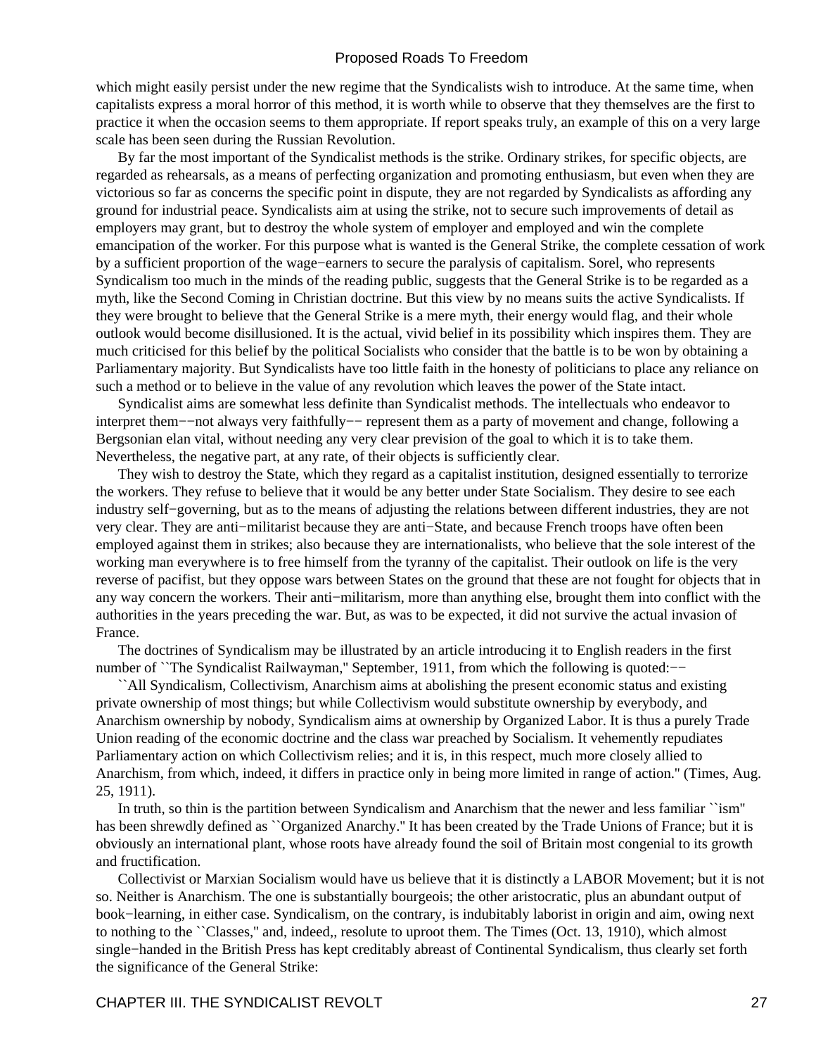which might easily persist under the new regime that the Syndicalists wish to introduce. At the same time, when capitalists express a moral horror of this method, it is worth while to observe that they themselves are the first to practice it when the occasion seems to them appropriate. If report speaks truly, an example of this on a very large scale has been seen during the Russian Revolution.

By far the most important of the Syndicalist methods is the strike. Ordinary strikes, for specific objects, are regarded as rehearsals, as a means of perfecting organization and promoting enthusiasm, but even when they are victorious so far as concerns the specific point in dispute, they are not regarded by Syndicalists as affording any ground for industrial peace. Syndicalists aim at using the strike, not to secure such improvements of detail as employers may grant, but to destroy the whole system of employer and employed and win the complete emancipation of the worker. For this purpose what is wanted is the General Strike, the complete cessation of work by a sufficient proportion of the wage−earners to secure the paralysis of capitalism. Sorel, who represents Syndicalism too much in the minds of the reading public, suggests that the General Strike is to be regarded as a myth, like the Second Coming in Christian doctrine. But this view by no means suits the active Syndicalists. If they were brought to believe that the General Strike is a mere myth, their energy would flag, and their whole outlook would become disillusioned. It is the actual, vivid belief in its possibility which inspires them. They are much criticised for this belief by the political Socialists who consider that the battle is to be won by obtaining a Parliamentary majority. But Syndicalists have too little faith in the honesty of politicians to place any reliance on such a method or to believe in the value of any revolution which leaves the power of the State intact.

Syndicalist aims are somewhat less definite than Syndicalist methods. The intellectuals who endeavor to interpret them−−not always very faithfully−− represent them as a party of movement and change, following a Bergsonian elan vital, without needing any very clear prevision of the goal to which it is to take them. Nevertheless, the negative part, at any rate, of their objects is sufficiently clear.

They wish to destroy the State, which they regard as a capitalist institution, designed essentially to terrorize the workers. They refuse to believe that it would be any better under State Socialism. They desire to see each industry self−governing, but as to the means of adjusting the relations between different industries, they are not very clear. They are anti−militarist because they are anti−State, and because French troops have often been employed against them in strikes; also because they are internationalists, who believe that the sole interest of the working man everywhere is to free himself from the tyranny of the capitalist. Their outlook on life is the very reverse of pacifist, but they oppose wars between States on the ground that these are not fought for objects that in any way concern the workers. Their anti−militarism, more than anything else, brought them into conflict with the authorities in the years preceding the war. But, as was to be expected, it did not survive the actual invasion of France.

The doctrines of Syndicalism may be illustrated by an article introducing it to English readers in the first number of ``The Syndicalist Railwayman,'' September, 1911, from which the following is quoted:−−

``All Syndicalism, Collectivism, Anarchism aims at abolishing the present economic status and existing private ownership of most things; but while Collectivism would substitute ownership by everybody, and Anarchism ownership by nobody, Syndicalism aims at ownership by Organized Labor. It is thus a purely Trade Union reading of the economic doctrine and the class war preached by Socialism. It vehemently repudiates Parliamentary action on which Collectivism relies; and it is, in this respect, much more closely allied to Anarchism, from which, indeed, it differs in practice only in being more limited in range of action.'' (Times, Aug. 25, 1911).

In truth, so thin is the partition between Syndicalism and Anarchism that the newer and less familiar ``ism'' has been shrewdly defined as ``Organized Anarchy.'' It has been created by the Trade Unions of France; but it is obviously an international plant, whose roots have already found the soil of Britain most congenial to its growth and fructification.

Collectivist or Marxian Socialism would have us believe that it is distinctly a LABOR Movement; but it is not so. Neither is Anarchism. The one is substantially bourgeois; the other aristocratic, plus an abundant output of book−learning, in either case. Syndicalism, on the contrary, is indubitably laborist in origin and aim, owing next to nothing to the ``Classes,'' and, indeed,, resolute to uproot them. The Times (Oct. 13, 1910), which almost single−handed in the British Press has kept creditably abreast of Continental Syndicalism, thus clearly set forth the significance of the General Strike: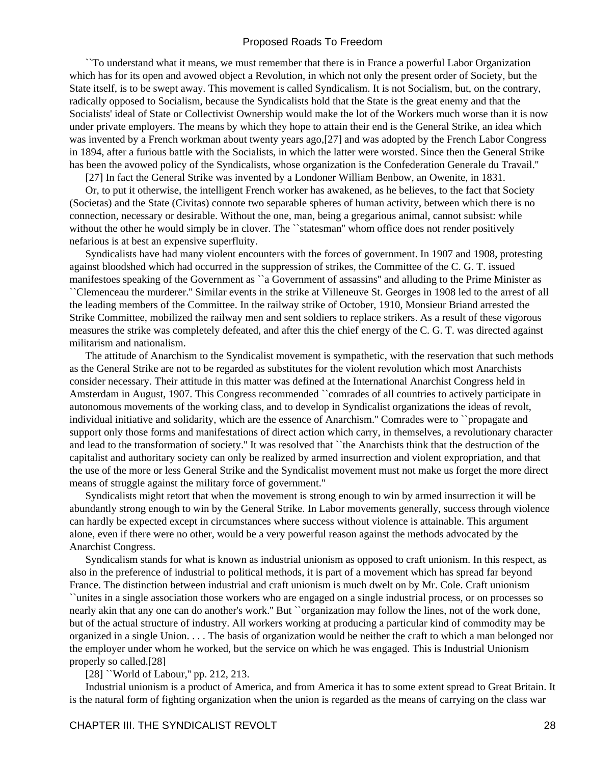``To understand what it means, we must remember that there is in France a powerful Labor Organization which has for its open and avowed object a Revolution, in which not only the present order of Society, but the State itself, is to be swept away. This movement is called Syndicalism. It is not Socialism, but, on the contrary, radically opposed to Socialism, because the Syndicalists hold that the State is the great enemy and that the Socialists' ideal of State or Collectivist Ownership would make the lot of the Workers much worse than it is now under private employers. The means by which they hope to attain their end is the General Strike, an idea which was invented by a French workman about twenty years ago,[27] and was adopted by the French Labor Congress in 1894, after a furious battle with the Socialists, in which the latter were worsted. Since then the General Strike has been the avowed policy of the Syndicalists, whose organization is the Confederation Generale du Travail.''

[27] In fact the General Strike was invented by a Londoner William Benbow, an Owenite, in 1831.

Or, to put it otherwise, the intelligent French worker has awakened, as he believes, to the fact that Society (Societas) and the State (Civitas) connote two separable spheres of human activity, between which there is no connection, necessary or desirable. Without the one, man, being a gregarious animal, cannot subsist: while without the other he would simply be in clover. The ``statesman'' whom office does not render positively nefarious is at best an expensive superfluity.

Syndicalists have had many violent encounters with the forces of government. In 1907 and 1908, protesting against bloodshed which had occurred in the suppression of strikes, the Committee of the C. G. T. issued manifestoes speaking of the Government as ``a Government of assassins'' and alluding to the Prime Minister as ``Clemenceau the murderer.'' Similar events in the strike at Villeneuve St. Georges in 1908 led to the arrest of all the leading members of the Committee. In the railway strike of October, 1910, Monsieur Briand arrested the Strike Committee, mobilized the railway men and sent soldiers to replace strikers. As a result of these vigorous measures the strike was completely defeated, and after this the chief energy of the C. G. T. was directed against militarism and nationalism.

The attitude of Anarchism to the Syndicalist movement is sympathetic, with the reservation that such methods as the General Strike are not to be regarded as substitutes for the violent revolution which most Anarchists consider necessary. Their attitude in this matter was defined at the International Anarchist Congress held in Amsterdam in August, 1907. This Congress recommended ``comrades of all countries to actively participate in autonomous movements of the working class, and to develop in Syndicalist organizations the ideas of revolt, individual initiative and solidarity, which are the essence of Anarchism.'' Comrades were to ``propagate and support only those forms and manifestations of direct action which carry, in themselves, a revolutionary character and lead to the transformation of society.'' It was resolved that ``the Anarchists think that the destruction of the capitalist and authoritary society can only be realized by armed insurrection and violent expropriation, and that the use of the more or less General Strike and the Syndicalist movement must not make us forget the more direct means of struggle against the military force of government.''

Syndicalists might retort that when the movement is strong enough to win by armed insurrection it will be abundantly strong enough to win by the General Strike. In Labor movements generally, success through violence can hardly be expected except in circumstances where success without violence is attainable. This argument alone, even if there were no other, would be a very powerful reason against the methods advocated by the Anarchist Congress.

Syndicalism stands for what is known as industrial unionism as opposed to craft unionism. In this respect, as also in the preference of industrial to political methods, it is part of a movement which has spread far beyond France. The distinction between industrial and craft unionism is much dwelt on by Mr. Cole. Craft unionism ``unites in a single association those workers who are engaged on a single industrial process, or on processes so nearly akin that any one can do another's work.'' But ``organization may follow the lines, not of the work done, but of the actual structure of industry. All workers working at producing a particular kind of commodity may be organized in a single Union. . . . The basis of organization would be neither the craft to which a man belonged nor the employer under whom he worked, but the service on which he was engaged. This is Industrial Unionism properly so called.[28]

[28] ``World of Labour,'' pp. 212, 213.

Industrial unionism is a product of America, and from America it has to some extent spread to Great Britain. It is the natural form of fighting organization when the union is regarded as the means of carrying on the class war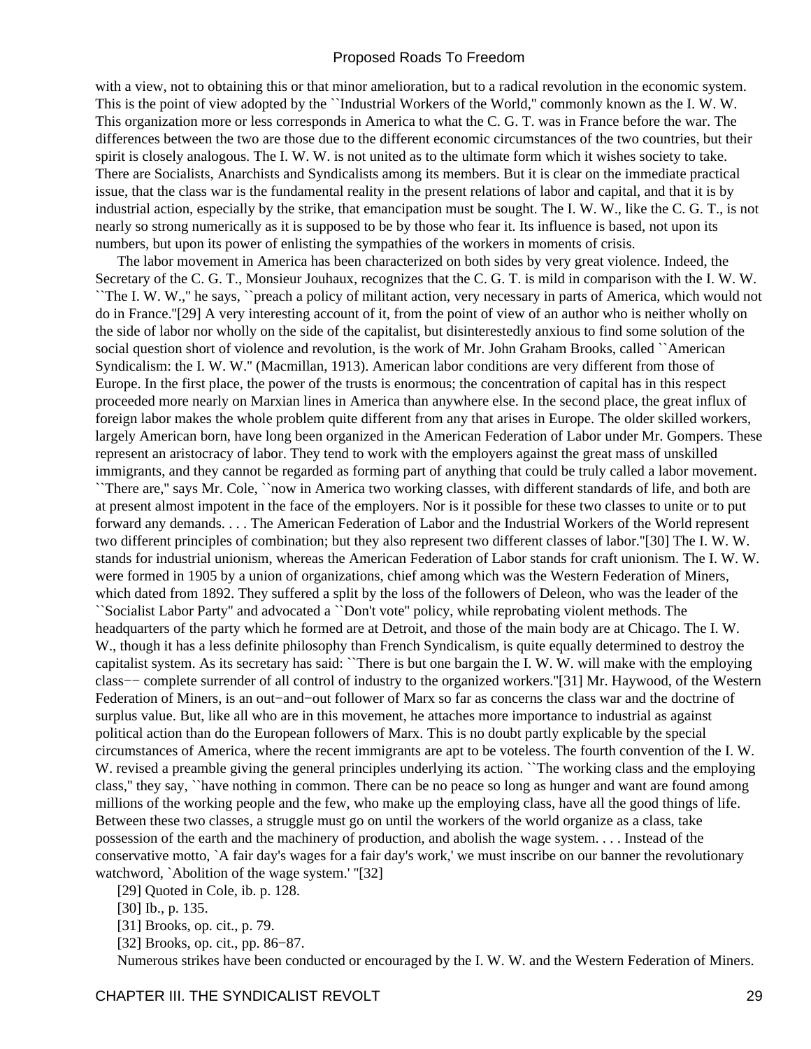with a view, not to obtaining this or that minor amelioration, but to a radical revolution in the economic system. This is the point of view adopted by the "Industrial Workers of the World," commonly known as the I. W. W. This organization more or less corresponds in America to what the C. G. T. was in France before the war. The differences between the two are those due to the different economic circumstances of the two countries, but their spirit is closely analogous. The I. W. W. is not united as to the ultimate form which it wishes society to take. There are Socialists, Anarchists and Syndicalists among its members. But it is clear on the immediate practical issue, that the class war is the fundamental reality in the present relations of labor and capital, and that it is by industrial action, especially by the strike, that emancipation must be sought. The I. W. W., like the C. G. T., is not nearly so strong numerically as it is supposed to be by those who fear it. Its influence is based, not upon its numbers, but upon its power of enlisting the sympathies of the workers in moments of crisis.

The labor movement in America has been characterized on both sides by very great violence. Indeed, the Secretary of the C. G. T., Monsieur Jouhaux, recognizes that the C. G. T. is mild in comparison with the I. W. W. "The I. W. W.," he says, "preach a policy of militant action, very necessary in parts of America, which would not do in France."[29] A very interesting account of it, from the point of view of an author who is neither wholly on the side of labor nor wholly on the side of the capitalist, but disinterestedly anxious to find some solution of the social question short of violence and revolution, is the work of Mr. John Graham Brooks, called "American Syndicalism: the I. W. W." (Macmillan, 1913). American labor conditions are very different from those of Europe. In the first place, the power of the trusts is enormous; the concentration of capital has in this respect proceeded more nearly on Marxian lines in America than anywhere else. In the second place, the great influx of foreign labor makes the whole problem quite different from any that arises in Europe. The older skilled workers, largely American born, have long been organized in the American Federation of Labor under Mr. Gompers. These represent an aristocracy of labor. They tend to work with the employers against the great mass of unskilled immigrants, and they cannot be regarded as forming part of anything that could be truly called a labor movement. "There are," says Mr. Cole, "now in America two working classes, with different standards of life, and both are at present almost impotent in the face of the employers. Nor is it possible for these two classes to unite or to put forward any demands. . . . The American Federation of Labor and the Industrial Workers of the World represent two different principles of combination; but they also represent two different classes of labor."[30] The I. W. W. stands for industrial unionism, whereas the American Federation of Labor stands for craft unionism. The I. W. W. were formed in 1905 by a union of organizations, chief among which was the Western Federation of Miners, which dated from 1892. They suffered a split by the loss of the followers of Deleon, who was the leader of the "Socialist Labor Party" and advocated a "Don't vote" policy, while reprobating violent methods. The headquarters of the party which he formed are at Detroit, and those of the main body are at Chicago. The I. W. W., though it has a less definite philosophy than French Syndicalism, is quite equally determined to destroy the capitalist system. As its secretary has said: "There is but one bargain the I. W. W. will make with the employing class—complete surrender of all control of industry to the organized workers."[31] Mr. Haywood, of the Western Federation of Miners, is an out-and-out follower of Marx so far as concerns the class war and the doctrine of surplus value. But, like all who are in this movement, he attaches more importance to industrial as against political action than do the European followers of Marx. This is no doubt partly explicable by the special circumstances of America, where the recent immigrants are apt to be voteless. The fourth convention of the I. W. W. revised a preamble giving the general principles underlying its action. "The working class and the employing class," they say, "have nothing in common. There can be no peace so long as hunger and want are found among millions of the working people and the few, who make up the employing class, have all the good things of life. Between these two classes, a struggle must go on until the workers of the world organize as a class, take possession of the earth and the machinery of production, and abolish the wage system. . . . Instead of the conservative motto, 'A fair day's wages for a fair day's work,' we must inscribe on our banner the revolutionary watchword, 'Abolition of the wage system.'"[32]

[29] Quoted in Cole, ib. p. 128.

[30] Ib., p. 135.

[31] Brooks, op. cit., p. 79.

[32] Brooks, op. cit., pp. 86-87.

Numerous strikes have been conducted or encouraged by the I. W. W. and the Western Federation of Miners.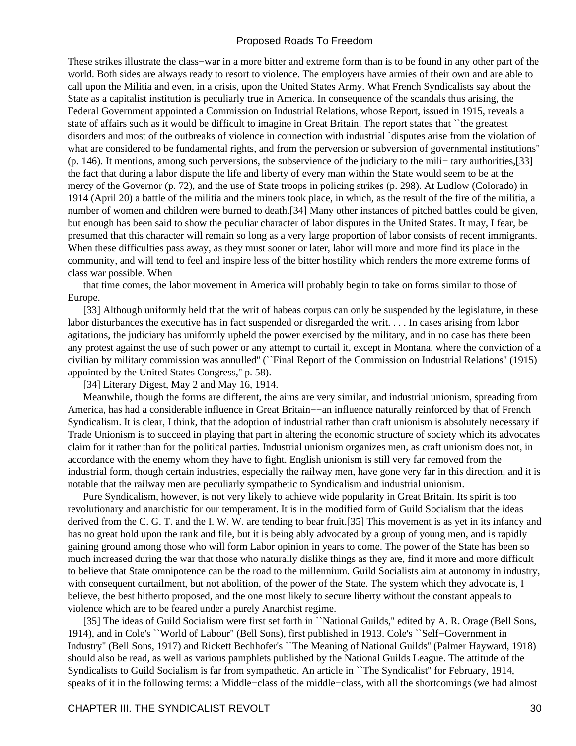These strikes illustrate the class−war in a more bitter and extreme form than is to be found in any other part of the world. Both sides are always ready to resort to violence. The employers have armies of their own and are able to call upon the Militia and even, in a crisis, upon the United States Army. What French Syndicalists say about the State as a capitalist institution is peculiarly true in America. In consequence of the scandals thus arising, the Federal Government appointed a Commission on Industrial Relations, whose Report, issued in 1915, reveals a state of affairs such as it would be difficult to imagine in Great Britain. The report states that ``the greatest disorders and most of the outbreaks of violence in connection with industrial `disputes arise from the violation of what are considered to be fundamental rights, and from the perversion or subversion of governmental institutions'' (p. 146). It mentions, among such perversions, the subservience of the judiciary to the mili− tary authorities,[33] the fact that during a labor dispute the life and liberty of every man within the State would seem to be at the mercy of the Governor (p. 72), and the use of State troops in policing strikes (p. 298). At Ludlow (Colorado) in 1914 (April 20) a battle of the militia and the miners took place, in which, as the result of the fire of the militia, a number of women and children were burned to death.[34] Many other instances of pitched battles could be given, but enough has been said to show the peculiar character of labor disputes in the United States. It may, I fear, be presumed that this character will remain so long as a very large proportion of labor consists of recent immigrants. When these difficulties pass away, as they must sooner or later, labor will more and more find its place in the community, and will tend to feel and inspire less of the bitter hostility which renders the more extreme forms of class war possible. When

that time comes, the labor movement in America will probably begin to take on forms similar to those of Europe.

[33] Although uniformly held that the writ of habeas corpus can only be suspended by the legislature, in these labor disturbances the executive has in fact suspended or disregarded the writ. . . . In cases arising from labor agitations, the judiciary has uniformly upheld the power exercised by the military, and in no case has there been any protest against the use of such power or any attempt to curtail it, except in Montana, where the conviction of a civilian by military commission was annulled'' (``Final Report of the Commission on Industrial Relations'' (1915) appointed by the United States Congress,'' p. 58).

[34] Literary Digest, May 2 and May 16, 1914.

Meanwhile, though the forms are different, the aims are very similar, and industrial unionism, spreading from America, has had a considerable influence in Great Britain−−an influence naturally reinforced by that of French Syndicalism. It is clear, I think, that the adoption of industrial rather than craft unionism is absolutely necessary if Trade Unionism is to succeed in playing that part in altering the economic structure of society which its advocates claim for it rather than for the political parties. Industrial unionism organizes men, as craft unionism does not, in accordance with the enemy whom they have to fight. English unionism is still very far removed from the industrial form, though certain industries, especially the railway men, have gone very far in this direction, and it is notable that the railway men are peculiarly sympathetic to Syndicalism and industrial unionism.

Pure Syndicalism, however, is not very likely to achieve wide popularity in Great Britain. Its spirit is too revolutionary and anarchistic for our temperament. It is in the modified form of Guild Socialism that the ideas derived from the C. G. T. and the I. W. W. are tending to bear fruit.[35] This movement is as yet in its infancy and has no great hold upon the rank and file, but it is being ably advocated by a group of young men, and is rapidly gaining ground among those who will form Labor opinion in years to come. The power of the State has been so much increased during the war that those who naturally dislike things as they are, find it more and more difficult to believe that State omnipotence can be the road to the millennium. Guild Socialists aim at autonomy in industry, with consequent curtailment, but not abolition, of the power of the State. The system which they advocate is, I believe, the best hitherto proposed, and the one most likely to secure liberty without the constant appeals to violence which are to be feared under a purely Anarchist regime.

[35] The ideas of Guild Socialism were first set forth in ``National Guilds,'' edited by A. R. Orage (Bell Sons, 1914), and in Cole's ``World of Labour'' (Bell Sons), first published in 1913. Cole's ``Self−Government in Industry'' (Bell Sons, 1917) and Rickett Bechhofer's ``The Meaning of National Guilds'' (Palmer Hayward, 1918) should also be read, as well as various pamphlets published by the National Guilds League. The attitude of the Syndicalists to Guild Socialism is far from sympathetic. An article in ``The Syndicalist'' for February, 1914, speaks of it in the following terms: a Middle−class of the middle−class, with all the shortcomings (we had almost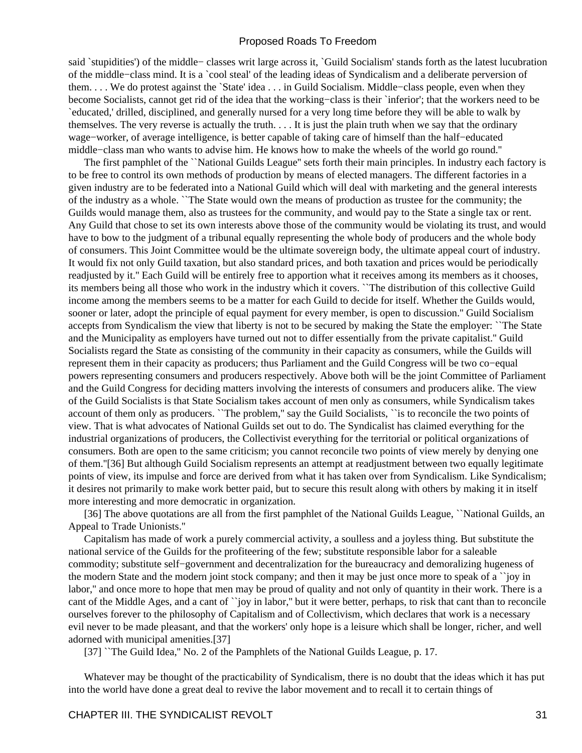said `stupidities') of the middle− classes writ large across it, `Guild Socialism' stands forth as the latest lucubration of the middle−class mind. It is a `cool steal' of the leading ideas of Syndicalism and a deliberate perversion of them. . . . We do protest against the `State' idea . . . in Guild Socialism. Middle−class people, even when they become Socialists, cannot get rid of the idea that the working−class is their `inferior'; that the workers need to be `educated,' drilled, disciplined, and generally nursed for a very long time before they will be able to walk by themselves. The very reverse is actually the truth. . . . It is just the plain truth when we say that the ordinary wage−worker, of average intelligence, is better capable of taking care of himself than the half−educated middle−class man who wants to advise him. He knows how to make the wheels of the world go round.''

The first pamphlet of the ``National Guilds League'' sets forth their main principles. In industry each factory is to be free to control its own methods of production by means of elected managers. The different factories in a given industry are to be federated into a National Guild which will deal with marketing and the general interests of the industry as a whole. ``The State would own the means of production as trustee for the community; the Guilds would manage them, also as trustees for the community, and would pay to the State a single tax or rent. Any Guild that chose to set its own interests above those of the community would be violating its trust, and would have to bow to the judgment of a tribunal equally representing the whole body of producers and the whole body of consumers. This Joint Committee would be the ultimate sovereign body, the ultimate appeal court of industry. It would fix not only Guild taxation, but also standard prices, and both taxation and prices would be periodically readjusted by it.'' Each Guild will be entirely free to apportion what it receives among its members as it chooses, its members being all those who work in the industry which it covers. ``The distribution of this collective Guild income among the members seems to be a matter for each Guild to decide for itself. Whether the Guilds would, sooner or later, adopt the principle of equal payment for every member, is open to discussion.'' Guild Socialism accepts from Syndicalism the view that liberty is not to be secured by making the State the employer: ``The State and the Municipality as employers have turned out not to differ essentially from the private capitalist.'' Guild Socialists regard the State as consisting of the community in their capacity as consumers, while the Guilds will represent them in their capacity as producers; thus Parliament and the Guild Congress will be two co−equal powers representing consumers and producers respectively. Above both will be the joint Committee of Parliament and the Guild Congress for deciding matters involving the interests of consumers and producers alike. The view of the Guild Socialists is that State Socialism takes account of men only as consumers, while Syndicalism takes account of them only as producers. ``The problem,'' say the Guild Socialists, ``is to reconcile the two points of view. That is what advocates of National Guilds set out to do. The Syndicalist has claimed everything for the industrial organizations of producers, the Collectivist everything for the territorial or political organizations of consumers. Both are open to the same criticism; you cannot reconcile two points of view merely by denying one of them.''[36] But although Guild Socialism represents an attempt at readjustment between two equally legitimate points of view, its impulse and force are derived from what it has taken over from Syndicalism. Like Syndicalism; it desires not primarily to make work better paid, but to secure this result along with others by making it in itself more interesting and more democratic in organization.

[36] The above quotations are all from the first pamphlet of the National Guilds League, ``National Guilds, an Appeal to Trade Unionists.''

Capitalism has made of work a purely commercial activity, a soulless and a joyless thing. But substitute the national service of the Guilds for the profiteering of the few; substitute responsible labor for a saleable commodity; substitute self−government and decentralization for the bureaucracy and demoralizing hugeness of the modern State and the modern joint stock company; and then it may be just once more to speak of a ``joy in labor,'' and once more to hope that men may be proud of quality and not only of quantity in their work. There is a cant of the Middle Ages, and a cant of ``joy in labor,'' but it were better, perhaps, to risk that cant than to reconcile ourselves forever to the philosophy of Capitalism and of Collectivism, which declares that work is a necessary evil never to be made pleasant, and that the workers' only hope is a leisure which shall be longer, richer, and well adorned with municipal amenities.[37]

[37] ``The Guild Idea,'' No. 2 of the Pamphlets of the National Guilds League, p. 17.

Whatever may be thought of the practicability of Syndicalism, there is no doubt that the ideas which it has put into the world have done a great deal to revive the labor movement and to recall it to certain things of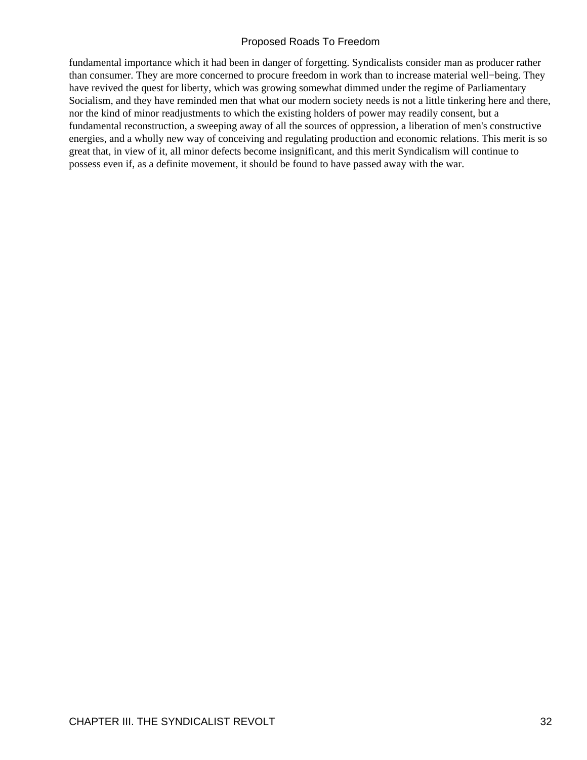fundamental importance which it had been in danger of forgetting. Syndicalists consider man as producer rather than consumer. They are more concerned to procure freedom in work than to increase material well−being. They have revived the quest for liberty, which was growing somewhat dimmed under the regime of Parliamentary Socialism, and they have reminded men that what our modern society needs is not a little tinkering here and there, nor the kind of minor readjustments to which the existing holders of power may readily consent, but a fundamental reconstruction, a sweeping away of all the sources of oppression, a liberation of men's constructive energies, and a wholly new way of conceiving and regulating production and economic relations. This merit is so great that, in view of it, all minor defects become insignificant, and this merit Syndicalism will continue to possess even if, as a definite movement, it should be found to have passed away with the war.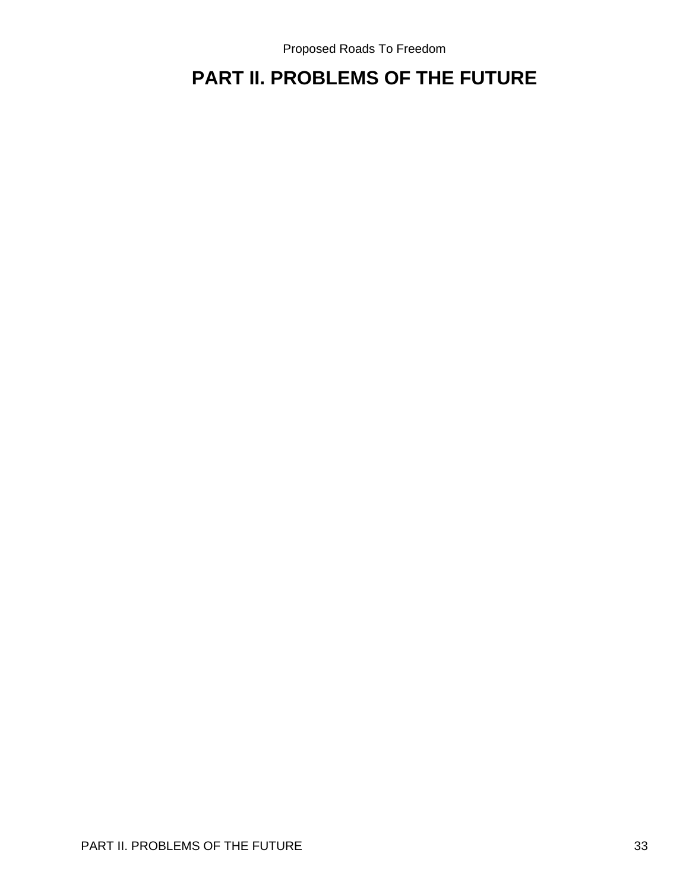# PART II. PROBLEMS OF THE FUTURE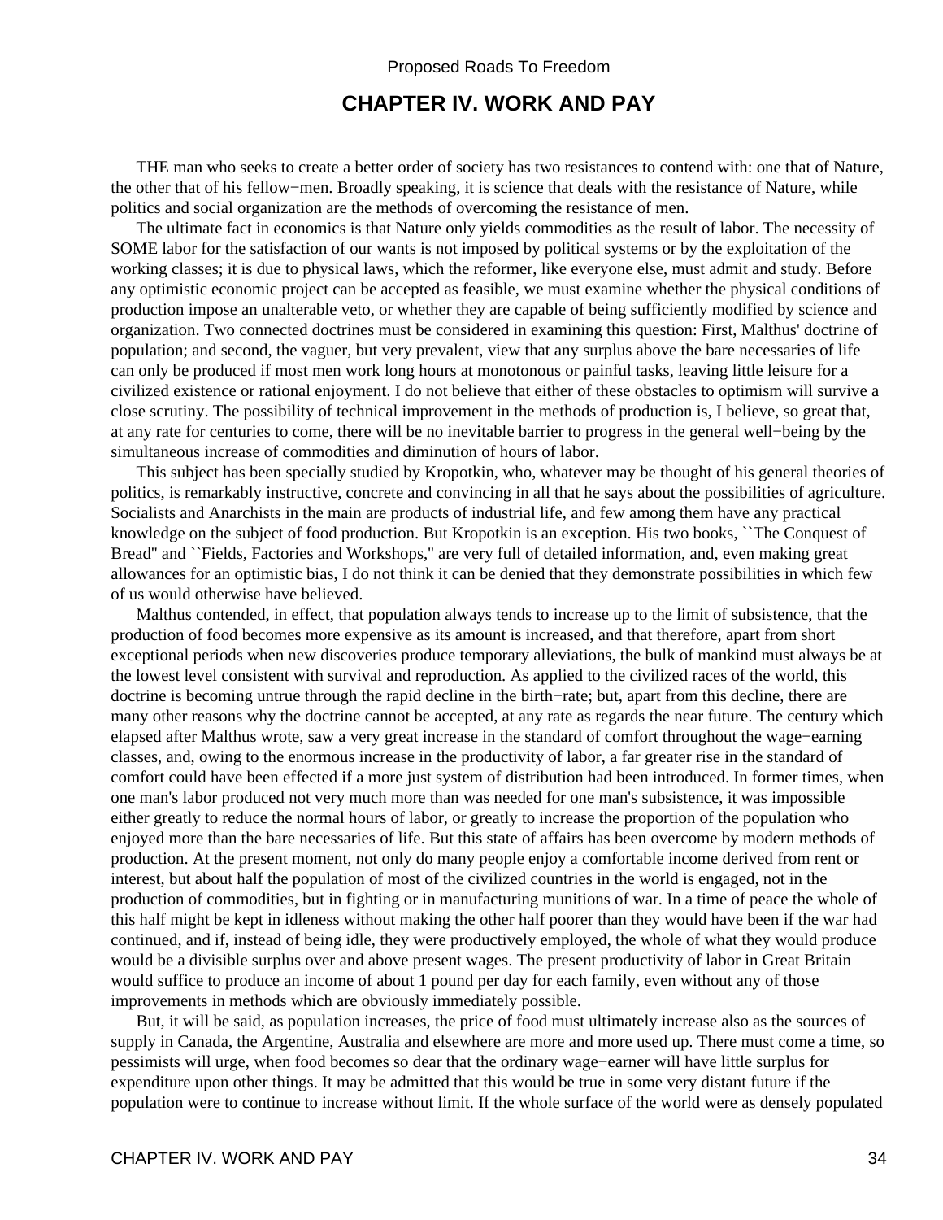## CHAPTER IV. WORK AND PAY

THE man who seeks to create a better order of society has two resistances to contend with: one that of Nature, the other that of his fellow−men. Broadly speaking, it is science that deals with the resistance of Nature, while politics and social organization are the methods of overcoming the resistance of men.

The ultimate fact in economics is that Nature only yields commodities as the result of labor. The necessity of SOME labor for the satisfaction of our wants is not imposed by political systems or by the exploitation of the working classes; it is due to physical laws, which the reformer, like everyone else, must admit and study. Before any optimistic economic project can be accepted as feasible, we must examine whether the physical conditions of production impose an unalterable veto, or whether they are capable of being sufficiently modified by science and organization. Two connected doctrines must be considered in examining this question: First, Malthus' doctrine of population; and second, the vaguer, but very prevalent, view that any surplus above the bare necessaries of life can only be produced if most men work long hours at monotonous or painful tasks, leaving little leisure for a civilized existence or rational enjoyment. I do not believe that either of these obstacles to optimism will survive a close scrutiny. The possibility of technical improvement in the methods of production is, I believe, so great that, at any rate for centuries to come, there will be no inevitable barrier to progress in the general well−being by the simultaneous increase of commodities and diminution of hours of labor.

This subject has been specially studied by Kropotkin, who, whatever may be thought of his general theories of politics, is remarkably instructive, concrete and convincing in all that he says about the possibilities of agriculture. Socialists and Anarchists in the main are products of industrial life, and few among them have any practical knowledge on the subject of food production. But Kropotkin is an exception. His two books, ``The Conquest of Bread'' and ``Fields, Factories and Workshops,'' are very full of detailed information, and, even making great allowances for an optimistic bias, I do not think it can be denied that they demonstrate possibilities in which few of us would otherwise have believed.

Malthus contended, in effect, that population always tends to increase up to the limit of subsistence, that the production of food becomes more expensive as its amount is increased, and that therefore, apart from short exceptional periods when new discoveries produce temporary alleviations, the bulk of mankind must always be at the lowest level consistent with survival and reproduction. As applied to the civilized races of the world, this doctrine is becoming untrue through the rapid decline in the birth−rate; but, apart from this decline, there are many other reasons why the doctrine cannot be accepted, at any rate as regards the near future. The century which elapsed after Malthus wrote, saw a very great increase in the standard of comfort throughout the wage−earning classes, and, owing to the enormous increase in the productivity of labor, a far greater rise in the standard of comfort could have been effected if a more just system of distribution had been introduced. In former times, when one man's labor produced not very much more than was needed for one man's subsistence, it was impossible either greatly to reduce the normal hours of labor, or greatly to increase the proportion of the population who enjoyed more than the bare necessaries of life. But this state of affairs has been overcome by modern methods of production. At the present moment, not only do many people enjoy a comfortable income derived from rent or interest, but about half the population of most of the civilized countries in the world is engaged, not in the production of commodities, but in fighting or in manufacturing munitions of war. In a time of peace the whole of this half might be kept in idleness without making the other half poorer than they would have been if the war had continued, and if, instead of being idle, they were productively employed, the whole of what they would produce would be a divisible surplus over and above present wages. The present productivity of labor in Great Britain would suffice to produce an income of about 1 pound per day for each family, even without any of those improvements in methods which are obviously immediately possible.

But, it will be said, as population increases, the price of food must ultimately increase also as the sources of supply in Canada, the Argentine, Australia and elsewhere are more and more used up. There must come a time, so pessimists will urge, when food becomes so dear that the ordinary wage−earner will have little surplus for expenditure upon other things. It may be admitted that this would be true in some very distant future if the population were to continue to increase without limit. If the whole surface of the world were as densely populated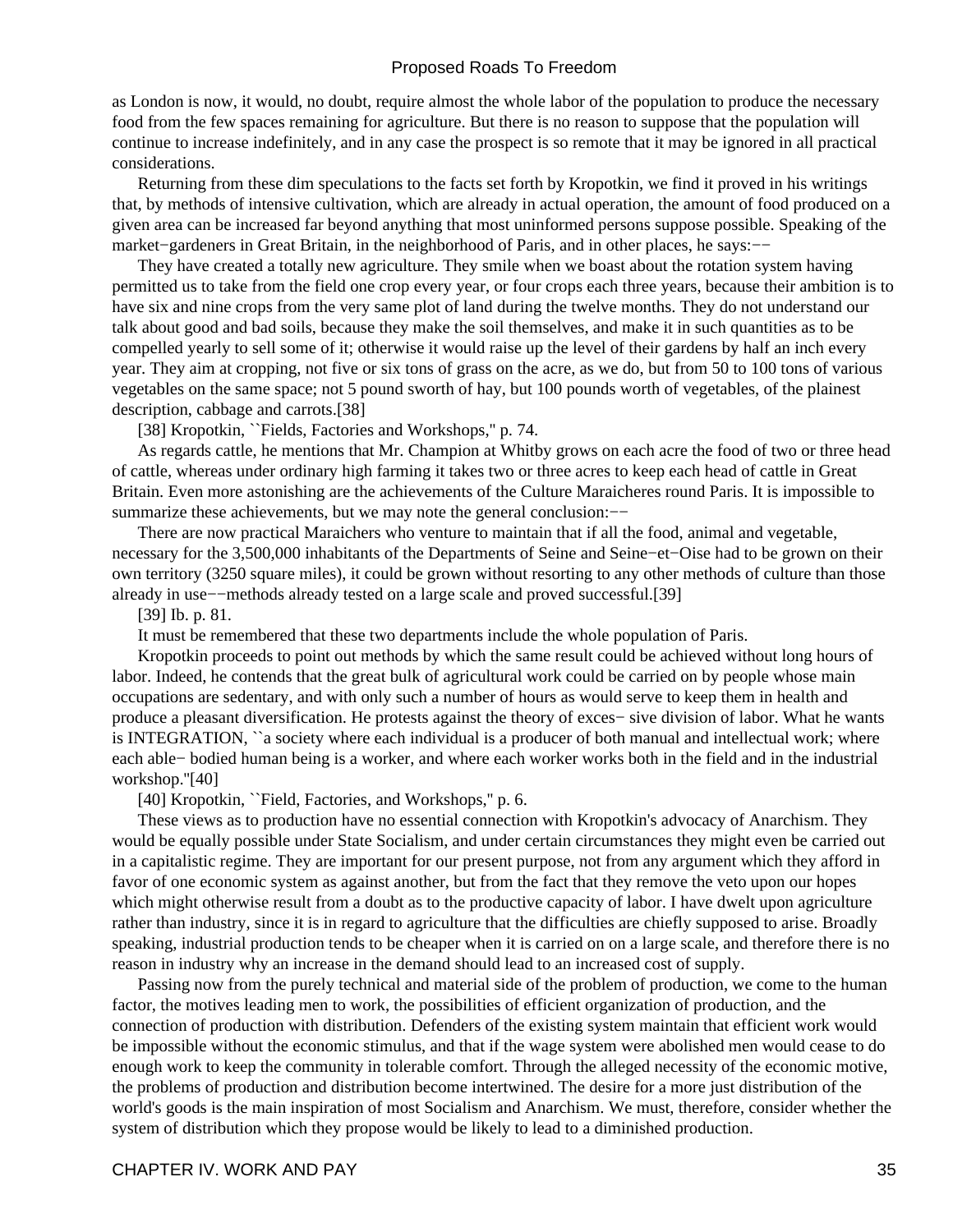as London is now, it would, no doubt, require almost the whole labor of the population to produce the necessary food from the few spaces remaining for agriculture. But there is no reason to suppose that the population will continue to increase indefinitely, and in any case the prospect is so remote that it may be ignored in all practical considerations.

Returning from these dim speculations to the facts set forth by Kropotkin, we find it proved in his writings that, by methods of intensive cultivation, which are already in actual operation, the amount of food produced on a given area can be increased far beyond anything that most uninformed persons suppose possible. Speaking of the market−gardeners in Great Britain, in the neighborhood of Paris, and in other places, he says:−−

They have created a totally new agriculture. They smile when we boast about the rotation system having permitted us to take from the field one crop every year, or four crops each three years, because their ambition is to have six and nine crops from the very same plot of land during the twelve months. They do not understand our talk about good and bad soils, because they make the soil themselves, and make it in such quantities as to be compelled yearly to sell some of it; otherwise it would raise up the level of their gardens by half an inch every year. They aim at cropping, not five or six tons of grass on the acre, as we do, but from 50 to 100 tons of various vegetables on the same space; not 5 pound sworth of hay, but 100 pounds worth of vegetables, of the plainest description, cabbage and carrots.[38]

[38] Kropotkin, ``Fields, Factories and Workshops,'' p. 74.

As regards cattle, he mentions that Mr. Champion at Whitby grows on each acre the food of two or three head of cattle, whereas under ordinary high farming it takes two or three acres to keep each head of cattle in Great Britain. Even more astonishing are the achievements of the Culture Maraicheres round Paris. It is impossible to summarize these achievements, but we may note the general conclusion:−−

There are now practical Maraichers who venture to maintain that if all the food, animal and vegetable, necessary for the 3,500,000 inhabitants of the Departments of Seine and Seine−et−Oise had to be grown on their own territory (3250 square miles), it could be grown without resorting to any other methods of culture than those already in use−−methods already tested on a large scale and proved successful.[39]

[39] Ib. p. 81.

It must be remembered that these two departments include the whole population of Paris.

Kropotkin proceeds to point out methods by which the same result could be achieved without long hours of labor. Indeed, he contends that the great bulk of agricultural work could be carried on by people whose main occupations are sedentary, and with only such a number of hours as would serve to keep them in health and produce a pleasant diversification. He protests against the theory of exces− sive division of labor. What he wants is INTEGRATION, ``a society where each individual is a producer of both manual and intellectual work; where each able− bodied human being is a worker, and where each worker works both in the field and in the industrial workshop.''[40]

[40] Kropotkin, ``Field, Factories, and Workshops,'' p. 6.

These views as to production have no essential connection with Kropotkin's advocacy of Anarchism. They would be equally possible under State Socialism, and under certain circumstances they might even be carried out in a capitalistic regime. They are important for our present purpose, not from any argument which they afford in favor of one economic system as against another, but from the fact that they remove the veto upon our hopes which might otherwise result from a doubt as to the productive capacity of labor. I have dwelt upon agriculture rather than industry, since it is in regard to agriculture that the difficulties are chiefly supposed to arise. Broadly speaking, industrial production tends to be cheaper when it is carried on on a large scale, and therefore there is no reason in industry why an increase in the demand should lead to an increased cost of supply.

Passing now from the purely technical and material side of the problem of production, we come to the human factor, the motives leading men to work, the possibilities of efficient organization of production, and the connection of production with distribution. Defenders of the existing system maintain that efficient work would be impossible without the economic stimulus, and that if the wage system were abolished men would cease to do enough work to keep the community in tolerable comfort. Through the alleged necessity of the economic motive, the problems of production and distribution become intertwined. The desire for a more just distribution of the world's goods is the main inspiration of most Socialism and Anarchism. We must, therefore, consider whether the system of distribution which they propose would be likely to lead to a diminished production.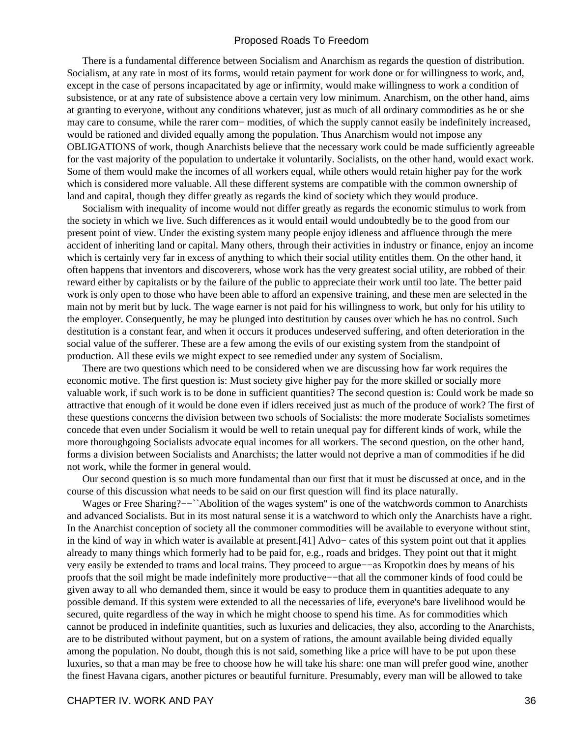There is a fundamental difference between Socialism and Anarchism as regards the question of distribution. Socialism, at any rate in most of its forms, would retain payment for work done or for willingness to work, and, except in the case of persons incapacitated by age or infirmity, would make willingness to work a condition of subsistence, or at any rate of subsistence above a certain very low minimum. Anarchism, on the other hand, aims at granting to everyone, without any conditions whatever, just as much of all ordinary commodities as he or she may care to consume, while the rarer commodities, of which the supply cannot easily be indefinitely increased, would be rationed and divided equally among the population. Thus Anarchism would not impose any OBLIGATIONS of work, though Anarchists believe that the necessary work could be made sufficiently agreeable for the vast majority of the population to undertake it voluntarily. Socialists, on the other hand, would exact work. Some of them would make the incomes of all workers equal, while others would retain higher pay for the work which is considered more valuable. All these different systems are compatible with the common ownership of land and capital, though they differ greatly as regards the kind of society which they would produce.

Socialism with inequality of income would not differ greatly as regards the economic stimulus to work from the society in which we live. Such differences as it would entail would undoubtedly be to the good from our present point of view. Under the existing system many people enjoy idleness and affluence through the mere accident of inheriting land or capital. Many others, through their activities in industry or finance, enjoy an income which is certainly very far in excess of anything to which their social utility entitles them. On the other hand, it often happens that inventors and discoverers, whose work has the very greatest social utility, are robbed of their reward either by capitalists or by the failure of the public to appreciate their work until too late. The better paid work is only open to those who have been able to afford an expensive training, and these men are selected in the main not by merit but by luck. The wage earner is not paid for his willingness to work, but only for his utility to the employer. Consequently, he may be plunged into destitution by causes over which he has no control. Such destitution is a constant fear, and when it occurs it produces undeserved suffering, and often deterioration in the social value of the sufferer. These are a few among the evils of our existing system from the standpoint of production. All these evils we might expect to see remedied under any system of Socialism.

There are two questions which need to be considered when we are discussing how far work requires the economic motive. The first question is: Must society give higher pay for the more skilled or socially more valuable work, if such work is to be done in sufficient quantities? The second question is: Could work be made so attractive that enough of it would be done even if idlers received just as much of the produce of work? The first of these questions concerns the division between two schools of Socialists: the more moderate Socialists sometimes concede that even under Socialism it would be well to retain unequal pay for different kinds of work, while the more thoroughgoing Socialists advocate equal incomes for all workers. The second question, on the other hand, forms a division between Socialists and Anarchists; the latter would not deprive a man of commodities if he did not work, while the former in general would.

Our second question is so much more fundamental than our first that it must be discussed at once, and in the course of this discussion what needs to be said on our first question will find its place naturally.

Wages or Free Sharing?−−``Abolition of the wages system'' is one of the watchwords common to Anarchists and advanced Socialists. But in its most natural sense it is a watchword to which only the Anarchists have a right. In the Anarchist conception of society all the commoner commodities will be available to everyone without stint, in the kind of way in which water is available at present.[41] Advocates of this system point out that it applies already to many things which formerly had to be paid for, e.g., roads and bridges. They point out that it might very easily be extended to trams and local trains. They proceed to argue−−as Kropotkin does by means of his proofs that the soil might be made indefinitely more productive−−that all the commoner kinds of food could be given away to all who demanded them, since it would be easy to produce them in quantities adequate to any possible demand. If this system were extended to all the necessaries of life, everyone's bare livelihood would be secured, quite regardless of the way in which he might choose to spend his time. As for commodities which cannot be produced in indefinite quantities, such as luxuries and delicacies, they also, according to the Anarchists, are to be distributed without payment, but on a system of rations, the amount available being divided equally among the population. No doubt, though this is not said, something like a price will have to be put upon these luxuries, so that a man may be free to choose how he will take his share: one man will prefer good wine, another the finest Havana cigars, another pictures or beautiful furniture. Presumably, every man will be allowed to take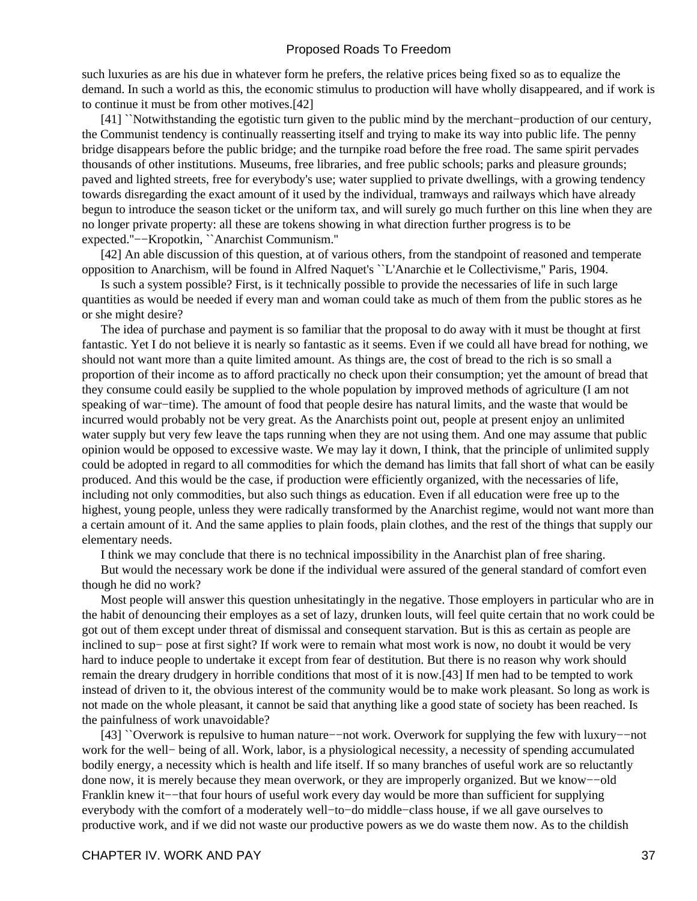such luxuries as are his due in whatever form he prefers, the relative prices being fixed so as to equalize the demand. In such a world as this, the economic stimulus to production will have wholly disappeared, and if work is to continue it must be from other motives.[42]

[41] ``Notwithstanding the egotistic turn given to the public mind by the merchant−production of our century, the Communist tendency is continually reasserting itself and trying to make its way into public life. The penny bridge disappears before the public bridge; and the turnpike road before the free road. The same spirit pervades thousands of other institutions. Museums, free libraries, and free public schools; parks and pleasure grounds; paved and lighted streets, free for everybody's use; water supplied to private dwellings, with a growing tendency towards disregarding the exact amount of it used by the individual, tramways and railways which have already begun to introduce the season ticket or the uniform tax, and will surely go much further on this line when they are no longer private property: all these are tokens showing in what direction further progress is to be expected.''−−Kropotkin, ``Anarchist Communism.''

[42] An able discussion of this question, at of various others, from the standpoint of reasoned and temperate opposition to Anarchism, will be found in Alfred Naquet's ``L'Anarchie et le Collectivisme,'' Paris, 1904.

Is such a system possible? First, is it technically possible to provide the necessaries of life in such large quantities as would be needed if every man and woman could take as much of them from the public stores as he or she might desire?

The idea of purchase and payment is so familiar that the proposal to do away with it must be thought at first fantastic. Yet I do not believe it is nearly so fantastic as it seems. Even if we could all have bread for nothing, we should not want more than a quite limited amount. As things are, the cost of bread to the rich is so small a proportion of their income as to afford practically no check upon their consumption; yet the amount of bread that they consume could easily be supplied to the whole population by improved methods of agriculture (I am not speaking of war−time). The amount of food that people desire has natural limits, and the waste that would be incurred would probably not be very great. As the Anarchists point out, people at present enjoy an unlimited water supply but very few leave the taps running when they are not using them. And one may assume that public opinion would be opposed to excessive waste. We may lay it down, I think, that the principle of unlimited supply could be adopted in regard to all commodities for which the demand has limits that fall short of what can be easily produced. And this would be the case, if production were efficiently organized, with the necessaries of life, including not only commodities, but also such things as education. Even if all education were free up to the highest, young people, unless they were radically transformed by the Anarchist regime, would not want more than a certain amount of it. And the same applies to plain foods, plain clothes, and the rest of the things that supply our elementary needs.

I think we may conclude that there is no technical impossibility in the Anarchist plan of free sharing.

But would the necessary work be done if the individual were assured of the general standard of comfort even though he did no work?

Most people will answer this question unhesitatingly in the negative. Those employers in particular who are in the habit of denouncing their employes as a set of lazy, drunken louts, will feel quite certain that no work could be got out of them except under threat of dismissal and consequent starvation. But is this as certain as people are inclined to sup− pose at first sight? If work were to remain what most work is now, no doubt it would be very hard to induce people to undertake it except from fear of destitution. But there is no reason why work should remain the dreary drudgery in horrible conditions that most of it is now.[43] If men had to be tempted to work instead of driven to it, the obvious interest of the community would be to make work pleasant. So long as work is not made on the whole pleasant, it cannot be said that anything like a good state of society has been reached. Is the painfulness of work unavoidable?

[43] ``Overwork is repulsive to human nature−−not work. Overwork for supplying the few with luxury−−not work for the well− being of all. Work, labor, is a physiological necessity, a necessity of spending accumulated bodily energy, a necessity which is health and life itself. If so many branches of useful work are so reluctantly done now, it is merely because they mean overwork, or they are improperly organized. But we know−−old Franklin knew it−−that four hours of useful work every day would be more than sufficient for supplying everybody with the comfort of a moderately well−to−do middle−class house, if we all gave ourselves to productive work, and if we did not waste our productive powers as we do waste them now. As to the childish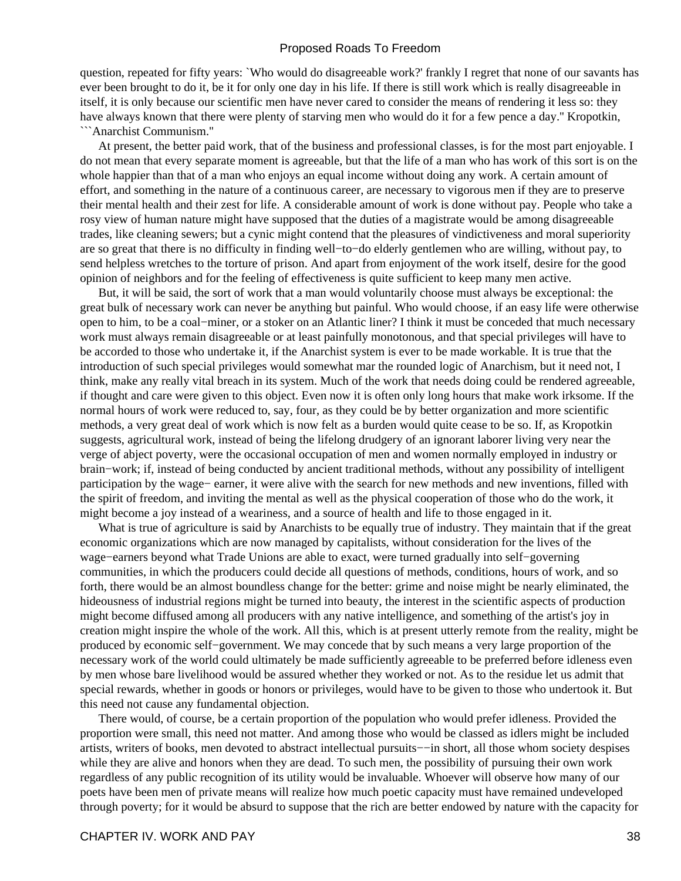question, repeated for fifty years: `Who would do disagreeable work?' frankly I regret that none of our savants has ever been brought to do it, be it for only one day in his life. If there is still work which is really disagreeable in itself, it is only because our scientific men have never cared to consider the means of rendering it less so: they have always known that there were plenty of starving men who would do it for a few pence a day.'' Kropotkin, ```Anarchist Communism.''

At present, the better paid work, that of the business and professional classes, is for the most part enjoyable. I do not mean that every separate moment is agreeable, but that the life of a man who has work of this sort is on the whole happier than that of a man who enjoys an equal income without doing any work. A certain amount of effort, and something in the nature of a continuous career, are necessary to vigorous men if they are to preserve their mental health and their zest for life. A considerable amount of work is done without pay. People who take a rosy view of human nature might have supposed that the duties of a magistrate would be among disagreeable trades, like cleaning sewers; but a cynic might contend that the pleasures of vindictiveness and moral superiority are so great that there is no difficulty in finding well−to−do elderly gentlemen who are willing, without pay, to send helpless wretches to the torture of prison. And apart from enjoyment of the work itself, desire for the good opinion of neighbors and for the feeling of effectiveness is quite sufficient to keep many men active.

But, it will be said, the sort of work that a man would voluntarily choose must always be exceptional: the great bulk of necessary work can never be anything but painful. Who would choose, if an easy life were otherwise open to him, to be a coal−miner, or a stoker on an Atlantic liner? I think it must be conceded that much necessary work must always remain disagreeable or at least painfully monotonous, and that special privileges will have to be accorded to those who undertake it, if the Anarchist system is ever to be made workable. It is true that the introduction of such special privileges would somewhat mar the rounded logic of Anarchism, but it need not, I think, make any really vital breach in its system. Much of the work that needs doing could be rendered agreeable, if thought and care were given to this object. Even now it is often only long hours that make work irksome. If the normal hours of work were reduced to, say, four, as they could be by better organization and more scientific methods, a very great deal of work which is now felt as a burden would quite cease to be so. If, as Kropotkin suggests, agricultural work, instead of being the lifelong drudgery of an ignorant laborer living very near the verge of abject poverty, were the occasional occupation of men and women normally employed in industry or brain−work; if, instead of being conducted by ancient traditional methods, without any possibility of intelligent participation by the wage− earner, it were alive with the search for new methods and new inventions, filled with the spirit of freedom, and inviting the mental as well as the physical cooperation of those who do the work, it might become a joy instead of a weariness, and a source of health and life to those engaged in it.

What is true of agriculture is said by Anarchists to be equally true of industry. They maintain that if the great economic organizations which are now managed by capitalists, without consideration for the lives of the wage−earners beyond what Trade Unions are able to exact, were turned gradually into self−governing communities, in which the producers could decide all questions of methods, conditions, hours of work, and so forth, there would be an almost boundless change for the better: grime and noise might be nearly eliminated, the hideousness of industrial regions might be turned into beauty, the interest in the scientific aspects of production might become diffused among all producers with any native intelligence, and something of the artist's joy in creation might inspire the whole of the work. All this, which is at present utterly remote from the reality, might be produced by economic self−government. We may concede that by such means a very large proportion of the necessary work of the world could ultimately be made sufficiently agreeable to be preferred before idleness even by men whose bare livelihood would be assured whether they worked or not. As to the residue let us admit that special rewards, whether in goods or honors or privileges, would have to be given to those who undertook it. But this need not cause any fundamental objection.

There would, of course, be a certain proportion of the population who would prefer idleness. Provided the proportion were small, this need not matter. And among those who would be classed as idlers might be included artists, writers of books, men devoted to abstract intellectual pursuits−−in short, all those whom society despises while they are alive and honors when they are dead. To such men, the possibility of pursuing their own work regardless of any public recognition of its utility would be invaluable. Whoever will observe how many of our poets have been men of private means will realize how much poetic capacity must have remained undeveloped through poverty; for it would be absurd to suppose that the rich are better endowed by nature with the capacity for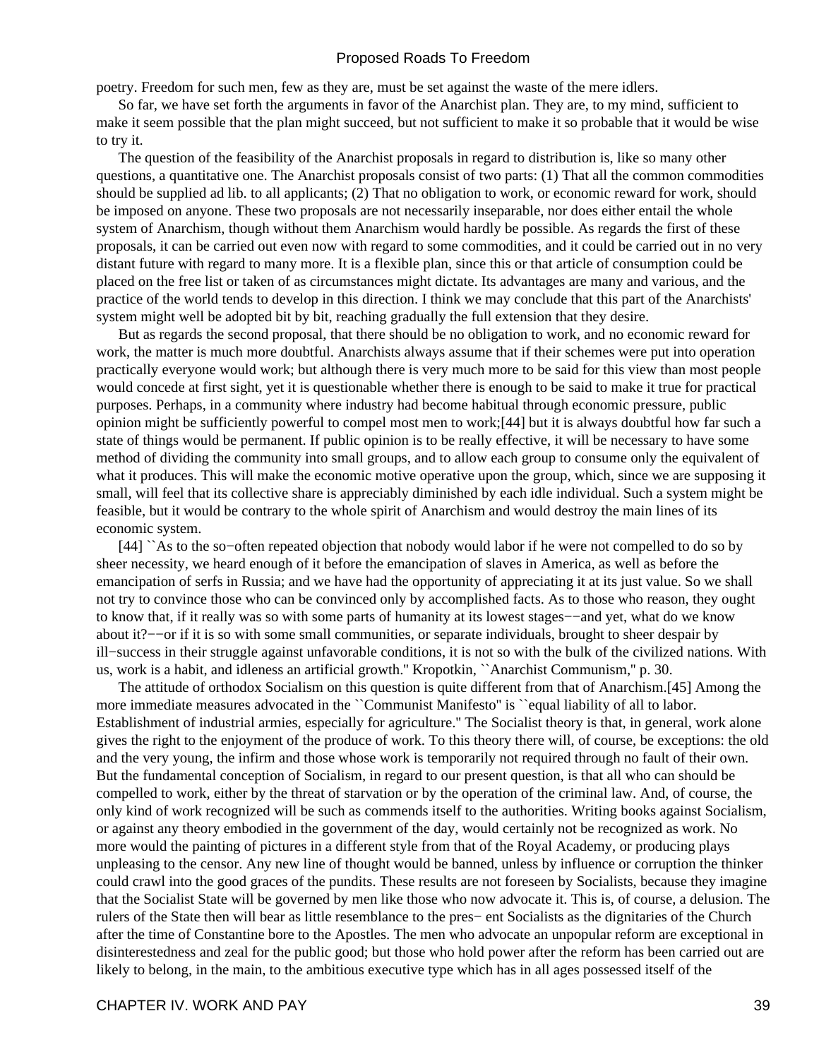poetry. Freedom for such men, few as they are, must be set against the waste of the mere idlers.

So far, we have set forth the arguments in favor of the Anarchist plan. They are, to my mind, sufficient to make it seem possible that the plan might succeed, but not sufficient to make it so probable that it would be wise to try it.

The question of the feasibility of the Anarchist proposals in regard to distribution is, like so many other questions, a quantitative one. The Anarchist proposals consist of two parts: (1) That all the common commodities should be supplied ad lib. to all applicants; (2) That no obligation to work, or economic reward for work, should be imposed on anyone. These two proposals are not necessarily inseparable, nor does either entail the whole system of Anarchism, though without them Anarchism would hardly be possible. As regards the first of these proposals, it can be carried out even now with regard to some commodities, and it could be carried out in no very distant future with regard to many more. It is a flexible plan, since this or that article of consumption could be placed on the free list or taken of as circumstances might dictate. Its advantages are many and various, and the practice of the world tends to develop in this direction. I think we may conclude that this part of the Anarchists' system might well be adopted bit by bit, reaching gradually the full extension that they desire.

But as regards the second proposal, that there should be no obligation to work, and no economic reward for work, the matter is much more doubtful. Anarchists always assume that if their schemes were put into operation practically everyone would work; but although there is very much more to be said for this view than most people would concede at first sight, yet it is questionable whether there is enough to be said to make it true for practical purposes. Perhaps, in a community where industry had become habitual through economic pressure, public opinion might be sufficiently powerful to compel most men to work;[44] but it is always doubtful how far such a state of things would be permanent. If public opinion is to be really effective, it will be necessary to have some method of dividing the community into small groups, and to allow each group to consume only the equivalent of what it produces. This will make the economic motive operative upon the group, which, since we are supposing it small, will feel that its collective share is appreciably diminished by each idle individual. Such a system might be feasible, but it would be contrary to the whole spirit of Anarchism and would destroy the main lines of its economic system.

[44] ``As to the so−often repeated objection that nobody would labor if he were not compelled to do so by sheer necessity, we heard enough of it before the emancipation of slaves in America, as well as before the emancipation of serfs in Russia; and we have had the opportunity of appreciating it at its just value. So we shall not try to convince those who can be convinced only by accomplished facts. As to those who reason, they ought to know that, if it really was so with some parts of humanity at its lowest stages−−and yet, what do we know about it?−−or if it is so with some small communities, or separate individuals, brought to sheer despair by ill−success in their struggle against unfavorable conditions, it is not so with the bulk of the civilized nations. With us, work is a habit, and idleness an artificial growth.'' Kropotkin, ``Anarchist Communism,'' p. 30.

The attitude of orthodox Socialism on this question is quite different from that of Anarchism.[45] Among the more immediate measures advocated in the ``Communist Manifesto'' is ``equal liability of all to labor. Establishment of industrial armies, especially for agriculture.'' The Socialist theory is that, in general, work alone gives the right to the enjoyment of the produce of work. To this theory there will, of course, be exceptions: the old and the very young, the infirm and those whose work is temporarily not required through no fault of their own. But the fundamental conception of Socialism, in regard to our present question, is that all who can should be compelled to work, either by the threat of starvation or by the operation of the criminal law. And, of course, the only kind of work recognized will be such as commends itself to the authorities. Writing books against Socialism, or against any theory embodied in the government of the day, would certainly not be recognized as work. No more would the painting of pictures in a different style from that of the Royal Academy, or producing plays unpleasing to the censor. Any new line of thought would be banned, unless by influence or corruption the thinker could crawl into the good graces of the pundits. These results are not foreseen by Socialists, because they imagine that the Socialist State will be governed by men like those who now advocate it. This is, of course, a delusion. The rulers of the State then will bear as little resemblance to the present Socialists as the dignitaries of the Church after the time of Constantine bore to the Apostles. The men who advocate an unpopular reform are exceptional in disinterestedness and zeal for the public good; but those who hold power after the reform has been carried out are likely to belong, in the main, to the ambitious executive type which has in all ages possessed itself of the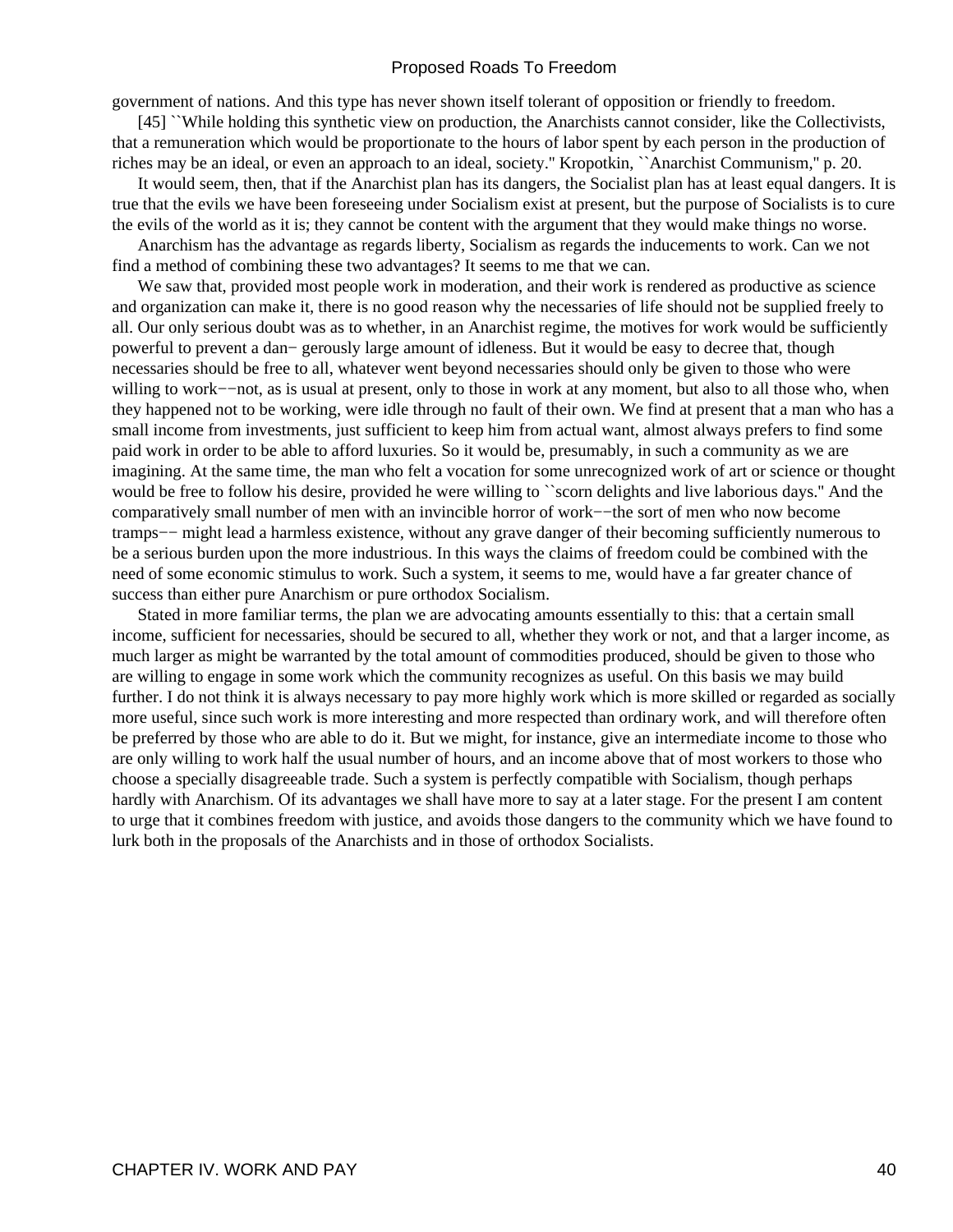government of nations. And this type has never shown itself tolerant of opposition or friendly to freedom.

[45] ``While holding this synthetic view on production, the Anarchists cannot consider, like the Collectivists, that a remuneration which would be proportionate to the hours of labor spent by each person in the production of riches may be an ideal, or even an approach to an ideal, society.'' Kropotkin, ``Anarchist Communism,'' p. 20.

It would seem, then, that if the Anarchist plan has its dangers, the Socialist plan has at least equal dangers. It is true that the evils we have been foreseeing under Socialism exist at present, but the purpose of Socialists is to cure the evils of the world as it is; they cannot be content with the argument that they would make things no worse.

Anarchism has the advantage as regards liberty, Socialism as regards the inducements to work. Can we not find a method of combining these two advantages? It seems to me that we can.

We saw that, provided most people work in moderation, and their work is rendered as productive as science and organization can make it, there is no good reason why the necessaries of life should not be supplied freely to all. Our only serious doubt was as to whether, in an Anarchist regime, the motives for work would be sufficiently powerful to prevent a dan− gerously large amount of idleness. But it would be easy to decree that, though necessaries should be free to all, whatever went beyond necessaries should only be given to those who were willing to work−−not, as is usual at present, only to those in work at any moment, but also to all those who, when they happened not to be working, were idle through no fault of their own. We find at present that a man who has a small income from investments, just sufficient to keep him from actual want, almost always prefers to find some paid work in order to be able to afford luxuries. So it would be, presumably, in such a community as we are imagining. At the same time, the man who felt a vocation for some unrecognized work of art or science or thought would be free to follow his desire, provided he were willing to ``scorn delights and live laborious days.'' And the comparatively small number of men with an invincible horror of work−−the sort of men who now become tramps−− might lead a harmless existence, without any grave danger of their becoming sufficiently numerous to be a serious burden upon the more industrious. In this ways the claims of freedom could be combined with the need of some economic stimulus to work. Such a system, it seems to me, would have a far greater chance of success than either pure Anarchism or pure orthodox Socialism.

Stated in more familiar terms, the plan we are advocating amounts essentially to this: that a certain small income, sufficient for necessaries, should be secured to all, whether they work or not, and that a larger income, as much larger as might be warranted by the total amount of commodities produced, should be given to those who are willing to engage in some work which the community recognizes as useful. On this basis we may build further. I do not think it is always necessary to pay more highly work which is more skilled or regarded as socially more useful, since such work is more interesting and more respected than ordinary work, and will therefore often be preferred by those who are able to do it. But we might, for instance, give an intermediate income to those who are only willing to work half the usual number of hours, and an income above that of most workers to those who choose a specially disagreeable trade. Such a system is perfectly compatible with Socialism, though perhaps hardly with Anarchism. Of its advantages we shall have more to say at a later stage. For the present I am content to urge that it combines freedom with justice, and avoids those dangers to the community which we have found to lurk both in the proposals of the Anarchists and in those of orthodox Socialists.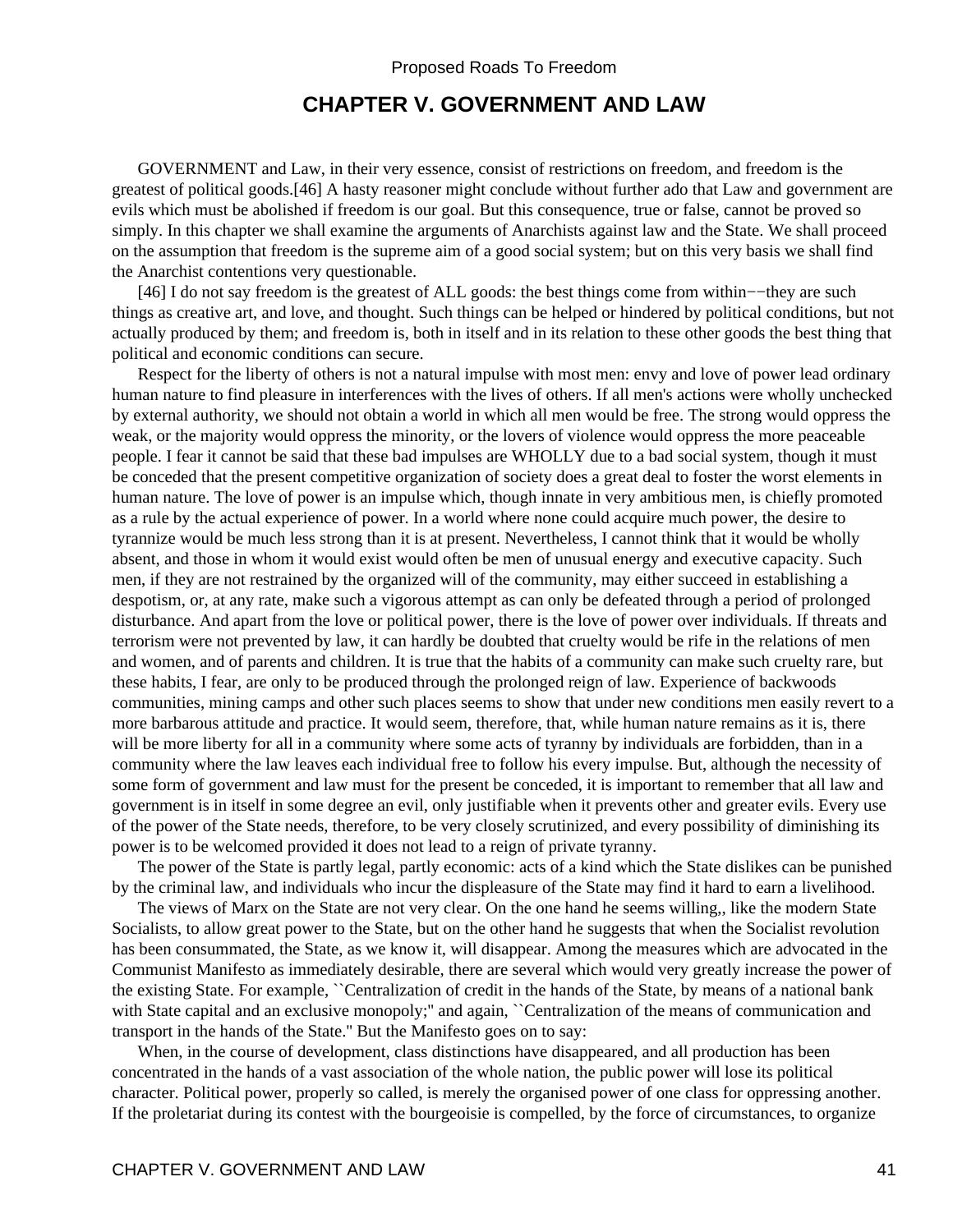# CHAPTER V. GOVERNMENT AND LAW

GOVERNMENT and Law, in their very essence, consist of restrictions on freedom, and freedom is the greatest of political goods.[46] A hasty reasoner might conclude without further ado that Law and government are evils which must be abolished if freedom is our goal. But this consequence, true or false, cannot be proved so simply. In this chapter we shall examine the arguments of Anarchists against law and the State. We shall proceed on the assumption that freedom is the supreme aim of a good social system; but on this very basis we shall find the Anarchist contentions very questionable.

[46] I do not say freedom is the greatest of ALL goods: the best things come from within−−they are such things as creative art, and love, and thought. Such things can be helped or hindered by political conditions, but not actually produced by them; and freedom is, both in itself and in its relation to these other goods the best thing that political and economic conditions can secure.

Respect for the liberty of others is not a natural impulse with most men: envy and love of power lead ordinary human nature to find pleasure in interferences with the lives of others. If all men's actions were wholly unchecked by external authority, we should not obtain a world in which all men would be free. The strong would oppress the weak, or the majority would oppress the minority, or the lovers of violence would oppress the more peaceable people. I fear it cannot be said that these bad impulses are WHOLLY due to a bad social system, though it must be conceded that the present competitive organization of society does a great deal to foster the worst elements in human nature. The love of power is an impulse which, though innate in very ambitious men, is chiefly promoted as a rule by the actual experience of power. In a world where none could acquire much power, the desire to tyrannize would be much less strong than it is at present. Nevertheless, I cannot think that it would be wholly absent, and those in whom it would exist would often be men of unusual energy and executive capacity. Such men, if they are not restrained by the organized will of the community, may either succeed in establishing a despotism, or, at any rate, make such a vigorous attempt as can only be defeated through a period of prolonged disturbance. And apart from the love or political power, there is the love of power over individuals. If threats and terrorism were not prevented by law, it can hardly be doubted that cruelty would be rife in the relations of men and women, and of parents and children. It is true that the habits of a community can make such cruelty rare, but these habits, I fear, are only to be produced through the prolonged reign of law. Experience of backwoods communities, mining camps and other such places seems to show that under new conditions men easily revert to a more barbarous attitude and practice. It would seem, therefore, that, while human nature remains as it is, there will be more liberty for all in a community where some acts of tyranny by individuals are forbidden, than in a community where the law leaves each individual free to follow his every impulse. But, although the necessity of some form of government and law must for the present be conceded, it is important to remember that all law and government is in itself in some degree an evil, only justifiable when it prevents other and greater evils. Every use of the power of the State needs, therefore, to be very closely scrutinized, and every possibility of diminishing its power is to be welcomed provided it does not lead to a reign of private tyranny.

The power of the State is partly legal, partly economic: acts of a kind which the State dislikes can be punished by the criminal law, and individuals who incur the displeasure of the State may find it hard to earn a livelihood.

The views of Marx on the State are not very clear. On the one hand he seems willing,, like the modern State Socialists, to allow great power to the State, but on the other hand he suggests that when the Socialist revolution has been consummated, the State, as we know it, will disappear. Among the measures which are advocated in the Communist Manifesto as immediately desirable, there are several which would very greatly increase the power of the existing State. For example, ``Centralization of credit in the hands of the State, by means of a national bank with State capital and an exclusive monopoly;'' and again, ``Centralization of the means of communication and transport in the hands of the State.'' But the Manifesto goes on to say:

When, in the course of development, class distinctions have disappeared, and all production has been concentrated in the hands of a vast association of the whole nation, the public power will lose its political character. Political power, properly so called, is merely the organised power of one class for oppressing another. If the proletariat during its contest with the bourgeoisie is compelled, by the force of circumstances, to organize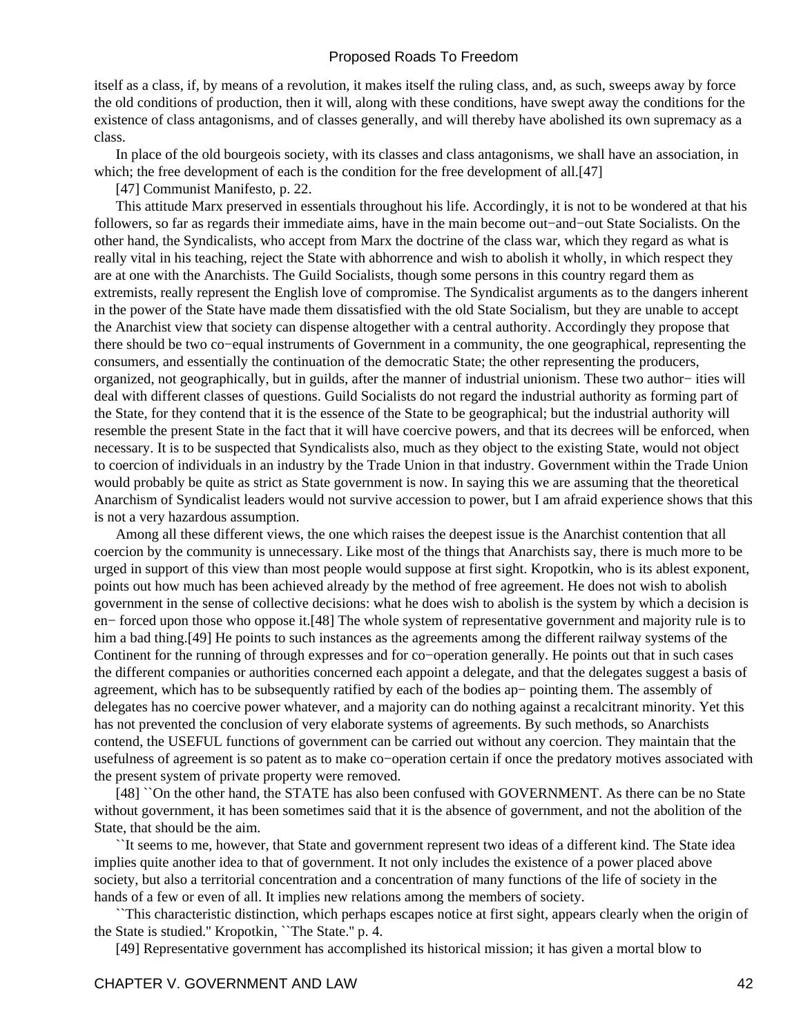itself as a class, if, by means of a revolution, it makes itself the ruling class, and, as such, sweeps away by force the old conditions of production, then it will, along with these conditions, have swept away the conditions for the existence of class antagonisms, and of classes generally, and will thereby have abolished its own supremacy as a class.

In place of the old bourgeois society, with its classes and class antagonisms, we shall have an association, in which; the free development of each is the condition for the free development of all.[47]

[47] Communist Manifesto, p. 22.

This attitude Marx preserved in essentials throughout his life. Accordingly, it is not to be wondered at that his followers, so far as regards their immediate aims, have in the main become out−and−out State Socialists. On the other hand, the Syndicalists, who accept from Marx the doctrine of the class war, which they regard as what is really vital in his teaching, reject the State with abhorrence and wish to abolish it wholly, in which respect they are at one with the Anarchists. The Guild Socialists, though some persons in this country regard them as extremists, really represent the English love of compromise. The Syndicalist arguments as to the dangers inherent in the power of the State have made them dissatisfied with the old State Socialism, but they are unable to accept the Anarchist view that society can dispense altogether with a central authority. Accordingly they propose that there should be two co−equal instruments of Government in a community, the one geographical, representing the consumers, and essentially the continuation of the democratic State; the other representing the producers, organized, not geographically, but in guilds, after the manner of industrial unionism. These two authorities will deal with different classes of questions. Guild Socialists do not regard the industrial authority as forming part of the State, for they contend that it is the essence of the State to be geographical; but the industrial authority will resemble the present State in the fact that it will have coercive powers, and that its decrees will be enforced, when necessary. It is to be suspected that Syndicalists also, much as they object to the existing State, would not object to coercion of individuals in an industry by the Trade Union in that industry. Government within the Trade Union would probably be quite as strict as State government is now. In saying this we are assuming that the theoretical Anarchism of Syndicalist leaders would not survive accession to power, but I am afraid experience shows that this is not a very hazardous assumption.

Among all these different views, the one which raises the deepest issue is the Anarchist contention that all coercion by the community is unnecessary. Like most of the things that Anarchists say, there is much more to be urged in support of this view than most people would suppose at first sight. Kropotkin, who is its ablest exponent, points out how much has been achieved already by the method of free agreement. He does not wish to abolish government in the sense of collective decisions: what he does wish to abolish is the system by which a decision is enforced upon those who oppose it.[48] The whole system of representative government and majority rule is to him a bad thing.[49] He points to such instances as the agreements among the different railway systems of the Continent for the running of through expresses and for co−operation generally. He points out that in such cases the different companies or authorities concerned each appoint a delegate, and that the delegates suggest a basis of agreement, which has to be subsequently ratified by each of the bodies appointing them. The assembly of delegates has no coercive power whatever, and a majority can do nothing against a recalcitrant minority. Yet this has not prevented the conclusion of very elaborate systems of agreements. By such methods, so Anarchists contend, the USEFUL functions of government can be carried out without any coercion. They maintain that the usefulness of agreement is so patent as to make co−operation certain if once the predatory motives associated with the present system of private property were removed.

[48] ``On the other hand, the STATE has also been confused with GOVERNMENT. As there can be no State without government, it has been sometimes said that it is the absence of government, and not the abolition of the State, that should be the aim.

``It seems to me, however, that State and government represent two ideas of a different kind. The State idea implies quite another idea to that of government. It not only includes the existence of a power placed above society, but also a territorial concentration and a concentration of many functions of the life of society in the hands of a few or even of all. It implies new relations among the members of society.

``This characteristic distinction, which perhaps escapes notice at first sight, appears clearly when the origin of the State is studied.'' Kropotkin, ``The State.'' p. 4.

[49] Representative government has accomplished its historical mission; it has given a mortal blow to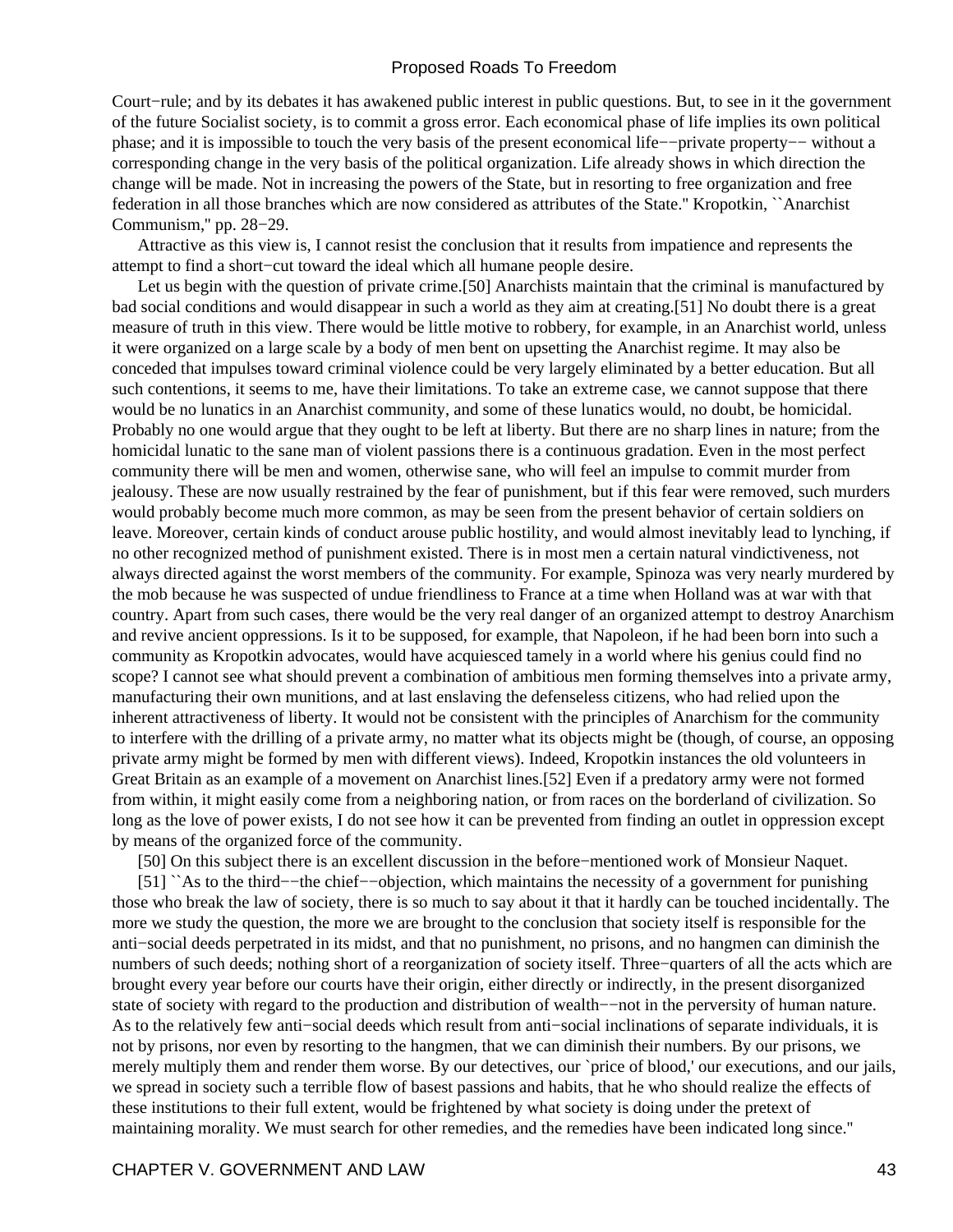Court−rule; and by its debates it has awakened public interest in public questions. But, to see in it the government of the future Socialist society, is to commit a gross error. Each economical phase of life implies its own political phase; and it is impossible to touch the very basis of the present economical life−−private property−− without a corresponding change in the very basis of the political organization. Life already shows in which direction the change will be made. Not in increasing the powers of the State, but in resorting to free organization and free federation in all those branches which are now considered as attributes of the State.'' Kropotkin, ``Anarchist Communism,'' pp. 28−29.

Attractive as this view is, I cannot resist the conclusion that it results from impatience and represents the attempt to find a short−cut toward the ideal which all humane people desire.

Let us begin with the question of private crime.[50] Anarchists maintain that the criminal is manufactured by bad social conditions and would disappear in such a world as they aim at creating.[51] No doubt there is a great measure of truth in this view. There would be little motive to robbery, for example, in an Anarchist world, unless it were organized on a large scale by a body of men bent on upsetting the Anarchist regime. It may also be conceded that impulses toward criminal violence could be very largely eliminated by a better education. But all such contentions, it seems to me, have their limitations. To take an extreme case, we cannot suppose that there would be no lunatics in an Anarchist community, and some of these lunatics would, no doubt, be homicidal. Probably no one would argue that they ought to be left at liberty. But there are no sharp lines in nature; from the homicidal lunatic to the sane man of violent passions there is a continuous gradation. Even in the most perfect community there will be men and women, otherwise sane, who will feel an impulse to commit murder from jealousy. These are now usually restrained by the fear of punishment, but if this fear were removed, such murders would probably become much more common, as may be seen from the present behavior of certain soldiers on leave. Moreover, certain kinds of conduct arouse public hostility, and would almost inevitably lead to lynching, if no other recognized method of punishment existed. There is in most men a certain natural vindictiveness, not always directed against the worst members of the community. For example, Spinoza was very nearly murdered by the mob because he was suspected of undue friendliness to France at a time when Holland was at war with that country. Apart from such cases, there would be the very real danger of an organized attempt to destroy Anarchism and revive ancient oppressions. Is it to be supposed, for example, that Napoleon, if he had been born into such a community as Kropotkin advocates, would have acquiesced tamely in a world where his genius could find no scope? I cannot see what should prevent a combination of ambitious men forming themselves into a private army, manufacturing their own munitions, and at last enslaving the defenseless citizens, who had relied upon the inherent attractiveness of liberty. It would not be consistent with the principles of Anarchism for the community to interfere with the drilling of a private army, no matter what its objects might be (though, of course, an opposing private army might be formed by men with different views). Indeed, Kropotkin instances the old volunteers in Great Britain as an example of a movement on Anarchist lines.[52] Even if a predatory army were not formed from within, it might easily come from a neighboring nation, or from races on the borderland of civilization. So long as the love of power exists, I do not see how it can be prevented from finding an outlet in oppression except by means of the organized force of the community.

[50] On this subject there is an excellent discussion in the before−mentioned work of Monsieur Naquet.

[51] ``As to the third−−the chief−−objection, which maintains the necessity of a government for punishing those who break the law of society, there is so much to say about it that it hardly can be touched incidentally. The more we study the question, the more we are brought to the conclusion that society itself is responsible for the anti−social deeds perpetrated in its midst, and that no punishment, no prisons, and no hangmen can diminish the numbers of such deeds; nothing short of a reorganization of society itself. Three−quarters of all the acts which are brought every year before our courts have their origin, either directly or indirectly, in the present disorganized state of society with regard to the production and distribution of wealth−−not in the perversity of human nature. As to the relatively few anti−social deeds which result from anti−social inclinations of separate individuals, it is not by prisons, nor even by resorting to the hangmen, that we can diminish their numbers. By our prisons, we merely multiply them and render them worse. By our detectives, our `price of blood,' our executions, and our jails, we spread in society such a terrible flow of basest passions and habits, that he who should realize the effects of these institutions to their full extent, would be frightened by what society is doing under the pretext of maintaining morality. We must search for other remedies, and the remedies have been indicated long since.''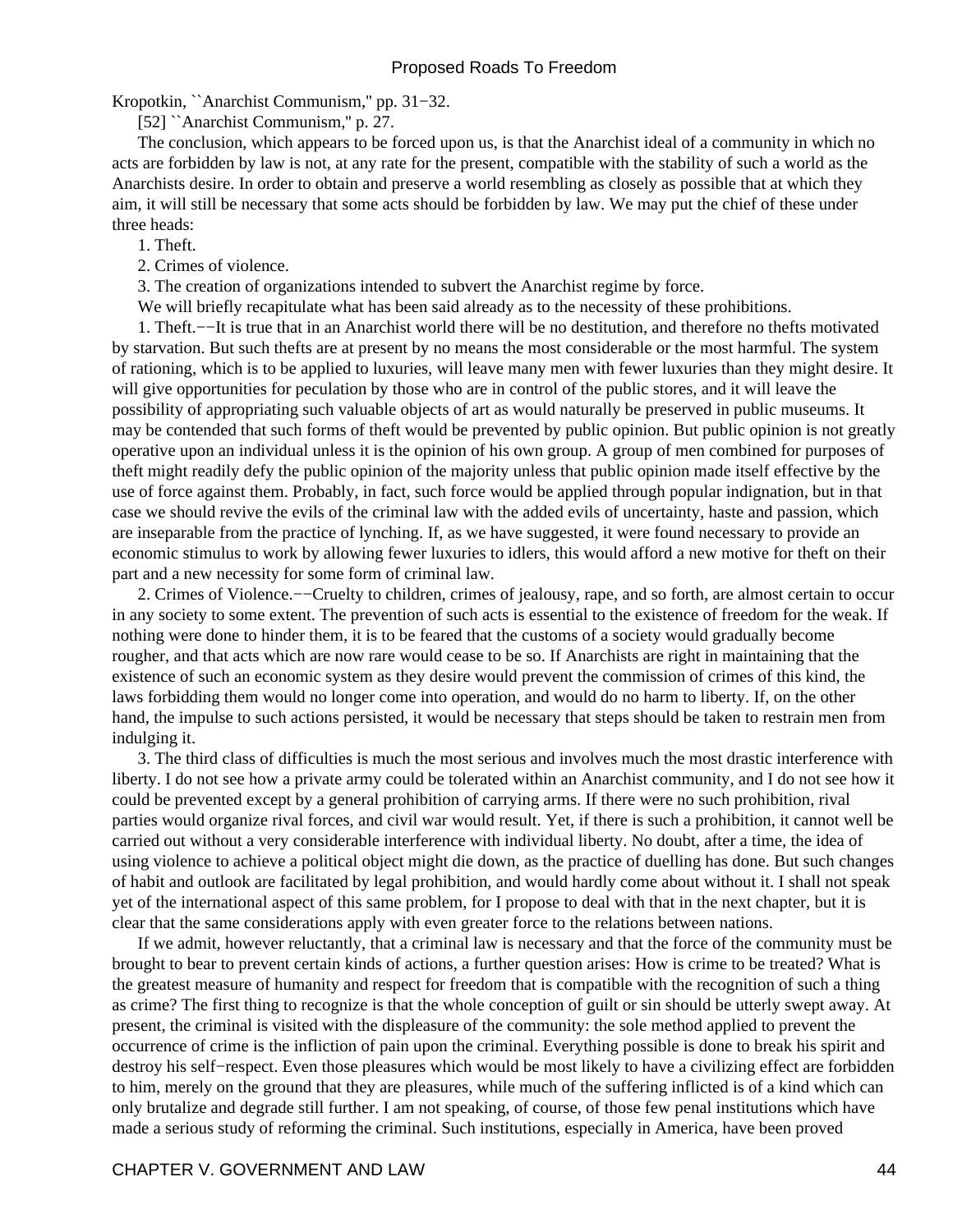Kropotkin, ``Anarchist Communism,'' pp. 31−32.

[52] ``Anarchist Communism,'' p. 27.

The conclusion, which appears to be forced upon us, is that the Anarchist ideal of a community in which no acts are forbidden by law is not, at any rate for the present, compatible with the stability of such a world as the Anarchists desire. In order to obtain and preserve a world resembling as closely as possible that at which they aim, it will still be necessary that some acts should be forbidden by law. We may put the chief of these under three heads:

1. Theft.

2. Crimes of violence.

3. The creation of organizations intended to subvert the Anarchist regime by force.

We will briefly recapitulate what has been said already as to the necessity of these prohibitions.

1. Theft.−−It is true that in an Anarchist world there will be no destitution, and therefore no thefts motivated by starvation. But such thefts are at present by no means the most considerable or the most harmful. The system of rationing, which is to be applied to luxuries, will leave many men with fewer luxuries than they might desire. It will give opportunities for peculation by those who are in control of the public stores, and it will leave the possibility of appropriating such valuable objects of art as would naturally be preserved in public museums. It may be contended that such forms of theft would be prevented by public opinion. But public opinion is not greatly operative upon an individual unless it is the opinion of his own group. A group of men combined for purposes of theft might readily defy the public opinion of the majority unless that public opinion made itself effective by the use of force against them. Probably, in fact, such force would be applied through popular indignation, but in that case we should revive the evils of the criminal law with the added evils of uncertainty, haste and passion, which are inseparable from the practice of lynching. If, as we have suggested, it were found necessary to provide an economic stimulus to work by allowing fewer luxuries to idlers, this would afford a new motive for theft on their part and a new necessity for some form of criminal law.

2. Crimes of Violence.−−Cruelty to children, crimes of jealousy, rape, and so forth, are almost certain to occur in any society to some extent. The prevention of such acts is essential to the existence of freedom for the weak. If nothing were done to hinder them, it is to be feared that the customs of a society would gradually become rougher, and that acts which are now rare would cease to be so. If Anarchists are right in maintaining that the existence of such an economic system as they desire would prevent the commission of crimes of this kind, the laws forbidding them would no longer come into operation, and would do no harm to liberty. If, on the other hand, the impulse to such actions persisted, it would be necessary that steps should be taken to restrain men from indulging it.

3. The third class of difficulties is much the most serious and involves much the most drastic interference with liberty. I do not see how a private army could be tolerated within an Anarchist community, and I do not see how it could be prevented except by a general prohibition of carrying arms. If there were no such prohibition, rival parties would organize rival forces, and civil war would result. Yet, if there is such a prohibition, it cannot well be carried out without a very considerable interference with individual liberty. No doubt, after a time, the idea of using violence to achieve a political object might die down, as the practice of duelling has done. But such changes of habit and outlook are facilitated by legal prohibition, and would hardly come about without it. I shall not speak yet of the international aspect of this same problem, for I propose to deal with that in the next chapter, but it is clear that the same considerations apply with even greater force to the relations between nations.

If we admit, however reluctantly, that a criminal law is necessary and that the force of the community must be brought to bear to prevent certain kinds of actions, a further question arises: How is crime to be treated? What is the greatest measure of humanity and respect for freedom that is compatible with the recognition of such a thing as crime? The first thing to recognize is that the whole conception of guilt or sin should be utterly swept away. At present, the criminal is visited with the displeasure of the community: the sole method applied to prevent the occurrence of crime is the infliction of pain upon the criminal. Everything possible is done to break his spirit and destroy his self−respect. Even those pleasures which would be most likely to have a civilizing effect are forbidden to him, merely on the ground that they are pleasures, while much of the suffering inflicted is of a kind which can only brutalize and degrade still further. I am not speaking, of course, of those few penal institutions which have made a serious study of reforming the criminal. Such institutions, especially in America, have been proved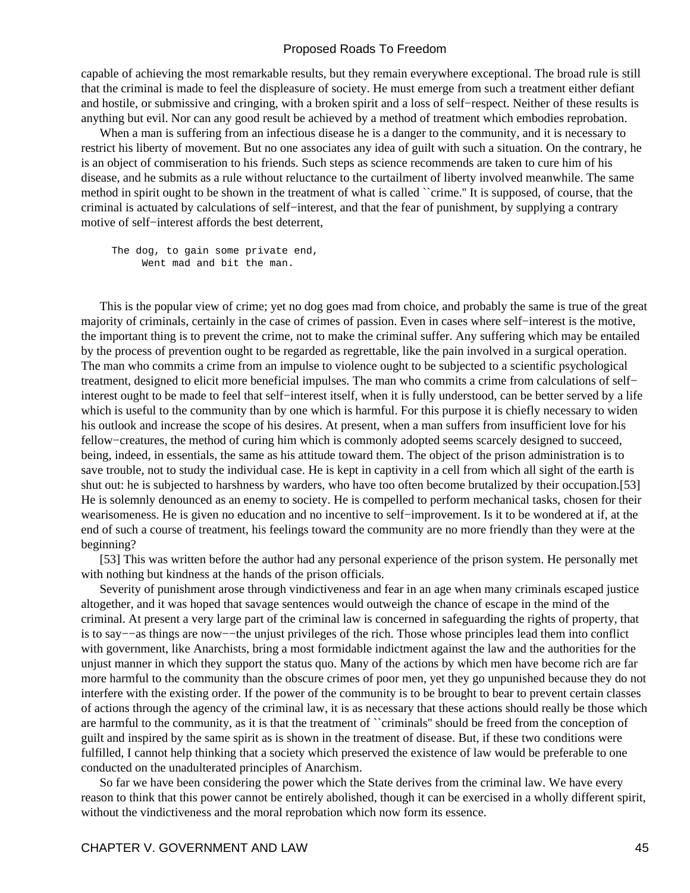capable of achieving the most remarkable results, but they remain everywhere exceptional. The broad rule is still that the criminal is made to feel the displeasure of society. He must emerge from such a treatment either defiant and hostile, or submissive and cringing, with a broken spirit and a loss of self−respect. Neither of these results is anything but evil. Nor can any good result be achieved by a method of treatment which embodies reprobation.

When a man is suffering from an infectious disease he is a danger to the community, and it is necessary to restrict his liberty of movement. But no one associates any idea of guilt with such a situation. On the contrary, he is an object of commiseration to his friends. Such steps as science recommends are taken to cure him of his disease, and he submits as a rule without reluctance to the curtailment of liberty involved meanwhile. The same method in spirit ought to be shown in the treatment of what is called ``crime.'' It is supposed, of course, that the criminal is actuated by calculations of self−interest, and that the fear of punishment, by supplying a contrary motive of self−interest affords the best deterrent,

```
The dog, to gain some private end,
     Went mad and bit the man.
```

This is the popular view of crime; yet no dog goes mad from choice, and probably the same is true of the great majority of criminals, certainly in the case of crimes of passion. Even in cases where self−interest is the motive, the important thing is to prevent the crime, not to make the criminal suffer. Any suffering which may be entailed by the process of prevention ought to be regarded as regrettable, like the pain involved in a surgical operation. The man who commits a crime from an impulse to violence ought to be subjected to a scientific psychological treatment, designed to elicit more beneficial impulses. The man who commits a crime from calculations of self−interest ought to be made to feel that self−interest itself, when it is fully understood, can be better served by a life which is useful to the community than by one which is harmful. For this purpose it is chiefly necessary to widen his outlook and increase the scope of his desires. At present, when a man suffers from insufficient love for his fellow−creatures, the method of curing him which is commonly adopted seems scarcely designed to succeed, being, indeed, in essentials, the same as his attitude toward them. The object of the prison administration is to save trouble, not to study the individual case. He is kept in captivity in a cell from which all sight of the earth is shut out: he is subjected to harshness by warders, who have too often become brutalized by their occupation.[53] He is solemnly denounced as an enemy to society. He is compelled to perform mechanical tasks, chosen for their wearisomeness. He is given no education and no incentive to self−improvement. Is it to be wondered at if, at the end of such a course of treatment, his feelings toward the community are no more friendly than they were at the beginning?

[53] This was written before the author had any personal experience of the prison system. He personally met with nothing but kindness at the hands of the prison officials.

Severity of punishment arose through vindictiveness and fear in an age when many criminals escaped justice altogether, and it was hoped that savage sentences would outweigh the chance of escape in the mind of the criminal. At present a very large part of the criminal law is concerned in safeguarding the rights of property, that is to say−−as things are now−−the unjust privileges of the rich. Those whose principles lead them into conflict with government, like Anarchists, bring a most formidable indictment against the law and the authorities for the unjust manner in which they support the status quo. Many of the actions by which men have become rich are far more harmful to the community than the obscure crimes of poor men, yet they go unpunished because they do not interfere with the existing order. If the power of the community is to be brought to bear to prevent certain classes of actions through the agency of the criminal law, it is as necessary that these actions should really be those which are harmful to the community, as it is that the treatment of ``criminals'' should be freed from the conception of guilt and inspired by the same spirit as is shown in the treatment of disease. But, if these two conditions were fulfilled, I cannot help thinking that a society which preserved the existence of law would be preferable to one conducted on the unadulterated principles of Anarchism.

So far we have been considering the power which the State derives from the criminal law. We have every reason to think that this power cannot be entirely abolished, though it can be exercised in a wholly different spirit, without the vindictiveness and the moral reprobation which now form its essence.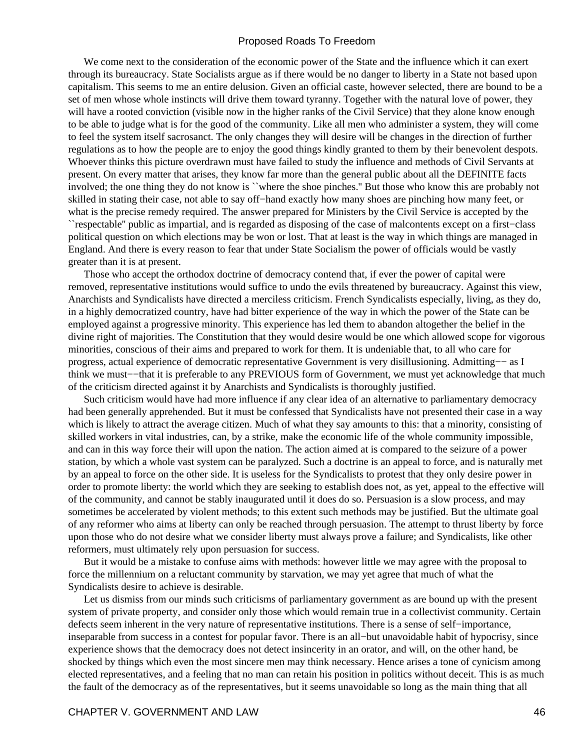We come next to the consideration of the economic power of the State and the influence which it can exert through its bureaucracy. State Socialists argue as if there would be no danger to liberty in a State not based upon capitalism. This seems to me an entire delusion. Given an official caste, however selected, there are bound to be a set of men whose whole instincts will drive them toward tyranny. Together with the natural love of power, they will have a rooted conviction (visible now in the higher ranks of the Civil Service) that they alone know enough to be able to judge what is for the good of the community. Like all men who administer a system, they will come to feel the system itself sacrosanct. The only changes they will desire will be changes in the direction of further regulations as to how the people are to enjoy the good things kindly granted to them by their benevolent despots. Whoever thinks this picture overdrawn must have failed to study the influence and methods of Civil Servants at present. On every matter that arises, they know far more than the general public about all the DEFINITE facts involved; the one thing they do not know is ``where the shoe pinches.'' But those who know this are probably not skilled in stating their case, not able to say off−hand exactly how many shoes are pinching how many feet, or what is the precise remedy required. The answer prepared for Ministers by the Civil Service is accepted by the ``respectable'' public as impartial, and is regarded as disposing of the case of malcontents except on a first−class political question on which elections may be won or lost. That at least is the way in which things are managed in England. And there is every reason to fear that under State Socialism the power of officials would be vastly greater than it is at present.

Those who accept the orthodox doctrine of democracy contend that, if ever the power of capital were removed, representative institutions would suffice to undo the evils threatened by bureaucracy. Against this view, Anarchists and Syndicalists have directed a merciless criticism. French Syndicalists especially, living, as they do, in a highly democratized country, have had bitter experience of the way in which the power of the State can be employed against a progressive minority. This experience has led them to abandon altogether the belief in the divine right of majorities. The Constitution that they would desire would be one which allowed scope for vigorous minorities, conscious of their aims and prepared to work for them. It is undeniable that, to all who care for progress, actual experience of democratic representative Government is very disillusioning. Admitting−− as I think we must−−that it is preferable to any PREVIOUS form of Government, we must yet acknowledge that much of the criticism directed against it by Anarchists and Syndicalists is thoroughly justified.

Such criticism would have had more influence if any clear idea of an alternative to parliamentary democracy had been generally apprehended. But it must be confessed that Syndicalists have not presented their case in a way which is likely to attract the average citizen. Much of what they say amounts to this: that a minority, consisting of skilled workers in vital industries, can, by a strike, make the economic life of the whole community impossible, and can in this way force their will upon the nation. The action aimed at is compared to the seizure of a power station, by which a whole vast system can be paralyzed. Such a doctrine is an appeal to force, and is naturally met by an appeal to force on the other side. It is useless for the Syndicalists to protest that they only desire power in order to promote liberty: the world which they are seeking to establish does not, as yet, appeal to the effective will of the community, and cannot be stably inaugurated until it does do so. Persuasion is a slow process, and may sometimes be accelerated by violent methods; to this extent such methods may be justified. But the ultimate goal of any reformer who aims at liberty can only be reached through persuasion. The attempt to thrust liberty by force upon those who do not desire what we consider liberty must always prove a failure; and Syndicalists, like other reformers, must ultimately rely upon persuasion for success.

But it would be a mistake to confuse aims with methods: however little we may agree with the proposal to force the millennium on a reluctant community by starvation, we may yet agree that much of what the Syndicalists desire to achieve is desirable.

Let us dismiss from our minds such criticisms of parliamentary government as are bound up with the present system of private property, and consider only those which would remain true in a collectivist community. Certain defects seem inherent in the very nature of representative institutions. There is a sense of self−importance, inseparable from success in a contest for popular favor. There is an all−but unavoidable habit of hypocrisy, since experience shows that the democracy does not detect insincerity in an orator, and will, on the other hand, be shocked by things which even the most sincere men may think necessary. Hence arises a tone of cynicism among elected representatives, and a feeling that no man can retain his position in politics without deceit. This is as much the fault of the democracy as of the representatives, but it seems unavoidable so long as the main thing that all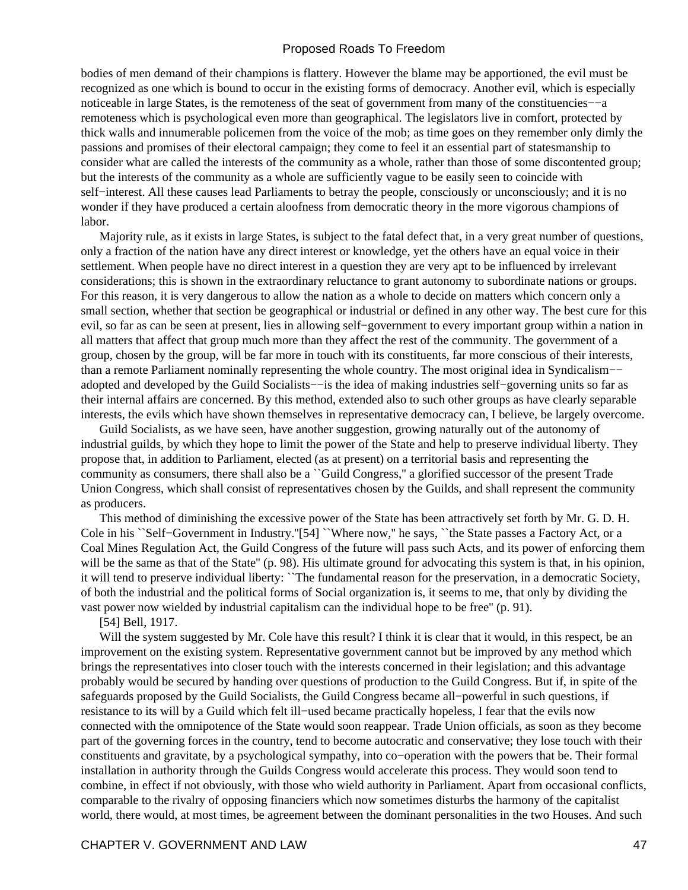bodies of men demand of their champions is flattery. However the blame may be apportioned, the evil must be recognized as one which is bound to occur in the existing forms of democracy. Another evil, which is especially noticeable in large States, is the remoteness of the seat of government from many of the constituencies−−a remoteness which is psychological even more than geographical. The legislators live in comfort, protected by thick walls and innumerable policemen from the voice of the mob; as time goes on they remember only dimly the passions and promises of their electoral campaign; they come to feel it an essential part of statesmanship to consider what are called the interests of the community as a whole, rather than those of some discontented group; but the interests of the community as a whole are sufficiently vague to be easily seen to coincide with self−interest. All these causes lead Parliaments to betray the people, consciously or unconsciously; and it is no wonder if they have produced a certain aloofness from democratic theory in the more vigorous champions of labor.

Majority rule, as it exists in large States, is subject to the fatal defect that, in a very great number of questions, only a fraction of the nation have any direct interest or knowledge, yet the others have an equal voice in their settlement. When people have no direct interest in a question they are very apt to be influenced by irrelevant considerations; this is shown in the extraordinary reluctance to grant autonomy to subordinate nations or groups. For this reason, it is very dangerous to allow the nation as a whole to decide on matters which concern only a small section, whether that section be geographical or industrial or defined in any other way. The best cure for this evil, so far as can be seen at present, lies in allowing self−government to every important group within a nation in all matters that affect that group much more than they affect the rest of the community. The government of a group, chosen by the group, will be far more in touch with its constituents, far more conscious of their interests, than a remote Parliament nominally representing the whole country. The most original idea in Syndicalism−−adopted and developed by the Guild Socialists−−is the idea of making industries self−governing units so far as their internal affairs are concerned. By this method, extended also to such other groups as have clearly separable interests, the evils which have shown themselves in representative democracy can, I believe, be largely overcome.

Guild Socialists, as we have seen, have another suggestion, growing naturally out of the autonomy of industrial guilds, by which they hope to limit the power of the State and help to preserve individual liberty. They propose that, in addition to Parliament, elected (as at present) on a territorial basis and representing the community as consumers, there shall also be a ``Guild Congress,'' a glorified successor of the present Trade Union Congress, which shall consist of representatives chosen by the Guilds, and shall represent the community as producers.

This method of diminishing the excessive power of the State has been attractively set forth by Mr. G. D. H. Cole in his ``Self−Government in Industry.''[54] ``Where now,'' he says, ``the State passes a Factory Act, or a Coal Mines Regulation Act, the Guild Congress of the future will pass such Acts, and its power of enforcing them will be the same as that of the State'' (p. 98). His ultimate ground for advocating this system is that, in his opinion, it will tend to preserve individual liberty: ``The fundamental reason for the preservation, in a democratic Society, of both the industrial and the political forms of Social organization is, it seems to me, that only by dividing the vast power now wielded by industrial capitalism can the individual hope to be free'' (p. 91).

[54] Bell, 1917.

Will the system suggested by Mr. Cole have this result? I think it is clear that it would, in this respect, be an improvement on the existing system. Representative government cannot but be improved by any method which brings the representatives into closer touch with the interests concerned in their legislation; and this advantage probably would be secured by handing over questions of production to the Guild Congress. But if, in spite of the safeguards proposed by the Guild Socialists, the Guild Congress became all−powerful in such questions, if resistance to its will by a Guild which felt ill−used became practically hopeless, I fear that the evils now connected with the omnipotence of the State would soon reappear. Trade Union officials, as soon as they become part of the governing forces in the country, tend to become autocratic and conservative; they lose touch with their constituents and gravitate, by a psychological sympathy, into co−operation with the powers that be. Their formal installation in authority through the Guilds Congress would accelerate this process. They would soon tend to combine, in effect if not obviously, with those who wield authority in Parliament. Apart from occasional conflicts, comparable to the rivalry of opposing financiers which now sometimes disturbs the harmony of the capitalist world, there would, at most times, be agreement between the dominant personalities in the two Houses. And such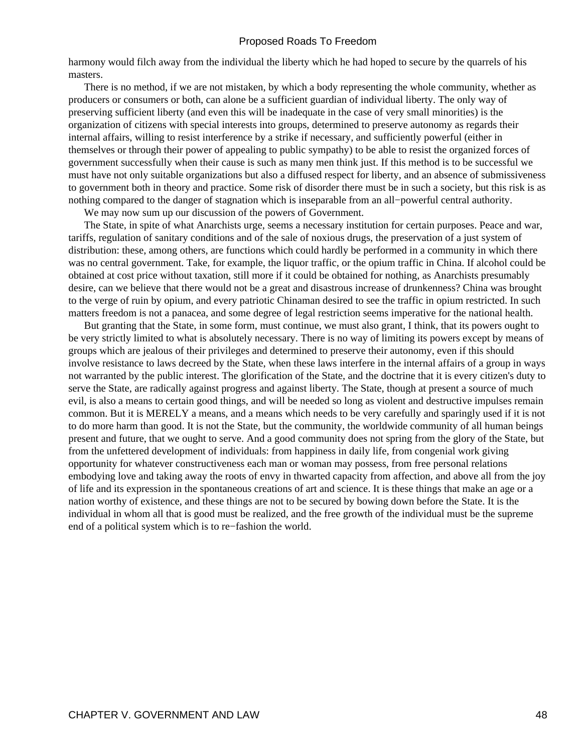harmony would filch away from the individual the liberty which he had hoped to secure by the quarrels of his masters.

There is no method, if we are not mistaken, by which a body representing the whole community, whether as producers or consumers or both, can alone be a sufficient guardian of individual liberty. The only way of preserving sufficient liberty (and even this will be inadequate in the case of very small minorities) is the organization of citizens with special interests into groups, determined to preserve autonomy as regards their internal affairs, willing to resist interference by a strike if necessary, and sufficiently powerful (either in themselves or through their power of appealing to public sympathy) to be able to resist the organized forces of government successfully when their cause is such as many men think just. If this method is to be successful we must have not only suitable organizations but also a diffused respect for liberty, and an absence of submissiveness to government both in theory and practice. Some risk of disorder there must be in such a society, but this risk is as nothing compared to the danger of stagnation which is inseparable from an all−powerful central authority.

We may now sum up our discussion of the powers of Government.

The State, in spite of what Anarchists urge, seems a necessary institution for certain purposes. Peace and war, tariffs, regulation of sanitary conditions and of the sale of noxious drugs, the preservation of a just system of distribution: these, among others, are functions which could hardly be performed in a community in which there was no central government. Take, for example, the liquor traffic, or the opium traffic in China. If alcohol could be obtained at cost price without taxation, still more if it could be obtained for nothing, as Anarchists presumably desire, can we believe that there would not be a great and disastrous increase of drunkenness? China was brought to the verge of ruin by opium, and every patriotic Chinaman desired to see the traffic in opium restricted. In such matters freedom is not a panacea, and some degree of legal restriction seems imperative for the national health.

But granting that the State, in some form, must continue, we must also grant, I think, that its powers ought to be very strictly limited to what is absolutely necessary. There is no way of limiting its powers except by means of groups which are jealous of their privileges and determined to preserve their autonomy, even if this should involve resistance to laws decreed by the State, when these laws interfere in the internal affairs of a group in ways not warranted by the public interest. The glorification of the State, and the doctrine that it is every citizen's duty to serve the State, are radically against progress and against liberty. The State, though at present a source of much evil, is also a means to certain good things, and will be needed so long as violent and destructive impulses remain common. But it is MERELY a means, and a means which needs to be very carefully and sparingly used if it is not to do more harm than good. It is not the State, but the community, the worldwide community of all human beings present and future, that we ought to serve. And a good community does not spring from the glory of the State, but from the unfettered development of individuals: from happiness in daily life, from congenial work giving opportunity for whatever constructiveness each man or woman may possess, from free personal relations embodying love and taking away the roots of envy in thwarted capacity from affection, and above all from the joy of life and its expression in the spontaneous creations of art and science. It is these things that make an age or a nation worthy of existence, and these things are not to be secured by bowing down before the State. It is the individual in whom all that is good must be realized, and the free growth of the individual must be the supreme end of a political system which is to re−fashion the world.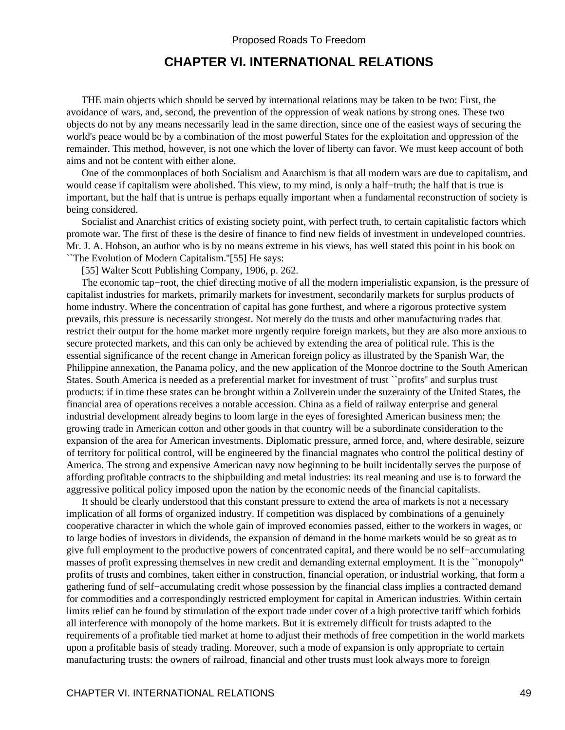# CHAPTER VI. INTERNATIONAL RELATIONS

THE main objects which should be served by international relations may be taken to be two: First, the avoidance of wars, and, second, the prevention of the oppression of weak nations by strong ones. These two objects do not by any means necessarily lead in the same direction, since one of the easiest ways of securing the world's peace would be by a combination of the most powerful States for the exploitation and oppression of the remainder. This method, however, is not one which the lover of liberty can favor. We must keep account of both aims and not be content with either alone.

One of the commonplaces of both Socialism and Anarchism is that all modern wars are due to capitalism, and would cease if capitalism were abolished. This view, to my mind, is only a half−truth; the half that is true is important, but the half that is untrue is perhaps equally important when a fundamental reconstruction of society is being considered.

Socialist and Anarchist critics of existing society point, with perfect truth, to certain capitalistic factors which promote war. The first of these is the desire of finance to find new fields of investment in undeveloped countries. Mr. J. A. Hobson, an author who is by no means extreme in his views, has well stated this point in his book on ``The Evolution of Modern Capitalism.''[55] He says:

[55] Walter Scott Publishing Company, 1906, p. 262.

The economic tap−root, the chief directing motive of all the modern imperialistic expansion, is the pressure of capitalist industries for markets, primarily markets for investment, secondarily markets for surplus products of home industry. Where the concentration of capital has gone furthest, and where a rigorous protective system prevails, this pressure is necessarily strongest. Not merely do the trusts and other manufacturing trades that restrict their output for the home market more urgently require foreign markets, but they are also more anxious to secure protected markets, and this can only be achieved by extending the area of political rule. This is the essential significance of the recent change in American foreign policy as illustrated by the Spanish War, the Philippine annexation, the Panama policy, and the new application of the Monroe doctrine to the South American States. South America is needed as a preferential market for investment of trust ``profits'' and surplus trust products: if in time these states can be brought within a Zollverein under the suzerainty of the United States, the financial area of operations receives a notable accession. China as a field of railway enterprise and general industrial development already begins to loom large in the eyes of foresighted American business men; the growing trade in American cotton and other goods in that country will be a subordinate consideration to the expansion of the area for American investments. Diplomatic pressure, armed force, and, where desirable, seizure of territory for political control, will be engineered by the financial magnates who control the political destiny of America. The strong and expensive American navy now beginning to be built incidentally serves the purpose of affording profitable contracts to the shipbuilding and metal industries: its real meaning and use is to forward the aggressive political policy imposed upon the nation by the economic needs of the financial capitalists.

It should be clearly understood that this constant pressure to extend the area of markets is not a necessary implication of all forms of organized industry. If competition was displaced by combinations of a genuinely cooperative character in which the whole gain of improved economies passed, either to the workers in wages, or to large bodies of investors in dividends, the expansion of demand in the home markets would be so great as to give full employment to the productive powers of concentrated capital, and there would be no self−accumulating masses of profit expressing themselves in new credit and demanding external employment. It is the ``monopoly'' profits of trusts and combines, taken either in construction, financial operation, or industrial working, that form a gathering fund of self−accumulating credit whose possession by the financial class implies a contracted demand for commodities and a correspondingly restricted employment for capital in American industries. Within certain limits relief can be found by stimulation of the export trade under cover of a high protective tariff which forbids all interference with monopoly of the home markets. But it is extremely difficult for trusts adapted to the requirements of a profitable tied market at home to adjust their methods of free competition in the world markets upon a profitable basis of steady trading. Moreover, such a mode of expansion is only appropriate to certain manufacturing trusts: the owners of railroad, financial and other trusts must look always more to foreign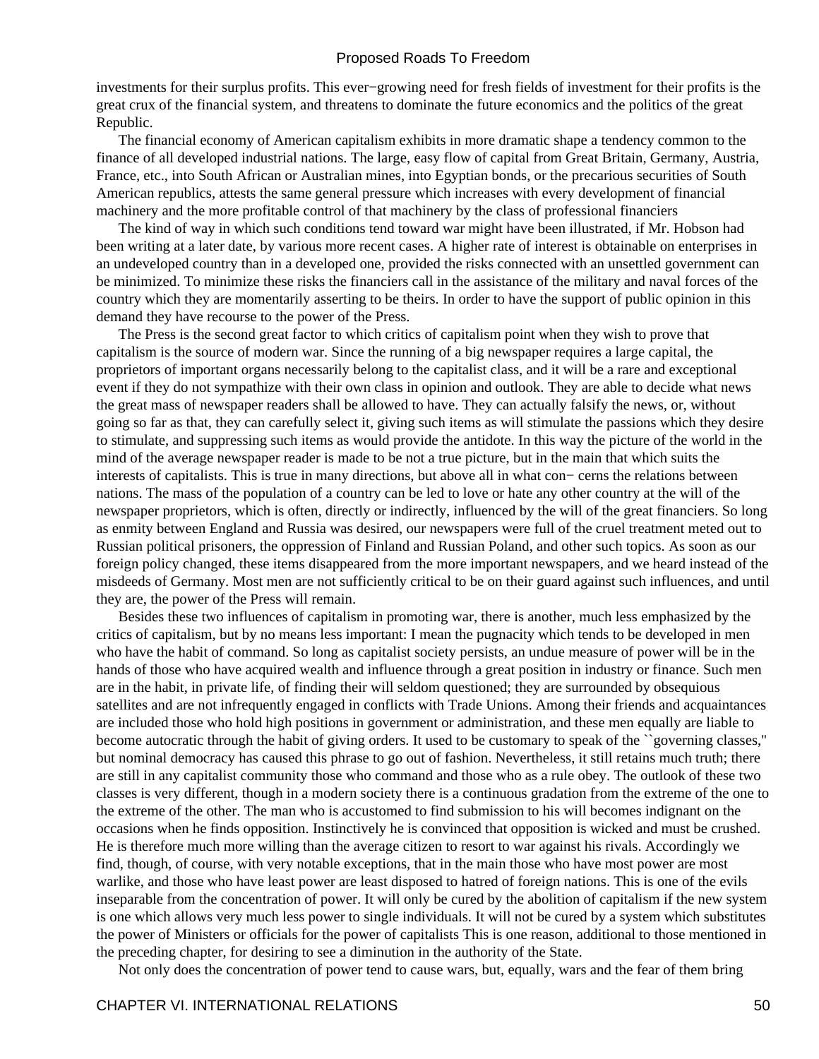investments for their surplus profits. This ever−growing need for fresh fields of investment for their profits is the great crux of the financial system, and threatens to dominate the future economics and the politics of the great Republic.

The financial economy of American capitalism exhibits in more dramatic shape a tendency common to the finance of all developed industrial nations. The large, easy flow of capital from Great Britain, Germany, Austria, France, etc., into South African or Australian mines, into Egyptian bonds, or the precarious securities of South American republics, attests the same general pressure which increases with every development of financial machinery and the more profitable control of that machinery by the class of professional financiers

The kind of way in which such conditions tend toward war might have been illustrated, if Mr. Hobson had been writing at a later date, by various more recent cases. A higher rate of interest is obtainable on enterprises in an undeveloped country than in a developed one, provided the risks connected with an unsettled government can be minimized. To minimize these risks the financiers call in the assistance of the military and naval forces of the country which they are momentarily asserting to be theirs. In order to have the support of public opinion in this demand they have recourse to the power of the Press.

The Press is the second great factor to which critics of capitalism point when they wish to prove that capitalism is the source of modern war. Since the running of a big newspaper requires a large capital, the proprietors of important organs necessarily belong to the capitalist class, and it will be a rare and exceptional event if they do not sympathize with their own class in opinion and outlook. They are able to decide what news the great mass of newspaper readers shall be allowed to have. They can actually falsify the news, or, without going so far as that, they can carefully select it, giving such items as will stimulate the passions which they desire to stimulate, and suppressing such items as would provide the antidote. In this way the picture of the world in the mind of the average newspaper reader is made to be not a true picture, but in the main that which suits the interests of capitalists. This is true in many directions, but above all in what concerns the relations between nations. The mass of the population of a country can be led to love or hate any other country at the will of the newspaper proprietors, which is often, directly or indirectly, influenced by the will of the great financiers. So long as enmity between England and Russia was desired, our newspapers were full of the cruel treatment meted out to Russian political prisoners, the oppression of Finland and Russian Poland, and other such topics. As soon as our foreign policy changed, these items disappeared from the more important newspapers, and we heard instead of the misdeeds of Germany. Most men are not sufficiently critical to be on their guard against such influences, and until they are, the power of the Press will remain.

Besides these two influences of capitalism in promoting war, there is another, much less emphasized by the critics of capitalism, but by no means less important: I mean the pugnacity which tends to be developed in men who have the habit of command. So long as capitalist society persists, an undue measure of power will be in the hands of those who have acquired wealth and influence through a great position in industry or finance. Such men are in the habit, in private life, of finding their will seldom questioned; they are surrounded by obsequious satellites and are not infrequently engaged in conflicts with Trade Unions. Among their friends and acquaintances are included those who hold high positions in government or administration, and these men equally are liable to become autocratic through the habit of giving orders. It used to be customary to speak of the "governing classes," but nominal democracy has caused this phrase to go out of fashion. Nevertheless, it still retains much truth; there are still in any capitalist community those who command and those who as a rule obey. The outlook of these two classes is very different, though in a modern society there is a continuous gradation from the extreme of the one to the extreme of the other. The man who is accustomed to find submission to his will becomes indignant on the occasions when he finds opposition. Instinctively he is convinced that opposition is wicked and must be crushed. He is therefore much more willing than the average citizen to resort to war against his rivals. Accordingly we find, though, of course, with very notable exceptions, that in the main those who have most power are most warlike, and those who have least power are least disposed to hatred of foreign nations. This is one of the evils inseparable from the concentration of power. It will only be cured by the abolition of capitalism if the new system is one which allows very much less power to single individuals. It will not be cured by a system which substitutes the power of Ministers or officials for the power of capitalists This is one reason, additional to those mentioned in the preceding chapter, for desiring to see a diminution in the authority of the State.

Not only does the concentration of power tend to cause wars, but, equally, wars and the fear of them bring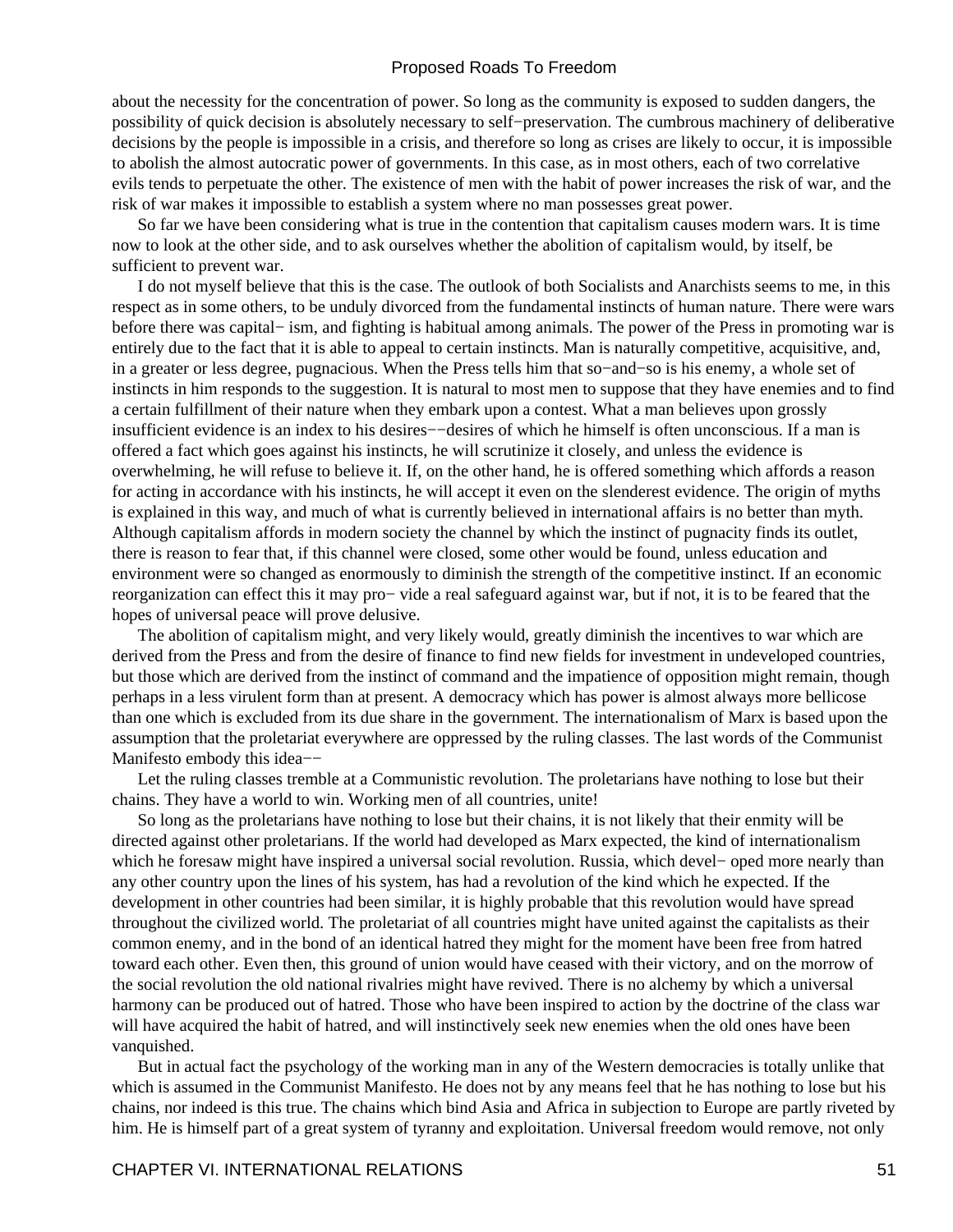about the necessity for the concentration of power. So long as the community is exposed to sudden dangers, the possibility of quick decision is absolutely necessary to self−preservation. The cumbrous machinery of deliberative decisions by the people is impossible in a crisis, and therefore so long as crises are likely to occur, it is impossible to abolish the almost autocratic power of governments. In this case, as in most others, each of two correlative evils tends to perpetuate the other. The existence of men with the habit of power increases the risk of war, and the risk of war makes it impossible to establish a system where no man possesses great power.

So far we have been considering what is true in the contention that capitalism causes modern wars. It is time now to look at the other side, and to ask ourselves whether the abolition of capitalism would, by itself, be sufficient to prevent war.

I do not myself believe that this is the case. The outlook of both Socialists and Anarchists seems to me, in this respect as in some others, to be unduly divorced from the fundamental instincts of human nature. There were wars before there was capitalism, and fighting is habitual among animals. The power of the Press in promoting war is entirely due to the fact that it is able to appeal to certain instincts. Man is naturally competitive, acquisitive, and, in a greater or less degree, pugnacious. When the Press tells him that so−and−so is his enemy, a whole set of instincts in him responds to the suggestion. It is natural to most men to suppose that they have enemies and to find a certain fulfillment of their nature when they embark upon a contest. What a man believes upon grossly insufficient evidence is an index to his desires−−desires of which he himself is often unconscious. If a man is offered a fact which goes against his instincts, he will scrutinize it closely, and unless the evidence is overwhelming, he will refuse to believe it. If, on the other hand, he is offered something which affords a reason for acting in accordance with his instincts, he will accept it even on the slenderest evidence. The origin of myths is explained in this way, and much of what is currently believed in international affairs is no better than myth. Although capitalism affords in modern society the channel by which the instinct of pugnacity finds its outlet, there is reason to fear that, if this channel were closed, some other would be found, unless education and environment were so changed as enormously to diminish the strength of the competitive instinct. If an economic reorganization can effect this it may provide a real safeguard against war, but if not, it is to be feared that the hopes of universal peace will prove delusive.

The abolition of capitalism might, and very likely would, greatly diminish the incentives to war which are derived from the Press and from the desire of finance to find new fields for investment in undeveloped countries, but those which are derived from the instinct of command and the impatience of opposition might remain, though perhaps in a less virulent form than at present. A democracy which has power is almost always more bellicose than one which is excluded from its due share in the government. The internationalism of Marx is based upon the assumption that the proletariat everywhere are oppressed by the ruling classes. The last words of the Communist Manifesto embody this idea−−

Let the ruling classes tremble at a Communistic revolution. The proletarians have nothing to lose but their chains. They have a world to win. Working men of all countries, unite!

So long as the proletarians have nothing to lose but their chains, it is not likely that their enmity will be directed against other proletarians. If the world had developed as Marx expected, the kind of internationalism which he foresaw might have inspired a universal social revolution. Russia, which developed more nearly than any other country upon the lines of his system, has had a revolution of the kind which he expected. If the development in other countries had been similar, it is highly probable that this revolution would have spread throughout the civilized world. The proletariat of all countries might have united against the capitalists as their common enemy, and in the bond of an identical hatred they might for the moment have been free from hatred toward each other. Even then, this ground of union would have ceased with their victory, and on the morrow of the social revolution the old national rivalries might have revived. There is no alchemy by which a universal harmony can be produced out of hatred. Those who have been inspired to action by the doctrine of the class war will have acquired the habit of hatred, and will instinctively seek new enemies when the old ones have been vanquished.

But in actual fact the psychology of the working man in any of the Western democracies is totally unlike that which is assumed in the Communist Manifesto. He does not by any means feel that he has nothing to lose but his chains, nor indeed is this true. The chains which bind Asia and Africa in subjection to Europe are partly riveted by him. He is himself part of a great system of tyranny and exploitation. Universal freedom would remove, not only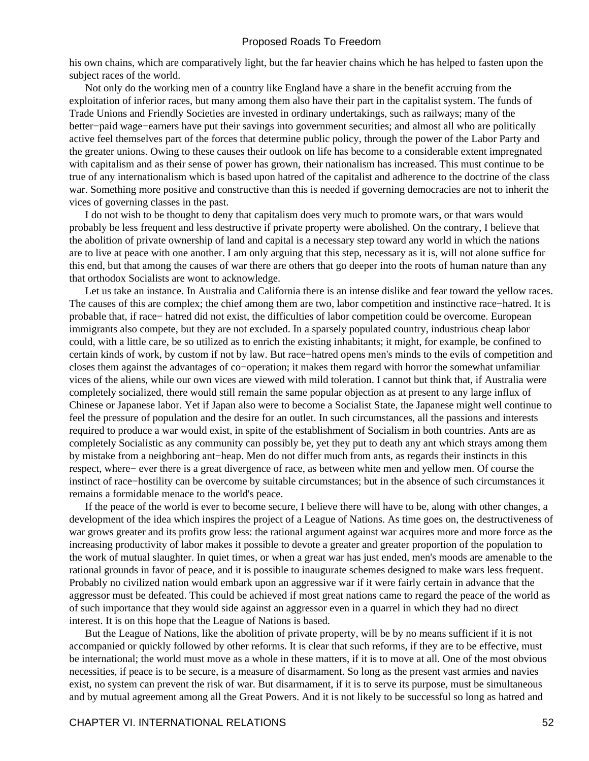his own chains, which are comparatively light, but the far heavier chains which he has helped to fasten upon the subject races of the world.

Not only do the working men of a country like England have a share in the benefit accruing from the exploitation of inferior races, but many among them also have their part in the capitalist system. The funds of Trade Unions and Friendly Societies are invested in ordinary undertakings, such as railways; many of the better−paid wage−earners have put their savings into government securities; and almost all who are politically active feel themselves part of the forces that determine public policy, through the power of the Labor Party and the greater unions. Owing to these causes their outlook on life has become to a considerable extent impregnated with capitalism and as their sense of power has grown, their nationalism has increased. This must continue to be true of any internationalism which is based upon hatred of the capitalist and adherence to the doctrine of the class war. Something more positive and constructive than this is needed if governing democracies are not to inherit the vices of governing classes in the past.

I do not wish to be thought to deny that capitalism does very much to promote wars, or that wars would probably be less frequent and less destructive if private property were abolished. On the contrary, I believe that the abolition of private ownership of land and capital is a necessary step toward any world in which the nations are to live at peace with one another. I am only arguing that this step, necessary as it is, will not alone suffice for this end, but that among the causes of war there are others that go deeper into the roots of human nature than any that orthodox Socialists are wont to acknowledge.

Let us take an instance. In Australia and California there is an intense dislike and fear toward the yellow races. The causes of this are complex; the chief among them are two, labor competition and instinctive race−hatred. It is probable that, if race− hatred did not exist, the difficulties of labor competition could be overcome. European immigrants also compete, but they are not excluded. In a sparsely populated country, industrious cheap labor could, with a little care, be so utilized as to enrich the existing inhabitants; it might, for example, be confined to certain kinds of work, by custom if not by law. But race−hatred opens men's minds to the evils of competition and closes them against the advantages of co−operation; it makes them regard with horror the somewhat unfamiliar vices of the aliens, while our own vices are viewed with mild toleration. I cannot but think that, if Australia were completely socialized, there would still remain the same popular objection as at present to any large influx of Chinese or Japanese labor. Yet if Japan also were to become a Socialist State, the Japanese might well continue to feel the pressure of population and the desire for an outlet. In such circumstances, all the passions and interests required to produce a war would exist, in spite of the establishment of Socialism in both countries. Ants are as completely Socialistic as any community can possibly be, yet they put to death any ant which strays among them by mistake from a neighboring ant−heap. Men do not differ much from ants, as regards their instincts in this respect, where− ever there is a great divergence of race, as between white men and yellow men. Of course the instinct of race−hostility can be overcome by suitable circumstances; but in the absence of such circumstances it remains a formidable menace to the world's peace.

If the peace of the world is ever to become secure, I believe there will have to be, along with other changes, a development of the idea which inspires the project of a League of Nations. As time goes on, the destructiveness of war grows greater and its profits grow less: the rational argument against war acquires more and more force as the increasing productivity of labor makes it possible to devote a greater and greater proportion of the population to the work of mutual slaughter. In quiet times, or when a great war has just ended, men's moods are amenable to the rational grounds in favor of peace, and it is possible to inaugurate schemes designed to make wars less frequent. Probably no civilized nation would embark upon an aggressive war if it were fairly certain in advance that the aggressor must be defeated. This could be achieved if most great nations came to regard the peace of the world as of such importance that they would side against an aggressor even in a quarrel in which they had no direct interest. It is on this hope that the League of Nations is based.

But the League of Nations, like the abolition of private property, will be by no means sufficient if it is not accompanied or quickly followed by other reforms. It is clear that such reforms, if they are to be effective, must be international; the world must move as a whole in these matters, if it is to move at all. One of the most obvious necessities, if peace is to be secure, is a measure of disarmament. So long as the present vast armies and navies exist, no system can prevent the risk of war. But disarmament, if it is to serve its purpose, must be simultaneous and by mutual agreement among all the Great Powers. And it is not likely to be successful so long as hatred and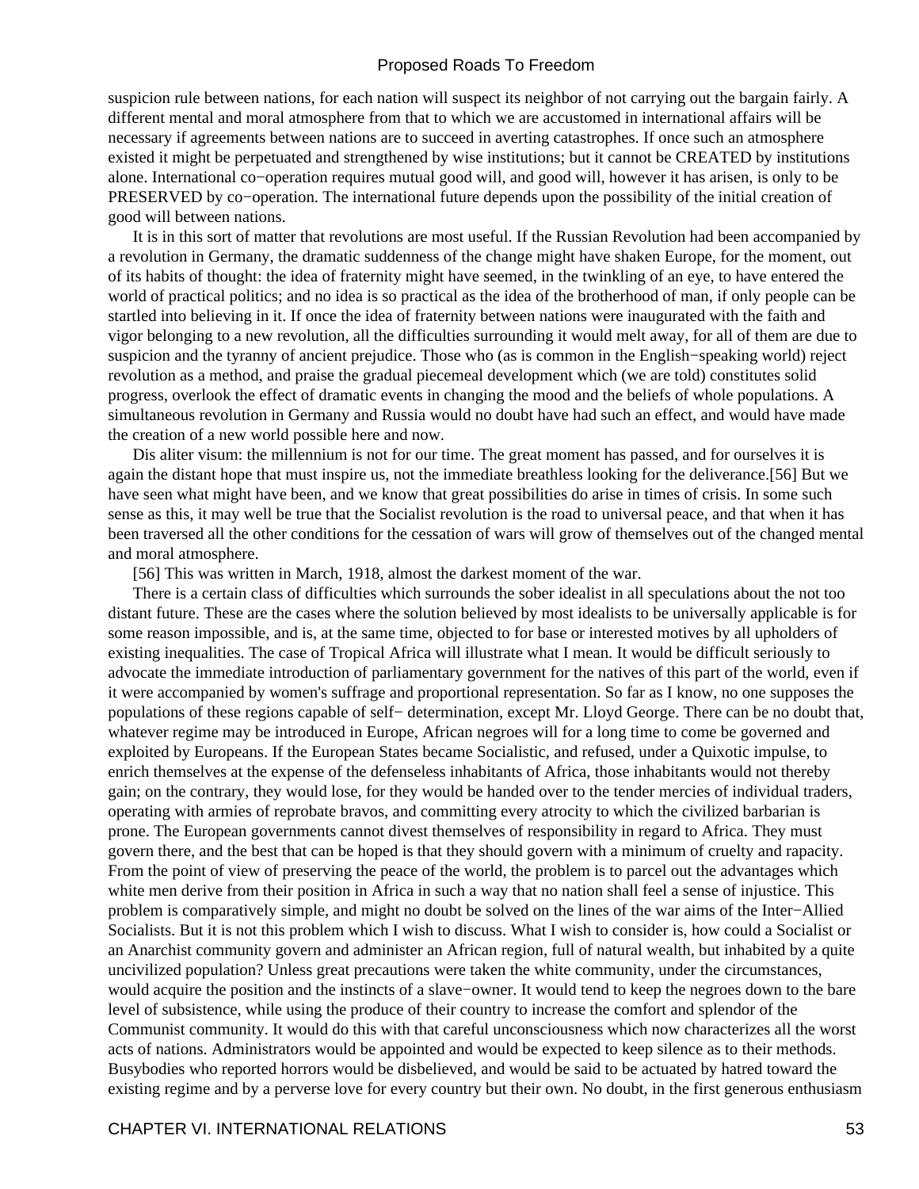suspicion rule between nations, for each nation will suspect its neighbor of not carrying out the bargain fairly. A different mental and moral atmosphere from that to which we are accustomed in international affairs will be necessary if agreements between nations are to succeed in averting catastrophes. If once such an atmosphere existed it might be perpetuated and strengthened by wise institutions; but it cannot be CREATED by institutions alone. International co−operation requires mutual good will, and good will, however it has arisen, is only to be PRESERVED by co−operation. The international future depends upon the possibility of the initial creation of good will between nations.

It is in this sort of matter that revolutions are most useful. If the Russian Revolution had been accompanied by a revolution in Germany, the dramatic suddenness of the change might have shaken Europe, for the moment, out of its habits of thought: the idea of fraternity might have seemed, in the twinkling of an eye, to have entered the world of practical politics; and no idea is so practical as the idea of the brotherhood of man, if only people can be startled into believing in it. If once the idea of fraternity between nations were inaugurated with the faith and vigor belonging to a new revolution, all the difficulties surrounding it would melt away, for all of them are due to suspicion and the tyranny of ancient prejudice. Those who (as is common in the English−speaking world) reject revolution as a method, and praise the gradual piecemeal development which (we are told) constitutes solid progress, overlook the effect of dramatic events in changing the mood and the beliefs of whole populations. A simultaneous revolution in Germany and Russia would no doubt have had such an effect, and would have made the creation of a new world possible here and now.

Dis aliter visum: the millennium is not for our time. The great moment has passed, and for ourselves it is again the distant hope that must inspire us, not the immediate breathless looking for the deliverance.[56] But we have seen what might have been, and we know that great possibilities do arise in times of crisis. In some such sense as this, it may well be true that the Socialist revolution is the road to universal peace, and that when it has been traversed all the other conditions for the cessation of wars will grow of themselves out of the changed mental and moral atmosphere.

[56] This was written in March, 1918, almost the darkest moment of the war.

There is a certain class of difficulties which surrounds the sober idealist in all speculations about the not too distant future. These are the cases where the solution believed by most idealists to be universally applicable is for some reason impossible, and is, at the same time, objected to for base or interested motives by all upholders of existing inequalities. The case of Tropical Africa will illustrate what I mean. It would be difficult seriously to advocate the immediate introduction of parliamentary government for the natives of this part of the world, even if it were accompanied by women's suffrage and proportional representation. So far as I know, no one supposes the populations of these regions capable of self− determination, except Mr. Lloyd George. There can be no doubt that, whatever regime may be introduced in Europe, African negroes will for a long time to come be governed and exploited by Europeans. If the European States became Socialistic, and refused, under a Quixotic impulse, to enrich themselves at the expense of the defenseless inhabitants of Africa, those inhabitants would not thereby gain; on the contrary, they would lose, for they would be handed over to the tender mercies of individual traders, operating with armies of reprobate bravos, and committing every atrocity to which the civilized barbarian is prone. The European governments cannot divest themselves of responsibility in regard to Africa. They must govern there, and the best that can be hoped is that they should govern with a minimum of cruelty and rapacity. From the point of view of preserving the peace of the world, the problem is to parcel out the advantages which white men derive from their position in Africa in such a way that no nation shall feel a sense of injustice. This problem is comparatively simple, and might no doubt be solved on the lines of the war aims of the Inter−Allied Socialists. But it is not this problem which I wish to discuss. What I wish to consider is, how could a Socialist or an Anarchist community govern and administer an African region, full of natural wealth, but inhabited by a quite uncivilized population? Unless great precautions were taken the white community, under the circumstances, would acquire the position and the instincts of a slave−owner. It would tend to keep the negroes down to the bare level of subsistence, while using the produce of their country to increase the comfort and splendor of the Communist community. It would do this with that careful unconsciousness which now characterizes all the worst acts of nations. Administrators would be appointed and would be expected to keep silence as to their methods. Busybodies who reported horrors would be disbelieved, and would be said to be actuated by hatred toward the existing regime and by a perverse love for every country but their own. No doubt, in the first generous enthusiasm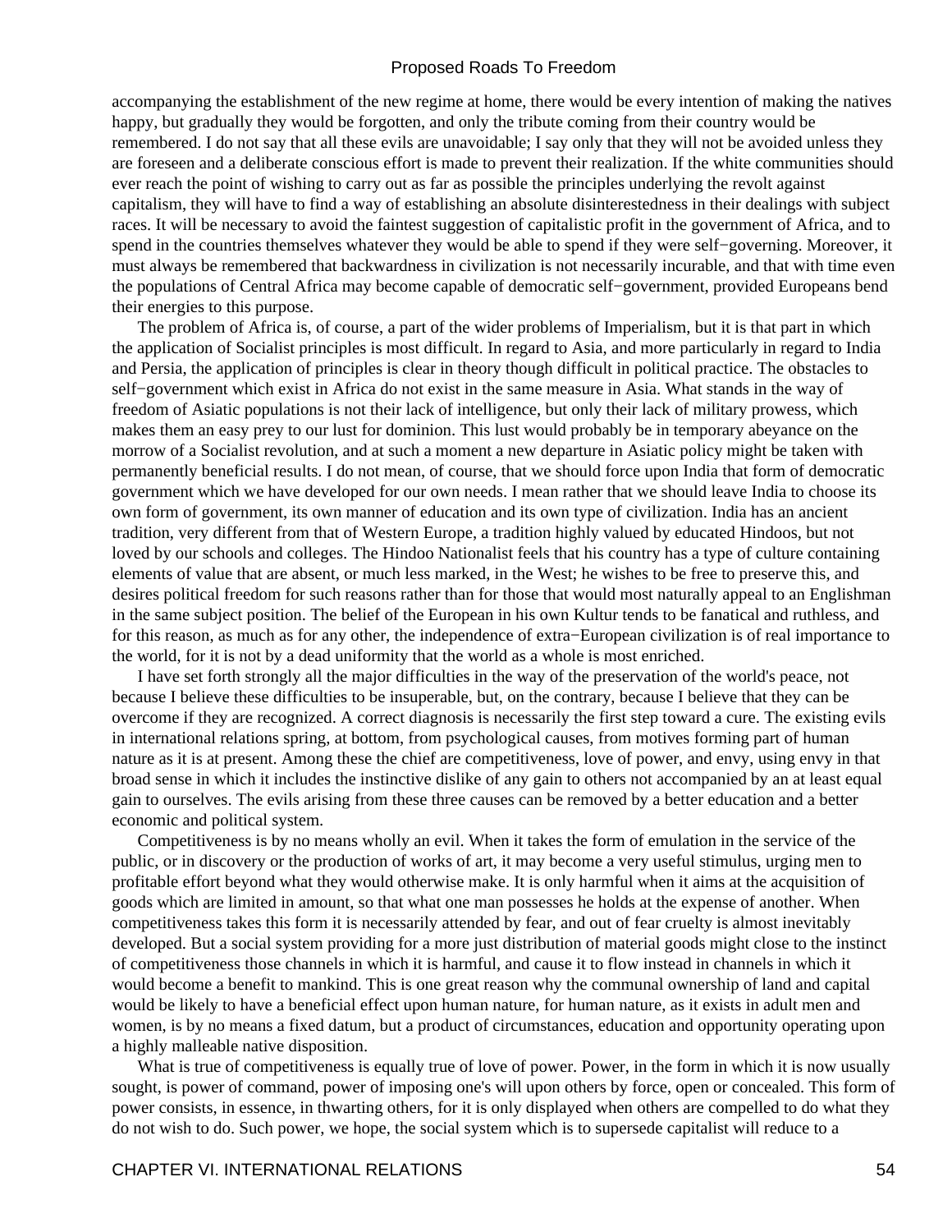accompanying the establishment of the new regime at home, there would be every intention of making the natives happy, but gradually they would be forgotten, and only the tribute coming from their country would be remembered. I do not say that all these evils are unavoidable; I say only that they will not be avoided unless they are foreseen and a deliberate conscious effort is made to prevent their realization. If the white communities should ever reach the point of wishing to carry out as far as possible the principles underlying the revolt against capitalism, they will have to find a way of establishing an absolute disinterestedness in their dealings with subject races. It will be necessary to avoid the faintest suggestion of capitalistic profit in the government of Africa, and to spend in the countries themselves whatever they would be able to spend if they were self−governing. Moreover, it must always be remembered that backwardness in civilization is not necessarily incurable, and that with time even the populations of Central Africa may become capable of democratic self−government, provided Europeans bend their energies to this purpose.

The problem of Africa is, of course, a part of the wider problems of Imperialism, but it is that part in which the application of Socialist principles is most difficult. In regard to Asia, and more particularly in regard to India and Persia, the application of principles is clear in theory though difficult in political practice. The obstacles to self−government which exist in Africa do not exist in the same measure in Asia. What stands in the way of freedom of Asiatic populations is not their lack of intelligence, but only their lack of military prowess, which makes them an easy prey to our lust for dominion. This lust would probably be in temporary abeyance on the morrow of a Socialist revolution, and at such a moment a new departure in Asiatic policy might be taken with permanently beneficial results. I do not mean, of course, that we should force upon India that form of democratic government which we have developed for our own needs. I mean rather that we should leave India to choose its own form of government, its own manner of education and its own type of civilization. India has an ancient tradition, very different from that of Western Europe, a tradition highly valued by educated Hindoos, but not loved by our schools and colleges. The Hindoo Nationalist feels that his country has a type of culture containing elements of value that are absent, or much less marked, in the West; he wishes to be free to preserve this, and desires political freedom for such reasons rather than for those that would most naturally appeal to an Englishman in the same subject position. The belief of the European in his own Kultur tends to be fanatical and ruthless, and for this reason, as much as for any other, the independence of extra−European civilization is of real importance to the world, for it is not by a dead uniformity that the world as a whole is most enriched.

I have set forth strongly all the major difficulties in the way of the preservation of the world's peace, not because I believe these difficulties to be insuperable, but, on the contrary, because I believe that they can be overcome if they are recognized. A correct diagnosis is necessarily the first step toward a cure. The existing evils in international relations spring, at bottom, from psychological causes, from motives forming part of human nature as it is at present. Among these the chief are competitiveness, love of power, and envy, using envy in that broad sense in which it includes the instinctive dislike of any gain to others not accompanied by an at least equal gain to ourselves. The evils arising from these three causes can be removed by a better education and a better economic and political system.

Competitiveness is by no means wholly an evil. When it takes the form of emulation in the service of the public, or in discovery or the production of works of art, it may become a very useful stimulus, urging men to profitable effort beyond what they would otherwise make. It is only harmful when it aims at the acquisition of goods which are limited in amount, so that what one man possesses he holds at the expense of another. When competitiveness takes this form it is necessarily attended by fear, and out of fear cruelty is almost inevitably developed. But a social system providing for a more just distribution of material goods might close to the instinct of competitiveness those channels in which it is harmful, and cause it to flow instead in channels in which it would become a benefit to mankind. This is one great reason why the communal ownership of land and capital would be likely to have a beneficial effect upon human nature, for human nature, as it exists in adult men and women, is by no means a fixed datum, but a product of circumstances, education and opportunity operating upon a highly malleable native disposition.

What is true of competitiveness is equally true of love of power. Power, in the form in which it is now usually sought, is power of command, power of imposing one's will upon others by force, open or concealed. This form of power consists, in essence, in thwarting others, for it is only displayed when others are compelled to do what they do not wish to do. Such power, we hope, the social system which is to supersede capitalist will reduce to a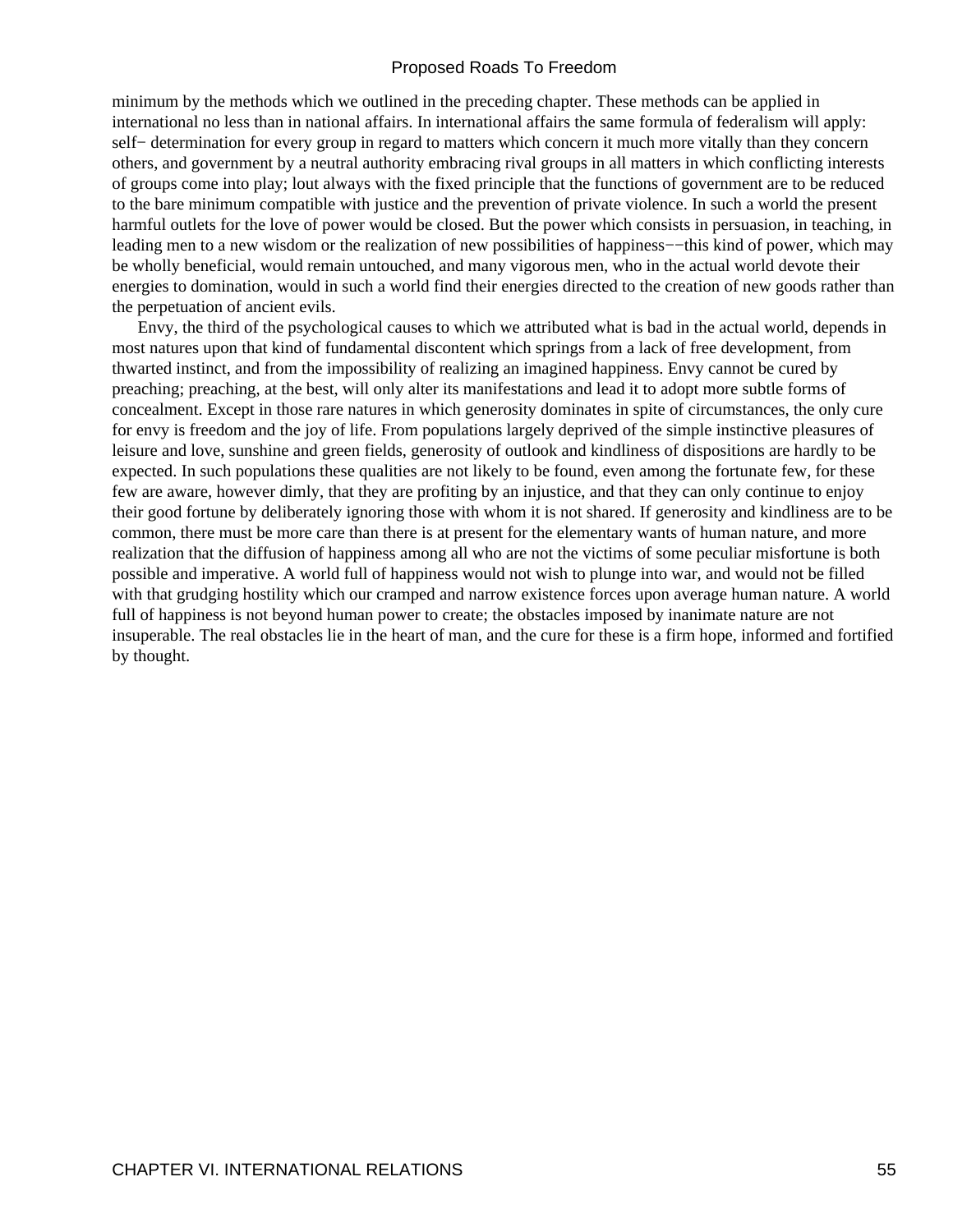minimum by the methods which we outlined in the preceding chapter. These methods can be applied in international no less than in national affairs. In international affairs the same formula of federalism will apply: self− determination for every group in regard to matters which concern it much more vitally than they concern others, and government by a neutral authority embracing rival groups in all matters in which conflicting interests of groups come into play; lout always with the fixed principle that the functions of government are to be reduced to the bare minimum compatible with justice and the prevention of private violence. In such a world the present harmful outlets for the love of power would be closed. But the power which consists in persuasion, in teaching, in leading men to a new wisdom or the realization of new possibilities of happiness−−this kind of power, which may be wholly beneficial, would remain untouched, and many vigorous men, who in the actual world devote their energies to domination, would in such a world find their energies directed to the creation of new goods rather than the perpetuation of ancient evils.

Envy, the third of the psychological causes to which we attributed what is bad in the actual world, depends in most natures upon that kind of fundamental discontent which springs from a lack of free development, from thwarted instinct, and from the impossibility of realizing an imagined happiness. Envy cannot be cured by preaching; preaching, at the best, will only alter its manifestations and lead it to adopt more subtle forms of concealment. Except in those rare natures in which generosity dominates in spite of circumstances, the only cure for envy is freedom and the joy of life. From populations largely deprived of the simple instinctive pleasures of leisure and love, sunshine and green fields, generosity of outlook and kindliness of dispositions are hardly to be expected. In such populations these qualities are not likely to be found, even among the fortunate few, for these few are aware, however dimly, that they are profiting by an injustice, and that they can only continue to enjoy their good fortune by deliberately ignoring those with whom it is not shared. If generosity and kindliness are to be common, there must be more care than there is at present for the elementary wants of human nature, and more realization that the diffusion of happiness among all who are not the victims of some peculiar misfortune is both possible and imperative. A world full of happiness would not wish to plunge into war, and would not be filled with that grudging hostility which our cramped and narrow existence forces upon average human nature. A world full of happiness is not beyond human power to create; the obstacles imposed by inanimate nature are not insuperable. The real obstacles lie in the heart of man, and the cure for these is a firm hope, informed and fortified by thought.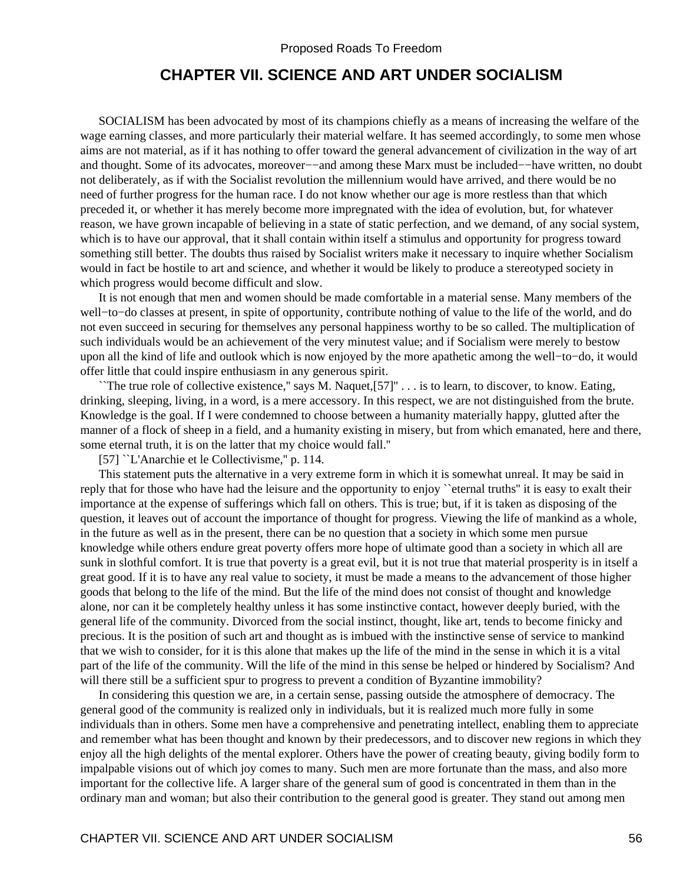# CHAPTER VII. SCIENCE AND ART UNDER SOCIALISM

SOCIALISM has been advocated by most of its champions chiefly as a means of increasing the welfare of the wage earning classes, and more particularly their material welfare. It has seemed accordingly, to some men whose aims are not material, as if it has nothing to offer toward the general advancement of civilization in the way of art and thought. Some of its advocates, moreover−−and among these Marx must be included−−have written, no doubt not deliberately, as if with the Socialist revolution the millennium would have arrived, and there would be no need of further progress for the human race. I do not know whether our age is more restless than that which preceded it, or whether it has merely become more impregnated with the idea of evolution, but, for whatever reason, we have grown incapable of believing in a state of static perfection, and we demand, of any social system, which is to have our approval, that it shall contain within itself a stimulus and opportunity for progress toward something still better. The doubts thus raised by Socialist writers make it necessary to inquire whether Socialism would in fact be hostile to art and science, and whether it would be likely to produce a stereotyped society in which progress would become difficult and slow.

It is not enough that men and women should be made comfortable in a material sense. Many members of the well−to−do classes at present, in spite of opportunity, contribute nothing of value to the life of the world, and do not even succeed in securing for themselves any personal happiness worthy to be so called. The multiplication of such individuals would be an achievement of the very minutest value; and if Socialism were merely to bestow upon all the kind of life and outlook which is now enjoyed by the more apathetic among the well−to−do, it would offer little that could inspire enthusiasm in any generous spirit.

``The true role of collective existence,'' says M. Naquet,[57]'' . . . is to learn, to discover, to know. Eating, drinking, sleeping, living, in a word, is a mere accessory. In this respect, we are not distinguished from the brute. Knowledge is the goal. If I were condemned to choose between a humanity materially happy, glutted after the manner of a flock of sheep in a field, and a humanity existing in misery, but from which emanated, here and there, some eternal truth, it is on the latter that my choice would fall.''

[57] ``L'Anarchie et le Collectivisme,'' p. 114.

This statement puts the alternative in a very extreme form in which it is somewhat unreal. It may be said in reply that for those who have had the leisure and the opportunity to enjoy ``eternal truths'' it is easy to exalt their importance at the expense of sufferings which fall on others. This is true; but, if it is taken as disposing of the question, it leaves out of account the importance of thought for progress. Viewing the life of mankind as a whole, in the future as well as in the present, there can be no question that a society in which some men pursue knowledge while others endure great poverty offers more hope of ultimate good than a society in which all are sunk in slothful comfort. It is true that poverty is a great evil, but it is not true that material prosperity is in itself a great good. If it is to have any real value to society, it must be made a means to the advancement of those higher goods that belong to the life of the mind. But the life of the mind does not consist of thought and knowledge alone, nor can it be completely healthy unless it has some instinctive contact, however deeply buried, with the general life of the community. Divorced from the social instinct, thought, like art, tends to become finicky and precious. It is the position of such art and thought as is imbued with the instinctive sense of service to mankind that we wish to consider, for it is this alone that makes up the life of the mind in the sense in which it is a vital part of the life of the community. Will the life of the mind in this sense be helped or hindered by Socialism? And will there still be a sufficient spur to progress to prevent a condition of Byzantine immobility?

In considering this question we are, in a certain sense, passing outside the atmosphere of democracy. The general good of the community is realized only in individuals, but it is realized much more fully in some individuals than in others. Some men have a comprehensive and penetrating intellect, enabling them to appreciate and remember what has been thought and known by their predecessors, and to discover new regions in which they enjoy all the high delights of the mental explorer. Others have the power of creating beauty, giving bodily form to impalpable visions out of which joy comes to many. Such men are more fortunate than the mass, and also more important for the collective life. A larger share of the general sum of good is concentrated in them than in the ordinary man and woman; but also their contribution to the general good is greater. They stand out among men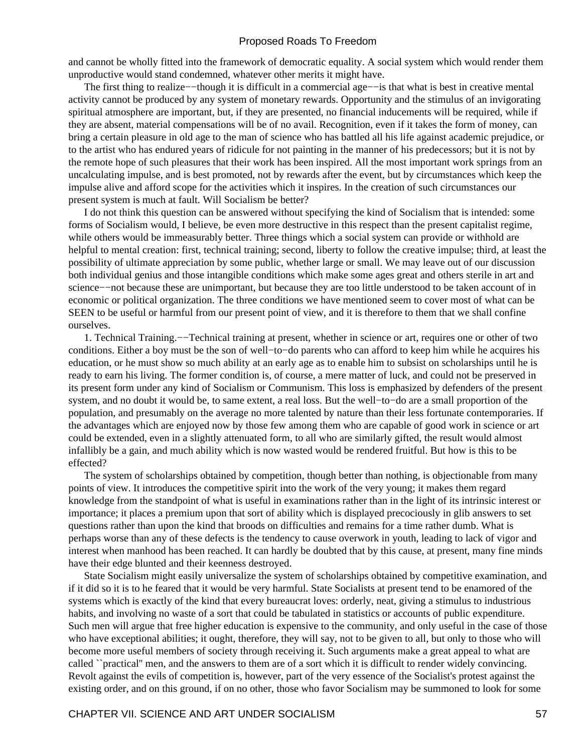and cannot be wholly fitted into the framework of democratic equality. A social system which would render them unproductive would stand condemned, whatever other merits it might have.

The first thing to realize−−though it is difficult in a commercial age−−is that what is best in creative mental activity cannot be produced by any system of monetary rewards. Opportunity and the stimulus of an invigorating spiritual atmosphere are important, but, if they are presented, no financial inducements will be required, while if they are absent, material compensations will be of no avail. Recognition, even if it takes the form of money, can bring a certain pleasure in old age to the man of science who has battled all his life against academic prejudice, or to the artist who has endured years of ridicule for not painting in the manner of his predecessors; but it is not by the remote hope of such pleasures that their work has been inspired. All the most important work springs from an uncalculating impulse, and is best promoted, not by rewards after the event, but by circumstances which keep the impulse alive and afford scope for the activities which it inspires. In the creation of such circumstances our present system is much at fault. Will Socialism be better?

I do not think this question can be answered without specifying the kind of Socialism that is intended: some forms of Socialism would, I believe, be even more destructive in this respect than the present capitalist regime, while others would be immeasurably better. Three things which a social system can provide or withhold are helpful to mental creation: first, technical training; second, liberty to follow the creative impulse; third, at least the possibility of ultimate appreciation by some public, whether large or small. We may leave out of our discussion both individual genius and those intangible conditions which make some ages great and others sterile in art and science−−not because these are unimportant, but because they are too little understood to be taken account of in economic or political organization. The three conditions we have mentioned seem to cover most of what can be SEEN to be useful or harmful from our present point of view, and it is therefore to them that we shall confine ourselves.

1. Technical Training.−−Technical training at present, whether in science or art, requires one or other of two conditions. Either a boy must be the son of well−to−do parents who can afford to keep him while he acquires his education, or he must show so much ability at an early age as to enable him to subsist on scholarships until he is ready to earn his living. The former condition is, of course, a mere matter of luck, and could not be preserved in its present form under any kind of Socialism or Communism. This loss is emphasized by defenders of the present system, and no doubt it would be, to same extent, a real loss. But the well−to−do are a small proportion of the population, and presumably on the average no more talented by nature than their less fortunate contemporaries. If the advantages which are enjoyed now by those few among them who are capable of good work in science or art could be extended, even in a slightly attenuated form, to all who are similarly gifted, the result would almost infallibly be a gain, and much ability which is now wasted would be rendered fruitful. But how is this to be effected?

The system of scholarships obtained by competition, though better than nothing, is objectionable from many points of view. It introduces the competitive spirit into the work of the very young; it makes them regard knowledge from the standpoint of what is useful in examinations rather than in the light of its intrinsic interest or importance; it places a premium upon that sort of ability which is displayed precociously in glib answers to set questions rather than upon the kind that broods on difficulties and remains for a time rather dumb. What is perhaps worse than any of these defects is the tendency to cause overwork in youth, leading to lack of vigor and interest when manhood has been reached. It can hardly be doubted that by this cause, at present, many fine minds have their edge blunted and their keenness destroyed.

State Socialism might easily universalize the system of scholarships obtained by competitive examination, and if it did so it is to he feared that it would be very harmful. State Socialists at present tend to be enamored of the systems which is exactly of the kind that every bureaucrat loves: orderly, neat, giving a stimulus to industrious habits, and involving no waste of a sort that could be tabulated in statistics or accounts of public expenditure. Such men will argue that free higher education is expensive to the community, and only useful in the case of those who have exceptional abilities; it ought, therefore, they will say, not to be given to all, but only to those who will become more useful members of society through receiving it. Such arguments make a great appeal to what are called ``practical'' men, and the answers to them are of a sort which it is difficult to render widely convincing. Revolt against the evils of competition is, however, part of the very essence of the Socialist's protest against the existing order, and on this ground, if on no other, those who favor Socialism may be summoned to look for some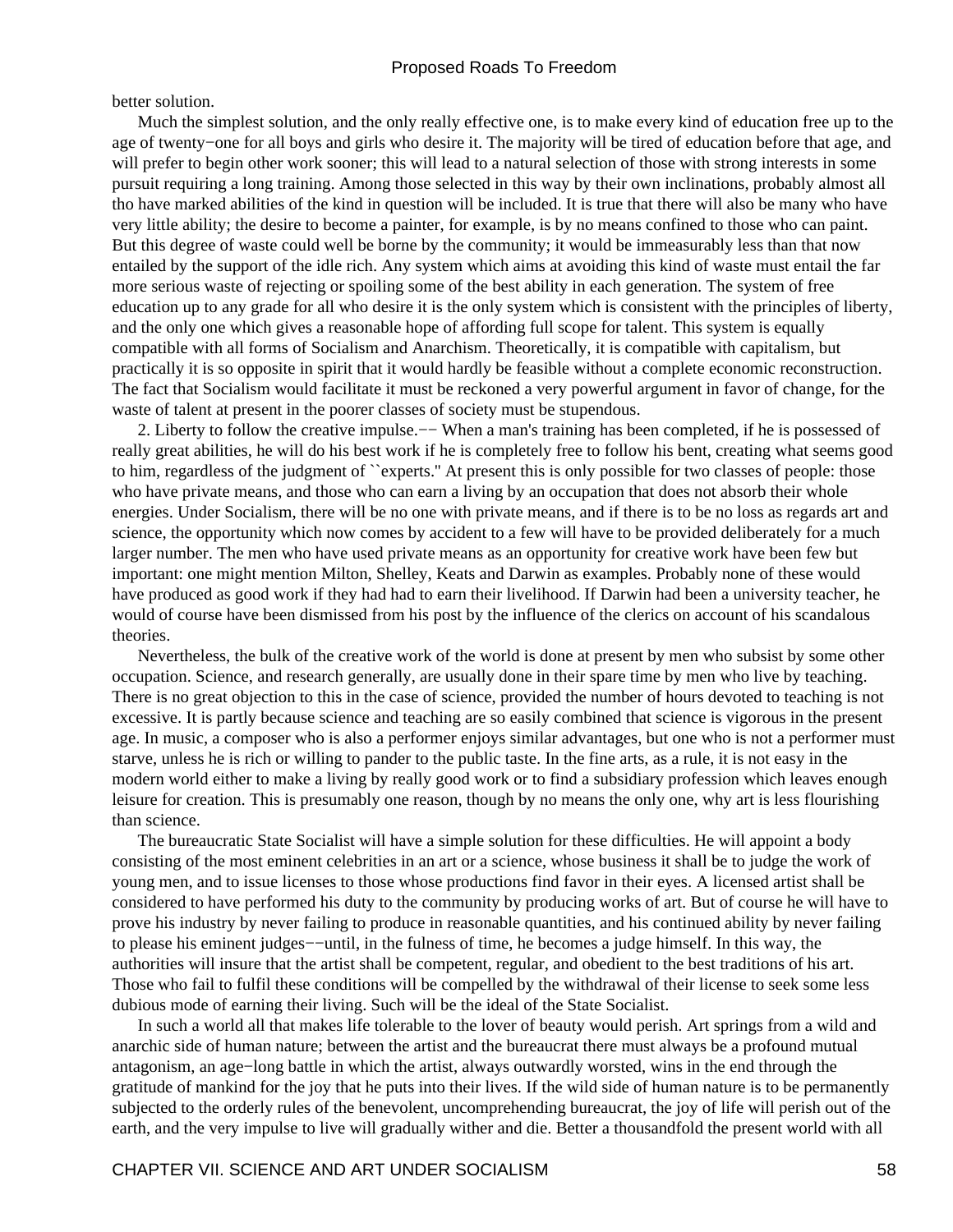better solution.

Much the simplest solution, and the only really effective one, is to make every kind of education free up to the age of twenty−one for all boys and girls who desire it. The majority will be tired of education before that age, and will prefer to begin other work sooner; this will lead to a natural selection of those with strong interests in some pursuit requiring a long training. Among those selected in this way by their own inclinations, probably almost all tho have marked abilities of the kind in question will be included. It is true that there will also be many who have very little ability; the desire to become a painter, for example, is by no means confined to those who can paint. But this degree of waste could well be borne by the community; it would be immeasurably less than that now entailed by the support of the idle rich. Any system which aims at avoiding this kind of waste must entail the far more serious waste of rejecting or spoiling some of the best ability in each generation. The system of free education up to any grade for all who desire it is the only system which is consistent with the principles of liberty, and the only one which gives a reasonable hope of affording full scope for talent. This system is equally compatible with all forms of Socialism and Anarchism. Theoretically, it is compatible with capitalism, but practically it is so opposite in spirit that it would hardly be feasible without a complete economic reconstruction. The fact that Socialism would facilitate it must be reckoned a very powerful argument in favor of change, for the waste of talent at present in the poorer classes of society must be stupendous.

2. Liberty to follow the creative impulse.−− When a man's training has been completed, if he is possessed of really great abilities, he will do his best work if he is completely free to follow his bent, creating what seems good to him, regardless of the judgment of ``experts.'' At present this is only possible for two classes of people: those who have private means, and those who can earn a living by an occupation that does not absorb their whole energies. Under Socialism, there will be no one with private means, and if there is to be no loss as regards art and science, the opportunity which now comes by accident to a few will have to be provided deliberately for a much larger number. The men who have used private means as an opportunity for creative work have been few but important: one might mention Milton, Shelley, Keats and Darwin as examples. Probably none of these would have produced as good work if they had had to earn their livelihood. If Darwin had been a university teacher, he would of course have been dismissed from his post by the influence of the clerics on account of his scandalous theories.

Nevertheless, the bulk of the creative work of the world is done at present by men who subsist by some other occupation. Science, and research generally, are usually done in their spare time by men who live by teaching. There is no great objection to this in the case of science, provided the number of hours devoted to teaching is not excessive. It is partly because science and teaching are so easily combined that science is vigorous in the present age. In music, a composer who is also a performer enjoys similar advantages, but one who is not a performer must starve, unless he is rich or willing to pander to the public taste. In the fine arts, as a rule, it is not easy in the modern world either to make a living by really good work or to find a subsidiary profession which leaves enough leisure for creation. This is presumably one reason, though by no means the only one, why art is less flourishing than science.

The bureaucratic State Socialist will have a simple solution for these difficulties. He will appoint a body consisting of the most eminent celebrities in an art or a science, whose business it shall be to judge the work of young men, and to issue licenses to those whose productions find favor in their eyes. A licensed artist shall be considered to have performed his duty to the community by producing works of art. But of course he will have to prove his industry by never failing to produce in reasonable quantities, and his continued ability by never failing to please his eminent judges−−until, in the fulness of time, he becomes a judge himself. In this way, the authorities will insure that the artist shall be competent, regular, and obedient to the best traditions of his art. Those who fail to fulfil these conditions will be compelled by the withdrawal of their license to seek some less dubious mode of earning their living. Such will be the ideal of the State Socialist.

In such a world all that makes life tolerable to the lover of beauty would perish. Art springs from a wild and anarchic side of human nature; between the artist and the bureaucrat there must always be a profound mutual antagonism, an age−long battle in which the artist, always outwardly worsted, wins in the end through the gratitude of mankind for the joy that he puts into their lives. If the wild side of human nature is to be permanently subjected to the orderly rules of the benevolent, uncomprehending bureaucrat, the joy of life will perish out of the earth, and the very impulse to live will gradually wither and die. Better a thousandfold the present world with all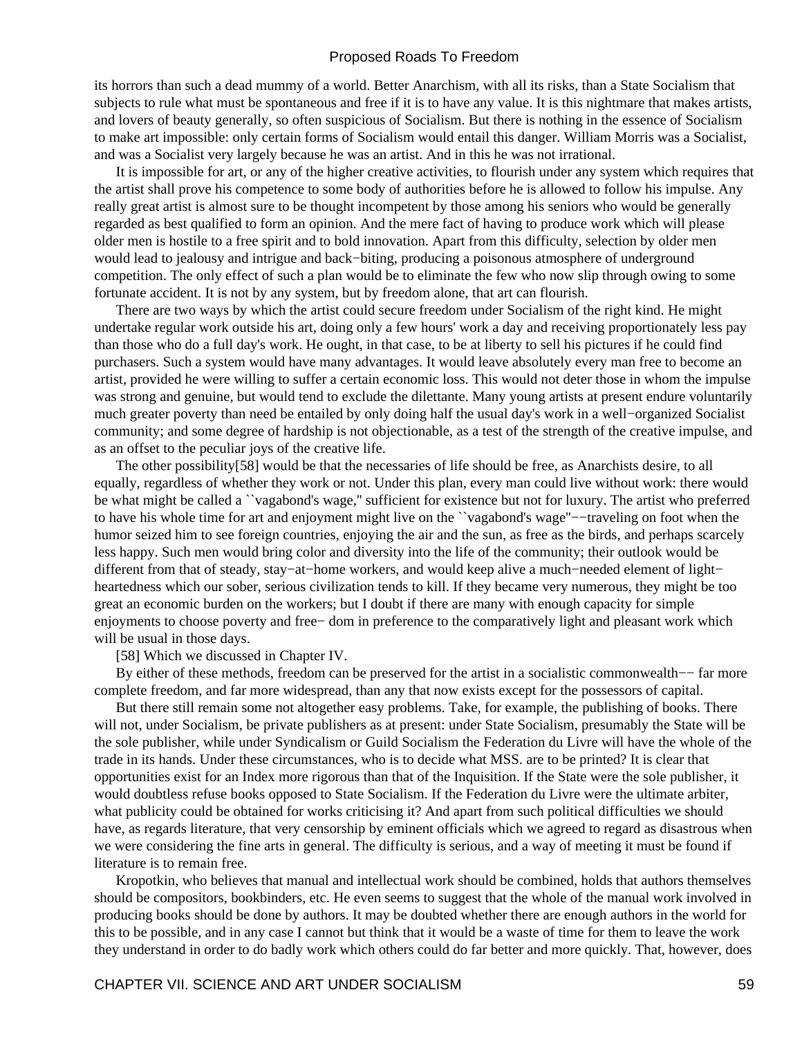its horrors than such a dead mummy of a world. Better Anarchism, with all its risks, than a State Socialism that subjects to rule what must be spontaneous and free if it is to have any value. It is this nightmare that makes artists, and lovers of beauty generally, so often suspicious of Socialism. But there is nothing in the essence of Socialism to make art impossible: only certain forms of Socialism would entail this danger. William Morris was a Socialist, and was a Socialist very largely because he was an artist. And in this he was not irrational.

It is impossible for art, or any of the higher creative activities, to flourish under any system which requires that the artist shall prove his competence to some body of authorities before he is allowed to follow his impulse. Any really great artist is almost sure to be thought incompetent by those among his seniors who would be generally regarded as best qualified to form an opinion. And the mere fact of having to produce work which will please older men is hostile to a free spirit and to bold innovation. Apart from this difficulty, selection by older men would lead to jealousy and intrigue and back−biting, producing a poisonous atmosphere of underground competition. The only effect of such a plan would be to eliminate the few who now slip through owing to some fortunate accident. It is not by any system, but by freedom alone, that art can flourish.

There are two ways by which the artist could secure freedom under Socialism of the right kind. He might undertake regular work outside his art, doing only a few hours' work a day and receiving proportionately less pay than those who do a full day's work. He ought, in that case, to be at liberty to sell his pictures if he could find purchasers. Such a system would have many advantages. It would leave absolutely every man free to become an artist, provided he were willing to suffer a certain economic loss. This would not deter those in whom the impulse was strong and genuine, but would tend to exclude the dilettante. Many young artists at present endure voluntarily much greater poverty than need be entailed by only doing half the usual day's work in a well−organized Socialist community; and some degree of hardship is not objectionable, as a test of the strength of the creative impulse, and as an offset to the peculiar joys of the creative life.

The other possibility[58] would be that the necessaries of life should be free, as Anarchists desire, to all equally, regardless of whether they work or not. Under this plan, every man could live without work: there would be what might be called a ``vagabond's wage,'' sufficient for existence but not for luxury. The artist who preferred to have his whole time for art and enjoyment might live on the ``vagabond's wage''−−traveling on foot when the humor seized him to see foreign countries, enjoying the air and the sun, as free as the birds, and perhaps scarcely less happy. Such men would bring color and diversity into the life of the community; their outlook would be different from that of steady, stay−at−home workers, and would keep alive a much−needed element of light−heartedness which our sober, serious civilization tends to kill. If they became very numerous, they might be too great an economic burden on the workers; but I doubt if there are many with enough capacity for simple enjoyments to choose poverty and free− dom in preference to the comparatively light and pleasant work which will be usual in those days.

[58] Which we discussed in Chapter IV.

By either of these methods, freedom can be preserved for the artist in a socialistic commonwealth−− far more complete freedom, and far more widespread, than any that now exists except for the possessors of capital.

But there still remain some not altogether easy problems. Take, for example, the publishing of books. There will not, under Socialism, be private publishers as at present: under State Socialism, presumably the State will be the sole publisher, while under Syndicalism or Guild Socialism the Federation du Livre will have the whole of the trade in its hands. Under these circumstances, who is to decide what MSS. are to be printed? It is clear that opportunities exist for an Index more rigorous than that of the Inquisition. If the State were the sole publisher, it would doubtless refuse books opposed to State Socialism. If the Federation du Livre were the ultimate arbiter, what publicity could be obtained for works criticising it? And apart from such political difficulties we should have, as regards literature, that very censorship by eminent officials which we agreed to regard as disastrous when we were considering the fine arts in general. The difficulty is serious, and a way of meeting it must be found if literature is to remain free.

Kropotkin, who believes that manual and intellectual work should be combined, holds that authors themselves should be compositors, bookbinders, etc. He even seems to suggest that the whole of the manual work involved in producing books should be done by authors. It may be doubted whether there are enough authors in the world for this to be possible, and in any case I cannot but think that it would be a waste of time for them to leave the work they understand in order to do badly work which others could do far better and more quickly. That, however, does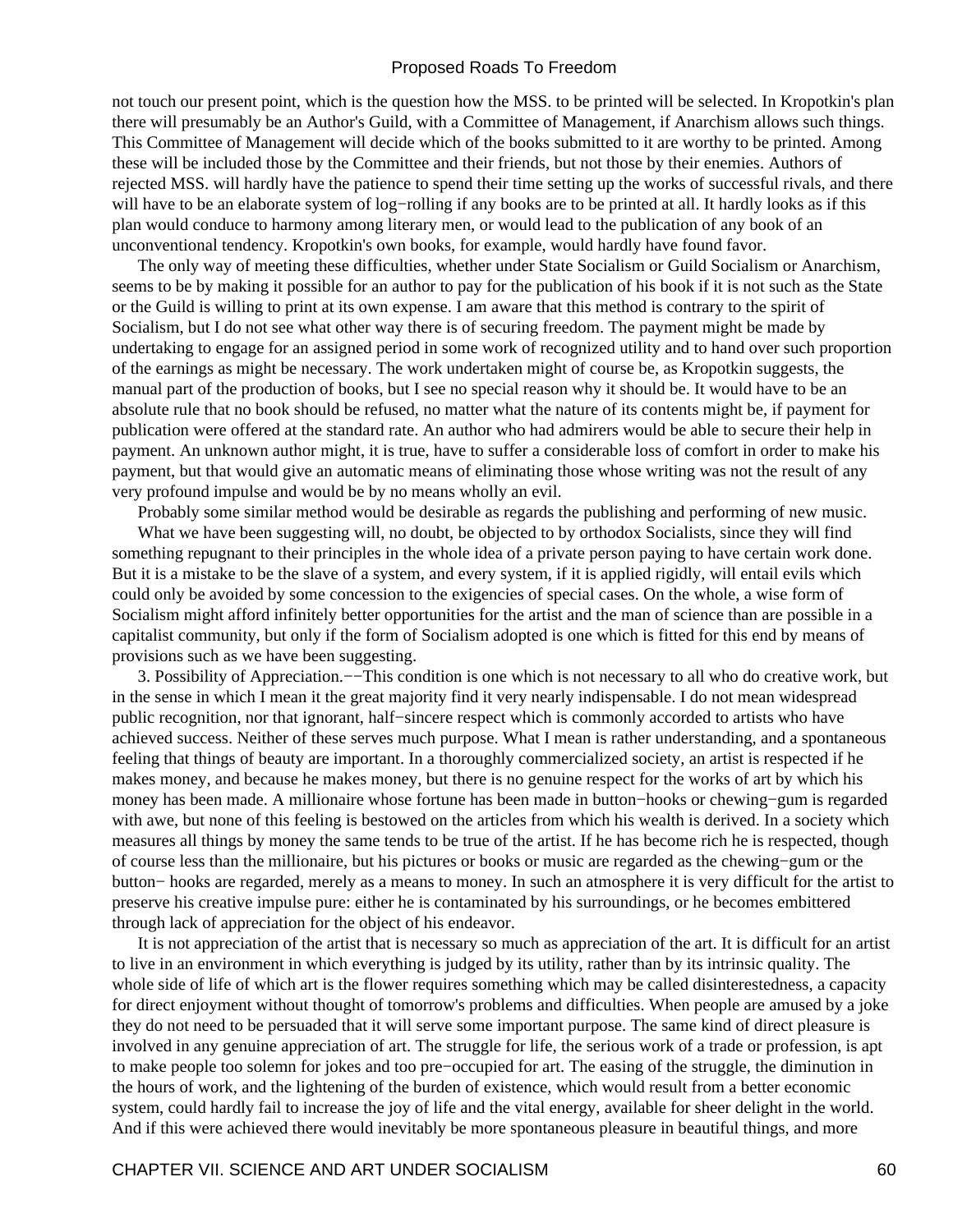not touch our present point, which is the question how the MSS. to be printed will be selected. In Kropotkin's plan there will presumably be an Author's Guild, with a Committee of Management, if Anarchism allows such things. This Committee of Management will decide which of the books submitted to it are worthy to be printed. Among these will be included those by the Committee and their friends, but not those by their enemies. Authors of rejected MSS. will hardly have the patience to spend their time setting up the works of successful rivals, and there will have to be an elaborate system of log−rolling if any books are to be printed at all. It hardly looks as if this plan would conduce to harmony among literary men, or would lead to the publication of any book of an unconventional tendency. Kropotkin's own books, for example, would hardly have found favor.

The only way of meeting these difficulties, whether under State Socialism or Guild Socialism or Anarchism, seems to be by making it possible for an author to pay for the publication of his book if it is not such as the State or the Guild is willing to print at its own expense. I am aware that this method is contrary to the spirit of Socialism, but I do not see what other way there is of securing freedom. The payment might be made by undertaking to engage for an assigned period in some work of recognized utility and to hand over such proportion of the earnings as might be necessary. The work undertaken might of course be, as Kropotkin suggests, the manual part of the production of books, but I see no special reason why it should be. It would have to be an absolute rule that no book should be refused, no matter what the nature of its contents might be, if payment for publication were offered at the standard rate. An author who had admirers would be able to secure their help in payment. An unknown author might, it is true, have to suffer a considerable loss of comfort in order to make his payment, but that would give an automatic means of eliminating those whose writing was not the result of any very profound impulse and would be by no means wholly an evil.

Probably some similar method would be desirable as regards the publishing and performing of new music.

What we have been suggesting will, no doubt, be objected to by orthodox Socialists, since they will find something repugnant to their principles in the whole idea of a private person paying to have certain work done. But it is a mistake to be the slave of a system, and every system, if it is applied rigidly, will entail evils which could only be avoided by some concession to the exigencies of special cases. On the whole, a wise form of Socialism might afford infinitely better opportunities for the artist and the man of science than are possible in a capitalist community, but only if the form of Socialism adopted is one which is fitted for this end by means of provisions such as we have been suggesting.

3. Possibility of Appreciation.−−This condition is one which is not necessary to all who do creative work, but in the sense in which I mean it the great majority find it very nearly indispensable. I do not mean widespread public recognition, nor that ignorant, half−sincere respect which is commonly accorded to artists who have achieved success. Neither of these serves much purpose. What I mean is rather understanding, and a spontaneous feeling that things of beauty are important. In a thoroughly commercialized society, an artist is respected if he makes money, and because he makes money, but there is no genuine respect for the works of art by which his money has been made. A millionaire whose fortune has been made in button−hooks or chewing−gum is regarded with awe, but none of this feeling is bestowed on the articles from which his wealth is derived. In a society which measures all things by money the same tends to be true of the artist. If he has become rich he is respected, though of course less than the millionaire, but his pictures or books or music are regarded as the chewing−gum or the button− hooks are regarded, merely as a means to money. In such an atmosphere it is very difficult for the artist to preserve his creative impulse pure: either he is contaminated by his surroundings, or he becomes embittered through lack of appreciation for the object of his endeavor.

It is not appreciation of the artist that is necessary so much as appreciation of the art. It is difficult for an artist to live in an environment in which everything is judged by its utility, rather than by its intrinsic quality. The whole side of life of which art is the flower requires something which may be called disinterestedness, a capacity for direct enjoyment without thought of tomorrow's problems and difficulties. When people are amused by a joke they do not need to be persuaded that it will serve some important purpose. The same kind of direct pleasure is involved in any genuine appreciation of art. The struggle for life, the serious work of a trade or profession, is apt to make people too solemn for jokes and too pre−occupied for art. The easing of the struggle, the diminution in the hours of work, and the lightening of the burden of existence, which would result from a better economic system, could hardly fail to increase the joy of life and the vital energy, available for sheer delight in the world. And if this were achieved there would inevitably be more spontaneous pleasure in beautiful things, and more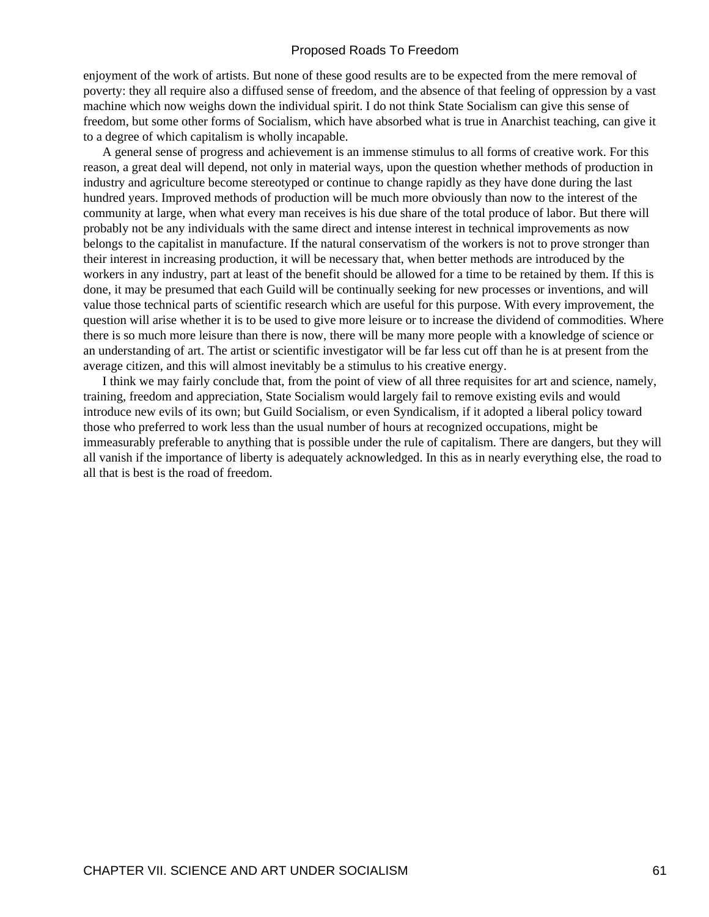enjoyment of the work of artists. But none of these good results are to be expected from the mere removal of poverty: they all require also a diffused sense of freedom, and the absence of that feeling of oppression by a vast machine which now weighs down the individual spirit. I do not think State Socialism can give this sense of freedom, but some other forms of Socialism, which have absorbed what is true in Anarchist teaching, can give it to a degree of which capitalism is wholly incapable.

A general sense of progress and achievement is an immense stimulus to all forms of creative work. For this reason, a great deal will depend, not only in material ways, upon the question whether methods of production in industry and agriculture become stereotyped or continue to change rapidly as they have done during the last hundred years. Improved methods of production will be much more obviously than now to the interest of the community at large, when what every man receives is his due share of the total produce of labor. But there will probably not be any individuals with the same direct and intense interest in technical improvements as now belongs to the capitalist in manufacture. If the natural conservatism of the workers is not to prove stronger than their interest in increasing production, it will be necessary that, when better methods are introduced by the workers in any industry, part at least of the benefit should be allowed for a time to be retained by them. If this is done, it may be presumed that each Guild will be continually seeking for new processes or inventions, and will value those technical parts of scientific research which are useful for this purpose. With every improvement, the question will arise whether it is to be used to give more leisure or to increase the dividend of commodities. Where there is so much more leisure than there is now, there will be many more people with a knowledge of science or an understanding of art. The artist or scientific investigator will be far less cut off than he is at present from the average citizen, and this will almost inevitably be a stimulus to his creative energy.

I think we may fairly conclude that, from the point of view of all three requisites for art and science, namely, training, freedom and appreciation, State Socialism would largely fail to remove existing evils and would introduce new evils of its own; but Guild Socialism, or even Syndicalism, if it adopted a liberal policy toward those who preferred to work less than the usual number of hours at recognized occupations, might be immeasurably preferable to anything that is possible under the rule of capitalism. There are dangers, but they will all vanish if the importance of liberty is adequately acknowledged. In this as in nearly everything else, the road to all that is best is the road of freedom.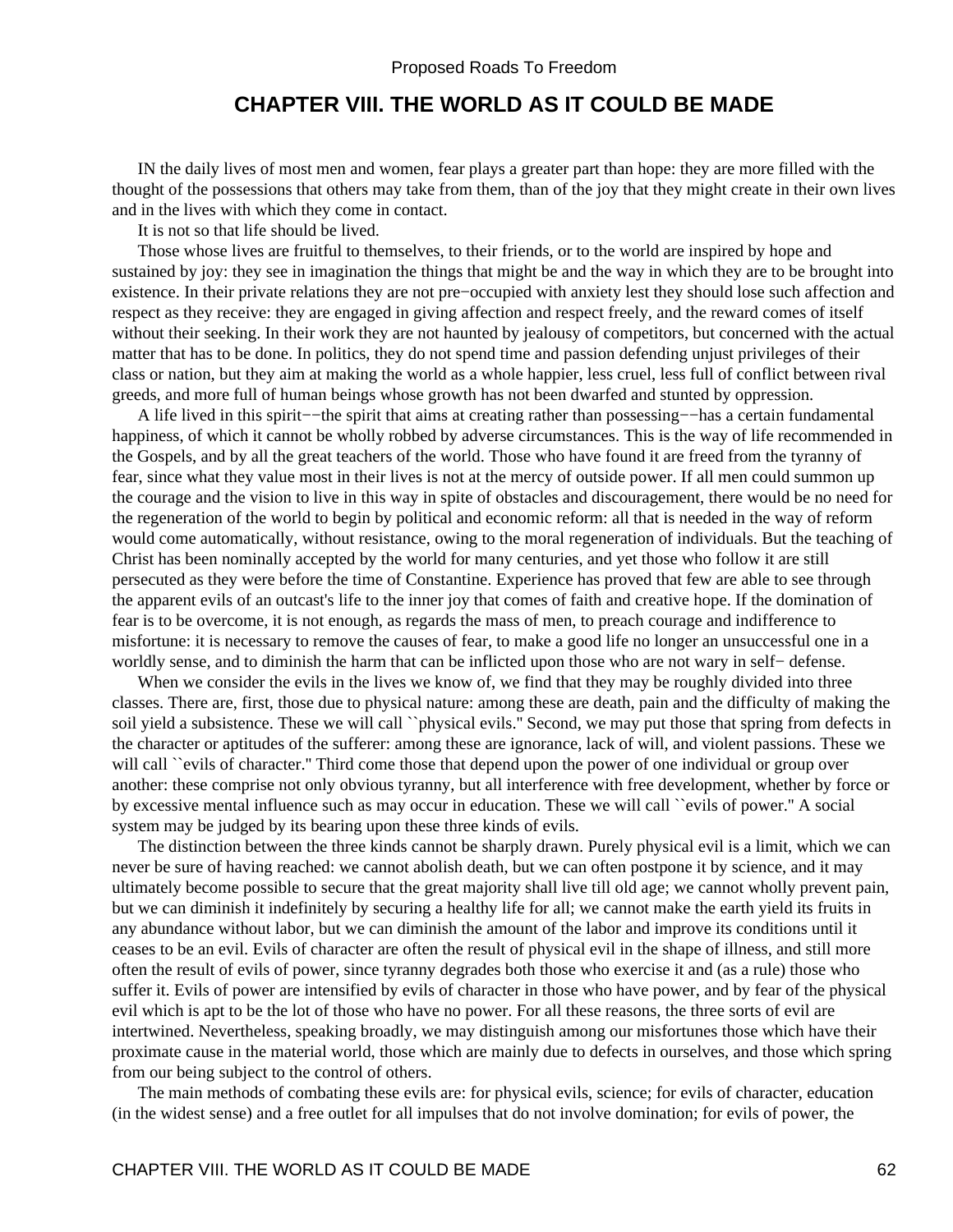## CHAPTER VIII. THE WORLD AS IT COULD BE MADE

IN the daily lives of most men and women, fear plays a greater part than hope: they are more filled with the thought of the possessions that others may take from them, than of the joy that they might create in their own lives and in the lives with which they come in contact.

It is not so that life should be lived.

Those whose lives are fruitful to themselves, to their friends, or to the world are inspired by hope and sustained by joy: they see in imagination the things that might be and the way in which they are to be brought into existence. In their private relations they are not pre−occupied with anxiety lest they should lose such affection and respect as they receive: they are engaged in giving affection and respect freely, and the reward comes of itself without their seeking. In their work they are not haunted by jealousy of competitors, but concerned with the actual matter that has to be done. In politics, they do not spend time and passion defending unjust privileges of their class or nation, but they aim at making the world as a whole happier, less cruel, less full of conflict between rival greeds, and more full of human beings whose growth has not been dwarfed and stunted by oppression.

A life lived in this spirit−−the spirit that aims at creating rather than possessing−−has a certain fundamental happiness, of which it cannot be wholly robbed by adverse circumstances. This is the way of life recommended in the Gospels, and by all the great teachers of the world. Those who have found it are freed from the tyranny of fear, since what they value most in their lives is not at the mercy of outside power. If all men could summon up the courage and the vision to live in this way in spite of obstacles and discouragement, there would be no need for the regeneration of the world to begin by political and economic reform: all that is needed in the way of reform would come automatically, without resistance, owing to the moral regeneration of individuals. But the teaching of Christ has been nominally accepted by the world for many centuries, and yet those who follow it are still persecuted as they were before the time of Constantine. Experience has proved that few are able to see through the apparent evils of an outcast's life to the inner joy that comes of faith and creative hope. If the domination of fear is to be overcome, it is not enough, as regards the mass of men, to preach courage and indifference to misfortune: it is necessary to remove the causes of fear, to make a good life no longer an unsuccessful one in a worldly sense, and to diminish the harm that can be inflicted upon those who are not wary in self− defense.

When we consider the evils in the lives we know of, we find that they may be roughly divided into three classes. There are, first, those due to physical nature: among these are death, pain and the difficulty of making the soil yield a subsistence. These we will call ``physical evils.'' Second, we may put those that spring from defects in the character or aptitudes of the sufferer: among these are ignorance, lack of will, and violent passions. These we will call ``evils of character.'' Third come those that depend upon the power of one individual or group over another: these comprise not only obvious tyranny, but all interference with free development, whether by force or by excessive mental influence such as may occur in education. These we will call ``evils of power.'' A social system may be judged by its bearing upon these three kinds of evils.

The distinction between the three kinds cannot be sharply drawn. Purely physical evil is a limit, which we can never be sure of having reached: we cannot abolish death, but we can often postpone it by science, and it may ultimately become possible to secure that the great majority shall live till old age; we cannot wholly prevent pain, but we can diminish it indefinitely by securing a healthy life for all; we cannot make the earth yield its fruits in any abundance without labor, but we can diminish the amount of the labor and improve its conditions until it ceases to be an evil. Evils of character are often the result of physical evil in the shape of illness, and still more often the result of evils of power, since tyranny degrades both those who exercise it and (as a rule) those who suffer it. Evils of power are intensified by evils of character in those who have power, and by fear of the physical evil which is apt to be the lot of those who have no power. For all these reasons, the three sorts of evil are intertwined. Nevertheless, speaking broadly, we may distinguish among our misfortunes those which have their proximate cause in the material world, those which are mainly due to defects in ourselves, and those which spring from our being subject to the control of others.

The main methods of combating these evils are: for physical evils, science; for evils of character, education (in the widest sense) and a free outlet for all impulses that do not involve domination; for evils of power, the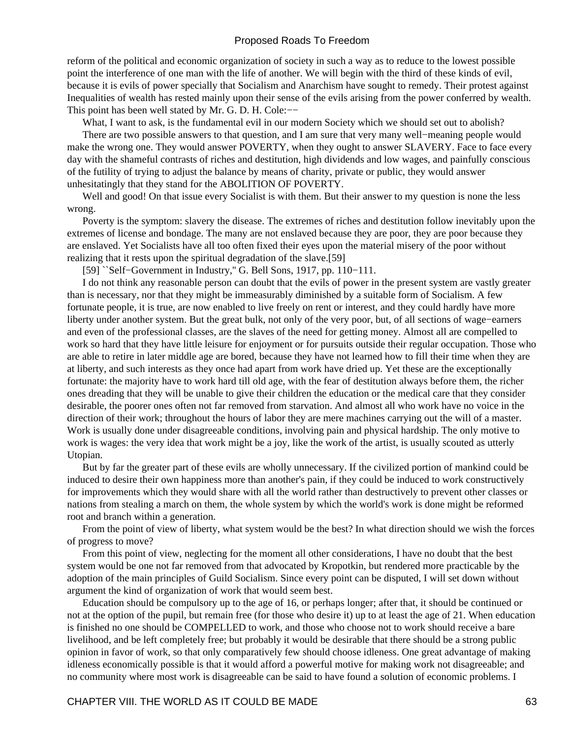reform of the political and economic organization of society in such a way as to reduce to the lowest possible point the interference of one man with the life of another. We will begin with the third of these kinds of evil, because it is evils of power specially that Socialism and Anarchism have sought to remedy. Their protest against Inequalities of wealth has rested mainly upon their sense of the evils arising from the power conferred by wealth. This point has been well stated by Mr. G. D. H. Cole:−−

What, I want to ask, is the fundamental evil in our modern Society which we should set out to abolish?

There are two possible answers to that question, and I am sure that very many well−meaning people would make the wrong one. They would answer POVERTY, when they ought to answer SLAVERY. Face to face every day with the shameful contrasts of riches and destitution, high dividends and low wages, and painfully conscious of the futility of trying to adjust the balance by means of charity, private or public, they would answer unhesitatingly that they stand for the ABOLITION OF POVERTY.

Well and good! On that issue every Socialist is with them. But their answer to my question is none the less wrong.

Poverty is the symptom: slavery the disease. The extremes of riches and destitution follow inevitably upon the extremes of license and bondage. The many are not enslaved because they are poor, they are poor because they are enslaved. Yet Socialists have all too often fixed their eyes upon the material misery of the poor without realizing that it rests upon the spiritual degradation of the slave.[59]

[59] ``Self−Government in Industry,'' G. Bell Sons, 1917, pp. 110−111.

I do not think any reasonable person can doubt that the evils of power in the present system are vastly greater than is necessary, nor that they might be immeasurably diminished by a suitable form of Socialism. A few fortunate people, it is true, are now enabled to live freely on rent or interest, and they could hardly have more liberty under another system. But the great bulk, not only of the very poor, but, of all sections of wage−earners and even of the professional classes, are the slaves of the need for getting money. Almost all are compelled to work so hard that they have little leisure for enjoyment or for pursuits outside their regular occupation. Those who are able to retire in later middle age are bored, because they have not learned how to fill their time when they are at liberty, and such interests as they once had apart from work have dried up. Yet these are the exceptionally fortunate: the majority have to work hard till old age, with the fear of destitution always before them, the richer ones dreading that they will be unable to give their children the education or the medical care that they consider desirable, the poorer ones often not far removed from starvation. And almost all who work have no voice in the direction of their work; throughout the hours of labor they are mere machines carrying out the will of a master. Work is usually done under disagreeable conditions, involving pain and physical hardship. The only motive to work is wages: the very idea that work might be a joy, like the work of the artist, is usually scouted as utterly Utopian.

But by far the greater part of these evils are wholly unnecessary. If the civilized portion of mankind could be induced to desire their own happiness more than another's pain, if they could be induced to work constructively for improvements which they would share with all the world rather than destructively to prevent other classes or nations from stealing a march on them, the whole system by which the world's work is done might be reformed root and branch within a generation.

From the point of view of liberty, what system would be the best? In what direction should we wish the forces of progress to move?

From this point of view, neglecting for the moment all other considerations, I have no doubt that the best system would be one not far removed from that advocated by Kropotkin, but rendered more practicable by the adoption of the main principles of Guild Socialism. Since every point can be disputed, I will set down without argument the kind of organization of work that would seem best.

Education should be compulsory up to the age of 16, or perhaps longer; after that, it should be continued or not at the option of the pupil, but remain free (for those who desire it) up to at least the age of 21. When education is finished no one should be COMPELLED to work, and those who choose not to work should receive a bare livelihood, and be left completely free; but probably it would be desirable that there should be a strong public opinion in favor of work, so that only comparatively few should choose idleness. One great advantage of making idleness economically possible is that it would afford a powerful motive for making work not disagreeable; and no community where most work is disagreeable can be said to have found a solution of economic problems. I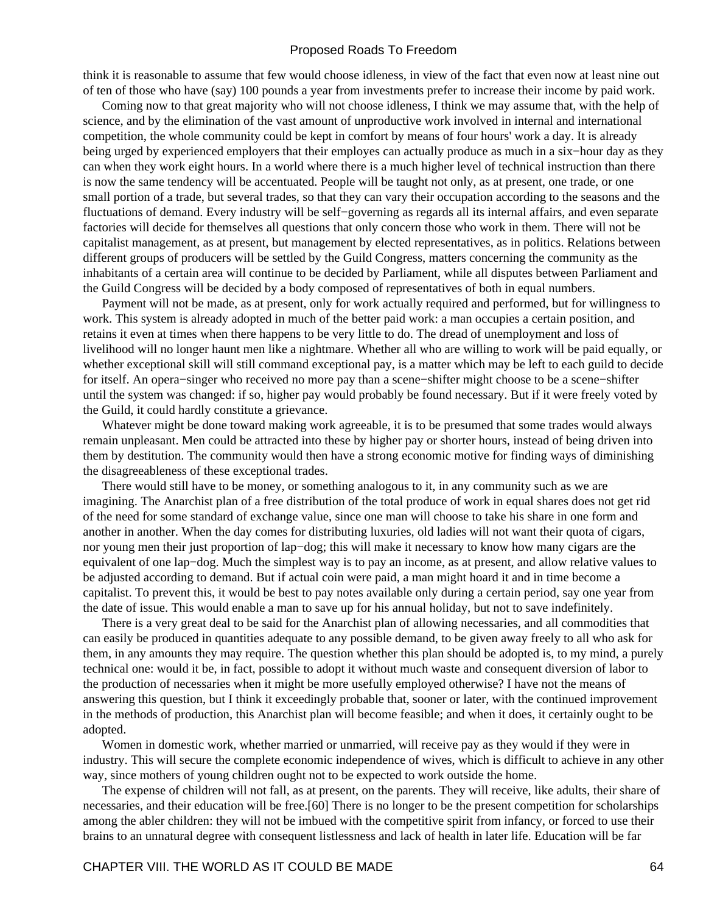think it is reasonable to assume that few would choose idleness, in view of the fact that even now at least nine out of ten of those who have (say) 100 pounds a year from investments prefer to increase their income by paid work.

Coming now to that great majority who will not choose idleness, I think we may assume that, with the help of science, and by the elimination of the vast amount of unproductive work involved in internal and international competition, the whole community could be kept in comfort by means of four hours' work a day. It is already being urged by experienced employers that their employes can actually produce as much in a six−hour day as they can when they work eight hours. In a world where there is a much higher level of technical instruction than there is now the same tendency will be accentuated. People will be taught not only, as at present, one trade, or one small portion of a trade, but several trades, so that they can vary their occupation according to the seasons and the fluctuations of demand. Every industry will be self−governing as regards all its internal affairs, and even separate factories will decide for themselves all questions that only concern those who work in them. There will not be capitalist management, as at present, but management by elected representatives, as in politics. Relations between different groups of producers will be settled by the Guild Congress, matters concerning the community as the inhabitants of a certain area will continue to be decided by Parliament, while all disputes between Parliament and the Guild Congress will be decided by a body composed of representatives of both in equal numbers.

Payment will not be made, as at present, only for work actually required and performed, but for willingness to work. This system is already adopted in much of the better paid work: a man occupies a certain position, and retains it even at times when there happens to be very little to do. The dread of unemployment and loss of livelihood will no longer haunt men like a nightmare. Whether all who are willing to work will be paid equally, or whether exceptional skill will still command exceptional pay, is a matter which may be left to each guild to decide for itself. An opera−singer who received no more pay than a scene−shifter might choose to be a scene−shifter until the system was changed: if so, higher pay would probably be found necessary. But if it were freely voted by the Guild, it could hardly constitute a grievance.

Whatever might be done toward making work agreeable, it is to be presumed that some trades would always remain unpleasant. Men could be attracted into these by higher pay or shorter hours, instead of being driven into them by destitution. The community would then have a strong economic motive for finding ways of diminishing the disagreeableness of these exceptional trades.

There would still have to be money, or something analogous to it, in any community such as we are imagining. The Anarchist plan of a free distribution of the total produce of work in equal shares does not get rid of the need for some standard of exchange value, since one man will choose to take his share in one form and another in another. When the day comes for distributing luxuries, old ladies will not want their quota of cigars, nor young men their just proportion of lap−dog; this will make it necessary to know how many cigars are the equivalent of one lap−dog. Much the simplest way is to pay an income, as at present, and allow relative values to be adjusted according to demand. But if actual coin were paid, a man might hoard it and in time become a capitalist. To prevent this, it would be best to pay notes available only during a certain period, say one year from the date of issue. This would enable a man to save up for his annual holiday, but not to save indefinitely.

There is a very great deal to be said for the Anarchist plan of allowing necessaries, and all commodities that can easily be produced in quantities adequate to any possible demand, to be given away freely to all who ask for them, in any amounts they may require. The question whether this plan should be adopted is, to my mind, a purely technical one: would it be, in fact, possible to adopt it without much waste and consequent diversion of labor to the production of necessaries when it might be more usefully employed otherwise? I have not the means of answering this question, but I think it exceedingly probable that, sooner or later, with the continued improvement in the methods of production, this Anarchist plan will become feasible; and when it does, it certainly ought to be adopted.

Women in domestic work, whether married or unmarried, will receive pay as they would if they were in industry. This will secure the complete economic independence of wives, which is difficult to achieve in any other way, since mothers of young children ought not to be expected to work outside the home.

The expense of children will not fall, as at present, on the parents. They will receive, like adults, their share of necessaries, and their education will be free.[60] There is no longer to be the present competition for scholarships among the abler children: they will not be imbued with the competitive spirit from infancy, or forced to use their brains to an unnatural degree with consequent listlessness and lack of health in later life. Education will be far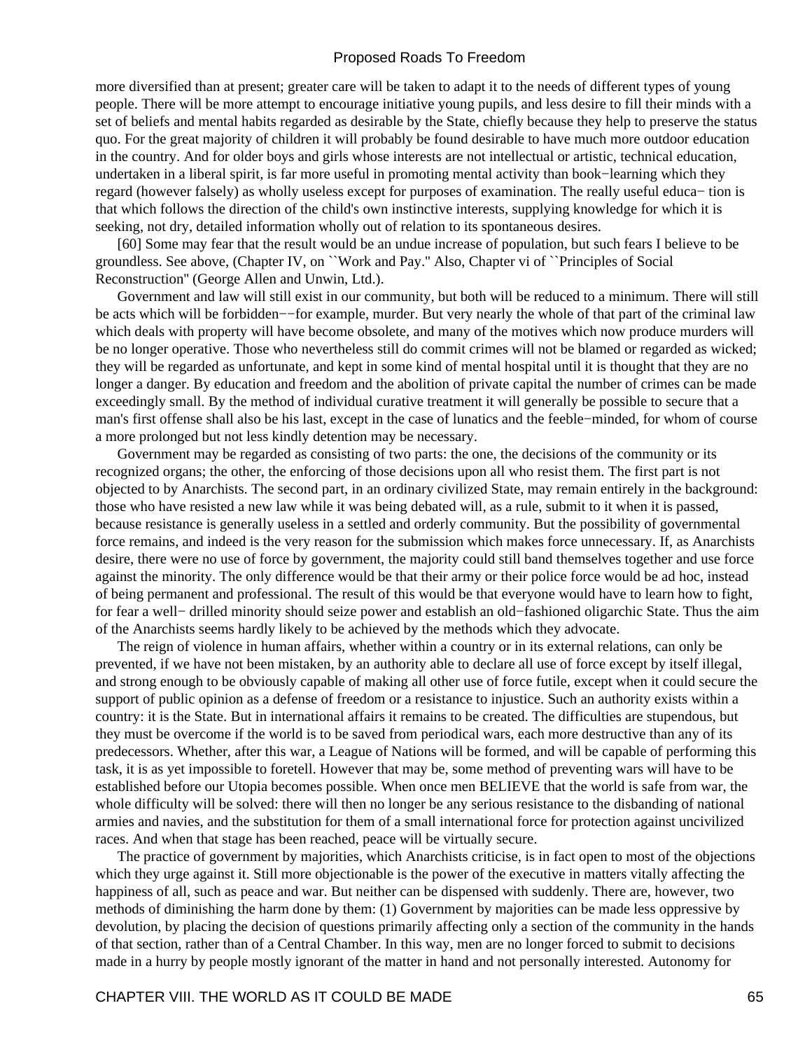more diversified than at present; greater care will be taken to adapt it to the needs of different types of young people. There will be more attempt to encourage initiative young pupils, and less desire to fill their minds with a set of beliefs and mental habits regarded as desirable by the State, chiefly because they help to preserve the status quo. For the great majority of children it will probably be found desirable to have much more outdoor education in the country. And for older boys and girls whose interests are not intellectual or artistic, technical education, undertaken in a liberal spirit, is far more useful in promoting mental activity than book−learning which they regard (however falsely) as wholly useless except for purposes of examination. The really useful educa− tion is that which follows the direction of the child's own instinctive interests, supplying knowledge for which it is seeking, not dry, detailed information wholly out of relation to its spontaneous desires.

[60] Some may fear that the result would be an undue increase of population, but such fears I believe to be groundless. See above, (Chapter IV, on ``Work and Pay.'' Also, Chapter vi of ``Principles of Social Reconstruction'' (George Allen and Unwin, Ltd.).

Government and law will still exist in our community, but both will be reduced to a minimum. There will still be acts which will be forbidden−−for example, murder. But very nearly the whole of that part of the criminal law which deals with property will have become obsolete, and many of the motives which now produce murders will be no longer operative. Those who nevertheless still do commit crimes will not be blamed or regarded as wicked; they will be regarded as unfortunate, and kept in some kind of mental hospital until it is thought that they are no longer a danger. By education and freedom and the abolition of private capital the number of crimes can be made exceedingly small. By the method of individual curative treatment it will generally be possible to secure that a man's first offense shall also be his last, except in the case of lunatics and the feeble−minded, for whom of course a more prolonged but not less kindly detention may be necessary.

Government may be regarded as consisting of two parts: the one, the decisions of the community or its recognized organs; the other, the enforcing of those decisions upon all who resist them. The first part is not objected to by Anarchists. The second part, in an ordinary civilized State, may remain entirely in the background: those who have resisted a new law while it was being debated will, as a rule, submit to it when it is passed, because resistance is generally useless in a settled and orderly community. But the possibility of governmental force remains, and indeed is the very reason for the submission which makes force unnecessary. If, as Anarchists desire, there were no use of force by government, the majority could still band themselves together and use force against the minority. The only difference would be that their army or their police force would be ad hoc, instead of being permanent and professional. The result of this would be that everyone would have to learn how to fight, for fear a well− drilled minority should seize power and establish an old−fashioned oligarchic State. Thus the aim of the Anarchists seems hardly likely to be achieved by the methods which they advocate.

The reign of violence in human affairs, whether within a country or in its external relations, can only be prevented, if we have not been mistaken, by an authority able to declare all use of force except by itself illegal, and strong enough to be obviously capable of making all other use of force futile, except when it could secure the support of public opinion as a defense of freedom or a resistance to injustice. Such an authority exists within a country: it is the State. But in international affairs it remains to be created. The difficulties are stupendous, but they must be overcome if the world is to be saved from periodical wars, each more destructive than any of its predecessors. Whether, after this war, a League of Nations will be formed, and will be capable of performing this task, it is as yet impossible to foretell. However that may be, some method of preventing wars will have to be established before our Utopia becomes possible. When once men BELIEVE that the world is safe from war, the whole difficulty will be solved: there will then no longer be any serious resistance to the disbanding of national armies and navies, and the substitution for them of a small international force for protection against uncivilized races. And when that stage has been reached, peace will be virtually secure.

The practice of government by majorities, which Anarchists criticise, is in fact open to most of the objections which they urge against it. Still more objectionable is the power of the executive in matters vitally affecting the happiness of all, such as peace and war. But neither can be dispensed with suddenly. There are, however, two methods of diminishing the harm done by them: (1) Government by majorities can be made less oppressive by devolution, by placing the decision of questions primarily affecting only a section of the community in the hands of that section, rather than of a Central Chamber. In this way, men are no longer forced to submit to decisions made in a hurry by people mostly ignorant of the matter in hand and not personally interested. Autonomy for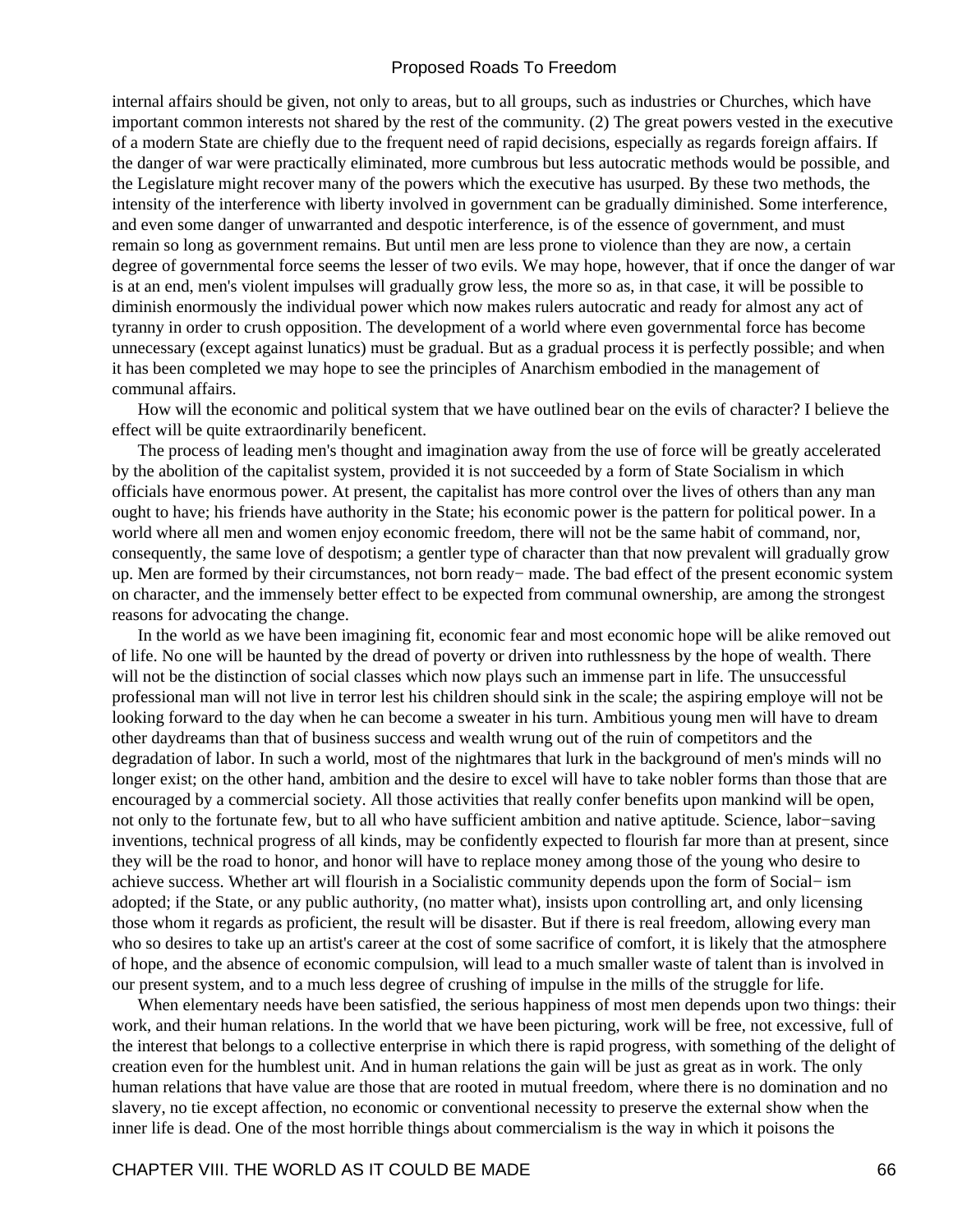internal affairs should be given, not only to areas, but to all groups, such as industries or Churches, which have important common interests not shared by the rest of the community. (2) The great powers vested in the executive of a modern State are chiefly due to the frequent need of rapid decisions, especially as regards foreign affairs. If the danger of war were practically eliminated, more cumbrous but less autocratic methods would be possible, and the Legislature might recover many of the powers which the executive has usurped. By these two methods, the intensity of the interference with liberty involved in government can be gradually diminished. Some interference, and even some danger of unwarranted and despotic interference, is of the essence of government, and must remain so long as government remains. But until men are less prone to violence than they are now, a certain degree of governmental force seems the lesser of two evils. We may hope, however, that if once the danger of war is at an end, men's violent impulses will gradually grow less, the more so as, in that case, it will be possible to diminish enormously the individual power which now makes rulers autocratic and ready for almost any act of tyranny in order to crush opposition. The development of a world where even governmental force has become unnecessary (except against lunatics) must be gradual. But as a gradual process it is perfectly possible; and when it has been completed we may hope to see the principles of Anarchism embodied in the management of communal affairs.

How will the economic and political system that we have outlined bear on the evils of character? I believe the effect will be quite extraordinarily beneficent.

The process of leading men's thought and imagination away from the use of force will be greatly accelerated by the abolition of the capitalist system, provided it is not succeeded by a form of State Socialism in which officials have enormous power. At present, the capitalist has more control over the lives of others than any man ought to have; his friends have authority in the State; his economic power is the pattern for political power. In a world where all men and women enjoy economic freedom, there will not be the same habit of command, nor, consequently, the same love of despotism; a gentler type of character than that now prevalent will gradually grow up. Men are formed by their circumstances, not born ready−made. The bad effect of the present economic system on character, and the immensely better effect to be expected from communal ownership, are among the strongest reasons for advocating the change.

In the world as we have been imagining fit, economic fear and most economic hope will be alike removed out of life. No one will be haunted by the dread of poverty or driven into ruthlessness by the hope of wealth. There will not be the distinction of social classes which now plays such an immense part in life. The unsuccessful professional man will not live in terror lest his children should sink in the scale; the aspiring employe will not be looking forward to the day when he can become a sweater in his turn. Ambitious young men will have to dream other daydreams than that of business success and wealth wrung out of the ruin of competitors and the degradation of labor. In such a world, most of the nightmares that lurk in the background of men's minds will no longer exist; on the other hand, ambition and the desire to excel will have to take nobler forms than those that are encouraged by a commercial society. All those activities that really confer benefits upon mankind will be open, not only to the fortunate few, but to all who have sufficient ambition and native aptitude. Science, labor−saving inventions, technical progress of all kinds, may be confidently expected to flourish far more than at present, since they will be the road to honor, and honor will have to replace money among those of the young who desire to achieve success. Whether art will flourish in a Socialistic community depends upon the form of Social−ism adopted; if the State, or any public authority, (no matter what), insists upon controlling art, and only licensing those whom it regards as proficient, the result will be disaster. But if there is real freedom, allowing every man who so desires to take up an artist's career at the cost of some sacrifice of comfort, it is likely that the atmosphere of hope, and the absence of economic compulsion, will lead to a much smaller waste of talent than is involved in our present system, and to a much less degree of crushing of impulse in the mills of the struggle for life.

When elementary needs have been satisfied, the serious happiness of most men depends upon two things: their work, and their human relations. In the world that we have been picturing, work will be free, not excessive, full of the interest that belongs to a collective enterprise in which there is rapid progress, with something of the delight of creation even for the humblest unit. And in human relations the gain will be just as great as in work. The only human relations that have value are those that are rooted in mutual freedom, where there is no domination and no slavery, no tie except affection, no economic or conventional necessity to preserve the external show when the inner life is dead. One of the most horrible things about commercialism is the way in which it poisons the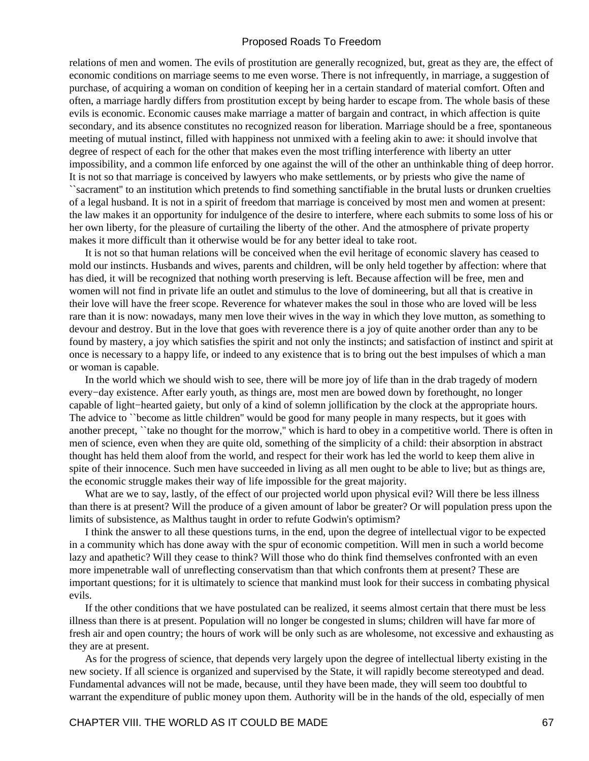relations of men and women. The evils of prostitution are generally recognized, but, great as they are, the effect of economic conditions on marriage seems to me even worse. There is not infrequently, in marriage, a suggestion of purchase, of acquiring a woman on condition of keeping her in a certain standard of material comfort. Often and often, a marriage hardly differs from prostitution except by being harder to escape from. The whole basis of these evils is economic. Economic causes make marriage a matter of bargain and contract, in which affection is quite secondary, and its absence constitutes no recognized reason for liberation. Marriage should be a free, spontaneous meeting of mutual instinct, filled with happiness not unmixed with a feeling akin to awe: it should involve that degree of respect of each for the other that makes even the most trifling interference with liberty an utter impossibility, and a common life enforced by one against the will of the other an unthinkable thing of deep horror. It is not so that marriage is conceived by lawyers who make settlements, or by priests who give the name of ``sacrament'' to an institution which pretends to find something sanctifiable in the brutal lusts or drunken cruelties of a legal husband. It is not in a spirit of freedom that marriage is conceived by most men and women at present: the law makes it an opportunity for indulgence of the desire to interfere, where each submits to some loss of his or her own liberty, for the pleasure of curtailing the liberty of the other. And the atmosphere of private property makes it more difficult than it otherwise would be for any better ideal to take root.

It is not so that human relations will be conceived when the evil heritage of economic slavery has ceased to mold our instincts. Husbands and wives, parents and children, will be only held together by affection: where that has died, it will be recognized that nothing worth preserving is left. Because affection will be free, men and women will not find in private life an outlet and stimulus to the love of domineering, but all that is creative in their love will have the freer scope. Reverence for whatever makes the soul in those who are loved will be less rare than it is now: nowadays, many men love their wives in the way in which they love mutton, as something to devour and destroy. But in the love that goes with reverence there is a joy of quite another order than any to be found by mastery, a joy which satisfies the spirit and not only the instincts; and satisfaction of instinct and spirit at once is necessary to a happy life, or indeed to any existence that is to bring out the best impulses of which a man or woman is capable.

In the world which we should wish to see, there will be more joy of life than in the drab tragedy of modern every−day existence. After early youth, as things are, most men are bowed down by forethought, no longer capable of light−hearted gaiety, but only of a kind of solemn jollification by the clock at the appropriate hours. The advice to ``become as little children'' would be good for many people in many respects, but it goes with another precept, ``take no thought for the morrow,'' which is hard to obey in a competitive world. There is often in men of science, even when they are quite old, something of the simplicity of a child: their absorption in abstract thought has held them aloof from the world, and respect for their work has led the world to keep them alive in spite of their innocence. Such men have succeeded in living as all men ought to be able to live; but as things are, the economic struggle makes their way of life impossible for the great majority.

What are we to say, lastly, of the effect of our projected world upon physical evil? Will there be less illness than there is at present? Will the produce of a given amount of labor be greater? Or will population press upon the limits of subsistence, as Malthus taught in order to refute Godwin's optimism?

I think the answer to all these questions turns, in the end, upon the degree of intellectual vigor to be expected in a community which has done away with the spur of economic competition. Will men in such a world become lazy and apathetic? Will they cease to think? Will those who do think find themselves confronted with an even more impenetrable wall of unreflecting conservatism than that which confronts them at present? These are important questions; for it is ultimately to science that mankind must look for their success in combating physical evils.

If the other conditions that we have postulated can be realized, it seems almost certain that there must be less illness than there is at present. Population will no longer be congested in slums; children will have far more of fresh air and open country; the hours of work will be only such as are wholesome, not excessive and exhausting as they are at present.

As for the progress of science, that depends very largely upon the degree of intellectual liberty existing in the new society. If all science is organized and supervised by the State, it will rapidly become stereotyped and dead. Fundamental advances will not be made, because, until they have been made, they will seem too doubtful to warrant the expenditure of public money upon them. Authority will be in the hands of the old, especially of men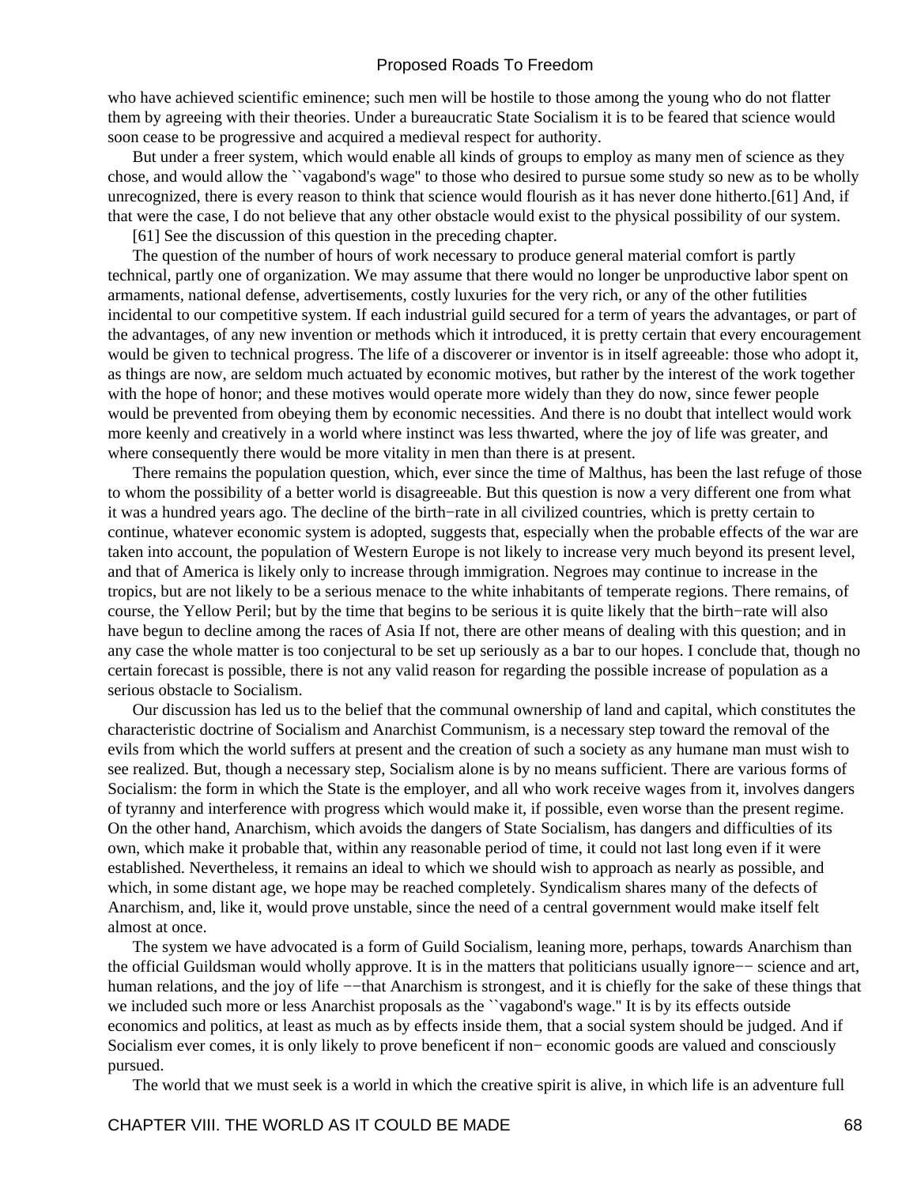who have achieved scientific eminence; such men will be hostile to those among the young who do not flatter them by agreeing with their theories. Under a bureaucratic State Socialism it is to be feared that science would soon cease to be progressive and acquired a medieval respect for authority.

But under a freer system, which would enable all kinds of groups to employ as many men of science as they chose, and would allow the ``vagabond's wage'' to those who desired to pursue some study so new as to be wholly unrecognized, there is every reason to think that science would flourish as it has never done hitherto.[61] And, if that were the case, I do not believe that any other obstacle would exist to the physical possibility of our system.

[61] See the discussion of this question in the preceding chapter.

The question of the number of hours of work necessary to produce general material comfort is partly technical, partly one of organization. We may assume that there would no longer be unproductive labor spent on armaments, national defense, advertisements, costly luxuries for the very rich, or any of the other futilities incidental to our competitive system. If each industrial guild secured for a term of years the advantages, or part of the advantages, of any new invention or methods which it introduced, it is pretty certain that every encouragement would be given to technical progress. The life of a discoverer or inventor is in itself agreeable: those who adopt it, as things are now, are seldom much actuated by economic motives, but rather by the interest of the work together with the hope of honor; and these motives would operate more widely than they do now, since fewer people would be prevented from obeying them by economic necessities. And there is no doubt that intellect would work more keenly and creatively in a world where instinct was less thwarted, where the joy of life was greater, and where consequently there would be more vitality in men than there is at present.

There remains the population question, which, ever since the time of Malthus, has been the last refuge of those to whom the possibility of a better world is disagreeable. But this question is now a very different one from what it was a hundred years ago. The decline of the birth−rate in all civilized countries, which is pretty certain to continue, whatever economic system is adopted, suggests that, especially when the probable effects of the war are taken into account, the population of Western Europe is not likely to increase very much beyond its present level, and that of America is likely only to increase through immigration. Negroes may continue to increase in the tropics, but are not likely to be a serious menace to the white inhabitants of temperate regions. There remains, of course, the Yellow Peril; but by the time that begins to be serious it is quite likely that the birth−rate will also have begun to decline among the races of Asia If not, there are other means of dealing with this question; and in any case the whole matter is too conjectural to be set up seriously as a bar to our hopes. I conclude that, though no certain forecast is possible, there is not any valid reason for regarding the possible increase of population as a serious obstacle to Socialism.

Our discussion has led us to the belief that the communal ownership of land and capital, which constitutes the characteristic doctrine of Socialism and Anarchist Communism, is a necessary step toward the removal of the evils from which the world suffers at present and the creation of such a society as any humane man must wish to see realized. But, though a necessary step, Socialism alone is by no means sufficient. There are various forms of Socialism: the form in which the State is the employer, and all who work receive wages from it, involves dangers of tyranny and interference with progress which would make it, if possible, even worse than the present regime. On the other hand, Anarchism, which avoids the dangers of State Socialism, has dangers and difficulties of its own, which make it probable that, within any reasonable period of time, it could not last long even if it were established. Nevertheless, it remains an ideal to which we should wish to approach as nearly as possible, and which, in some distant age, we hope may be reached completely. Syndicalism shares many of the defects of Anarchism, and, like it, would prove unstable, since the need of a central government would make itself felt almost at once.

The system we have advocated is a form of Guild Socialism, leaning more, perhaps, towards Anarchism than the official Guildsman would wholly approve. It is in the matters that politicians usually ignore−− science and art, human relations, and the joy of life −−that Anarchism is strongest, and it is chiefly for the sake of these things that we included such more or less Anarchist proposals as the ``vagabond's wage.'' It is by its effects outside economics and politics, at least as much as by effects inside them, that a social system should be judged. And if Socialism ever comes, it is only likely to prove beneficent if non− economic goods are valued and consciously pursued.

The world that we must seek is a world in which the creative spirit is alive, in which life is an adventure full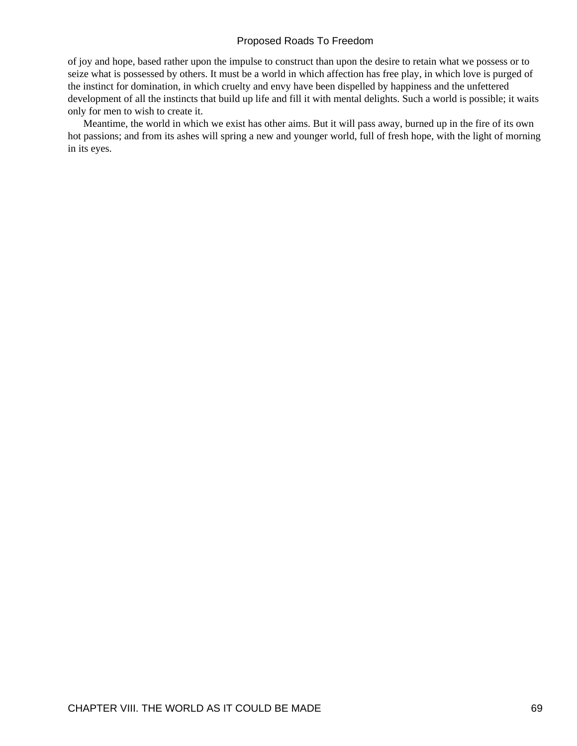of joy and hope, based rather upon the impulse to construct than upon the desire to retain what we possess or to seize what is possessed by others. It must be a world in which affection has free play, in which love is purged of the instinct for domination, in which cruelty and envy have been dispelled by happiness and the unfettered development of all the instincts that build up life and fill it with mental delights. Such a world is possible; it waits only for men to wish to create it.

Meantime, the world in which we exist has other aims. But it will pass away, burned up in the fire of its own hot passions; and from its ashes will spring a new and younger world, full of fresh hope, with the light of morning in its eyes.